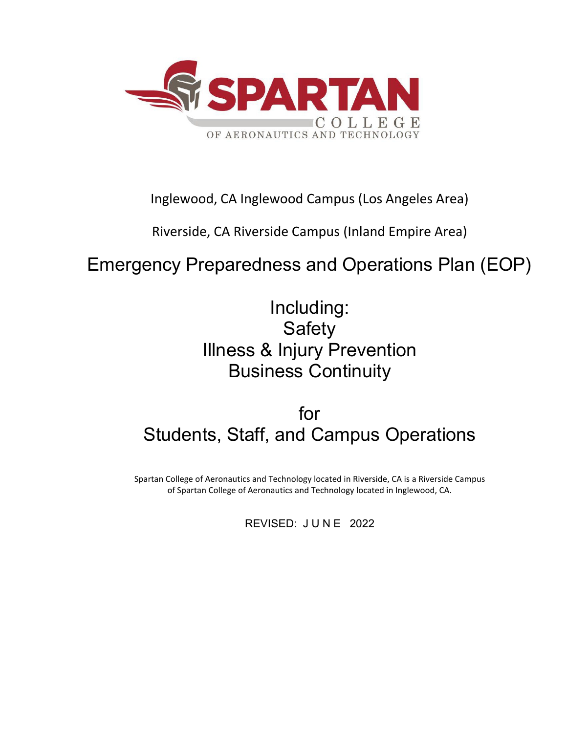SPARTAN COLLEGE OF AERONAUTICS AND TECHNOLOGY

Inglewood, CA Inglewood Campus (Los Angeles Area)

Riverside, CA Riverside Campus (Inland Empire Area)

# Emergency Preparedness and Operations Plan (EOP)

## Including:
## Safety
## Illness & Injury Prevention
## Business Continuity

## for
## Students, Staff, and Campus Operations

Spartan College of Aeronautics and Technology located in Riverside, CA is a Riverside Campus of Spartan College of Aeronautics and Technology located in Inglewood, CA.

REVISED: JUNE 2022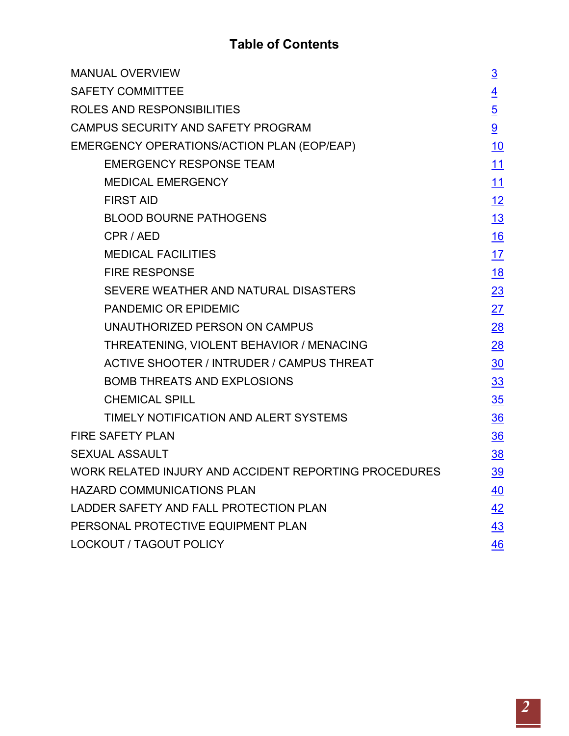# Table of Contents

| | |
|---|---|
| MANUAL OVERVIEW | 3 |
| SAFETY COMMITTEE | 4 |
| ROLES AND RESPONSIBILITIES | 5 |
| CAMPUS SECURITY AND SAFETY PROGRAM | 9 |
| EMERGENCY OPERATIONS/ACTION PLAN (EOP/EAP) | 10 |
| EMERGENCY RESPONSE TEAM | 11 |
| MEDICAL EMERGENCY | 11 |
| FIRST AID | 12 |
| BLOOD BOURNE PATHOGENS | 13 |
| CPR / AED | 16 |
| MEDICAL FACILITIES | 17 |
| FIRE RESPONSE | 18 |
| SEVERE WEATHER AND NATURAL DISASTERS | 23 |
| PANDEMIC OR EPIDEMIC | 27 |
| UNAUTHORIZED PERSON ON CAMPUS | 28 |
| THREATENING, VIOLENT BEHAVIOR / MENACING | 28 |
| ACTIVE SHOOTER / INTRUDER / CAMPUS THREAT | 30 |
| BOMB THREATS AND EXPLOSIONS | 33 |
| CHEMICAL SPILL | 35 |
| TIMELY NOTIFICATION AND ALERT SYSTEMS | 36 |
| FIRE SAFETY PLAN | 36 |
| SEXUAL ASSAULT | 38 |
| WORK RELATED INJURY AND ACCIDENT REPORTING PROCEDURES | 39 |
| HAZARD COMMUNICATIONS PLAN | 40 |
| LADDER SAFETY AND FALL PROTECTION PLAN | 42 |
| PERSONAL PROTECTIVE EQUIPMENT PLAN | 43 |
| LOCKOUT / TAGOUT POLICY | 46 |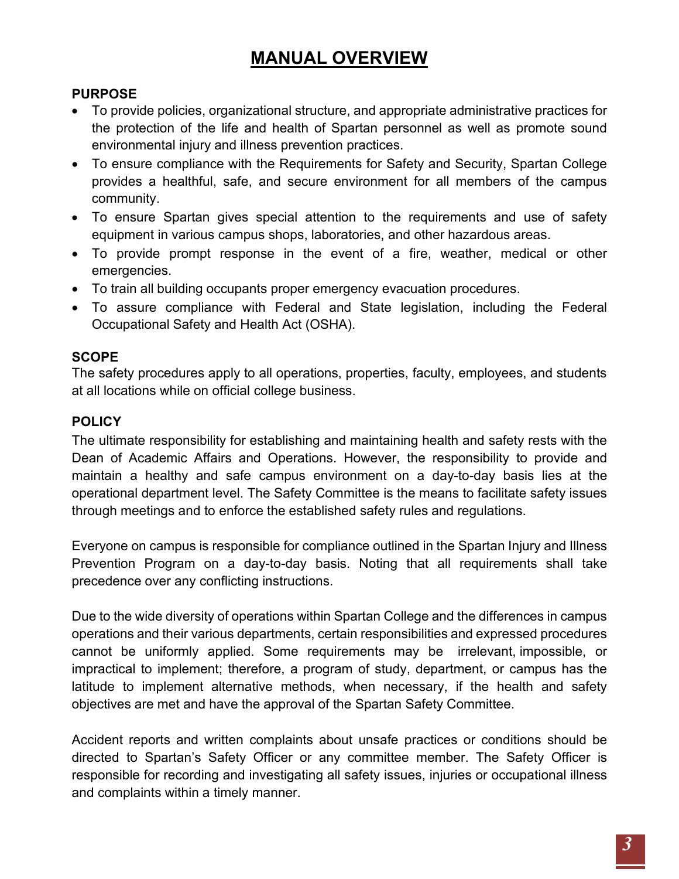# MANUAL OVERVIEW

**PURPOSE**

- To provide policies, organizational structure, and appropriate administrative practices for the protection of the life and health of Spartan personnel as well as promote sound environmental injury and illness prevention practices.
- To ensure compliance with the Requirements for Safety and Security, Spartan College provides a healthful, safe, and secure environment for all members of the campus community.
- To ensure Spartan gives special attention to the requirements and use of safety equipment in various campus shops, laboratories, and other hazardous areas.
- To provide prompt response in the event of a fire, weather, medical or other emergencies.
- To train all building occupants proper emergency evacuation procedures.
- To assure compliance with Federal and State legislation, including the Federal Occupational Safety and Health Act (OSHA).

**SCOPE**

The safety procedures apply to all operations, properties, faculty, employees, and students at all locations while on official college business.

**POLICY**

The ultimate responsibility for establishing and maintaining health and safety rests with the Dean of Academic Affairs and Operations. However, the responsibility to provide and maintain a healthy and safe campus environment on a day-to-day basis lies at the operational department level. The Safety Committee is the means to facilitate safety issues through meetings and to enforce the established safety rules and regulations.

Everyone on campus is responsible for compliance outlined in the Spartan Injury and Illness Prevention Program on a day-to-day basis. Noting that all requirements shall take precedence over any conflicting instructions.

Due to the wide diversity of operations within Spartan College and the differences in campus operations and their various departments, certain responsibilities and expressed procedures cannot be uniformly applied. Some requirements may be irrelevant, impossible, or impractical to implement; therefore, a program of study, department, or campus has the latitude to implement alternative methods, when necessary, if the health and safety objectives are met and have the approval of the Spartan Safety Committee.

Accident reports and written complaints about unsafe practices or conditions should be directed to Spartan's Safety Officer or any committee member. The Safety Officer is responsible for recording and investigating all safety issues, injuries or occupational illness and complaints within a timely manner.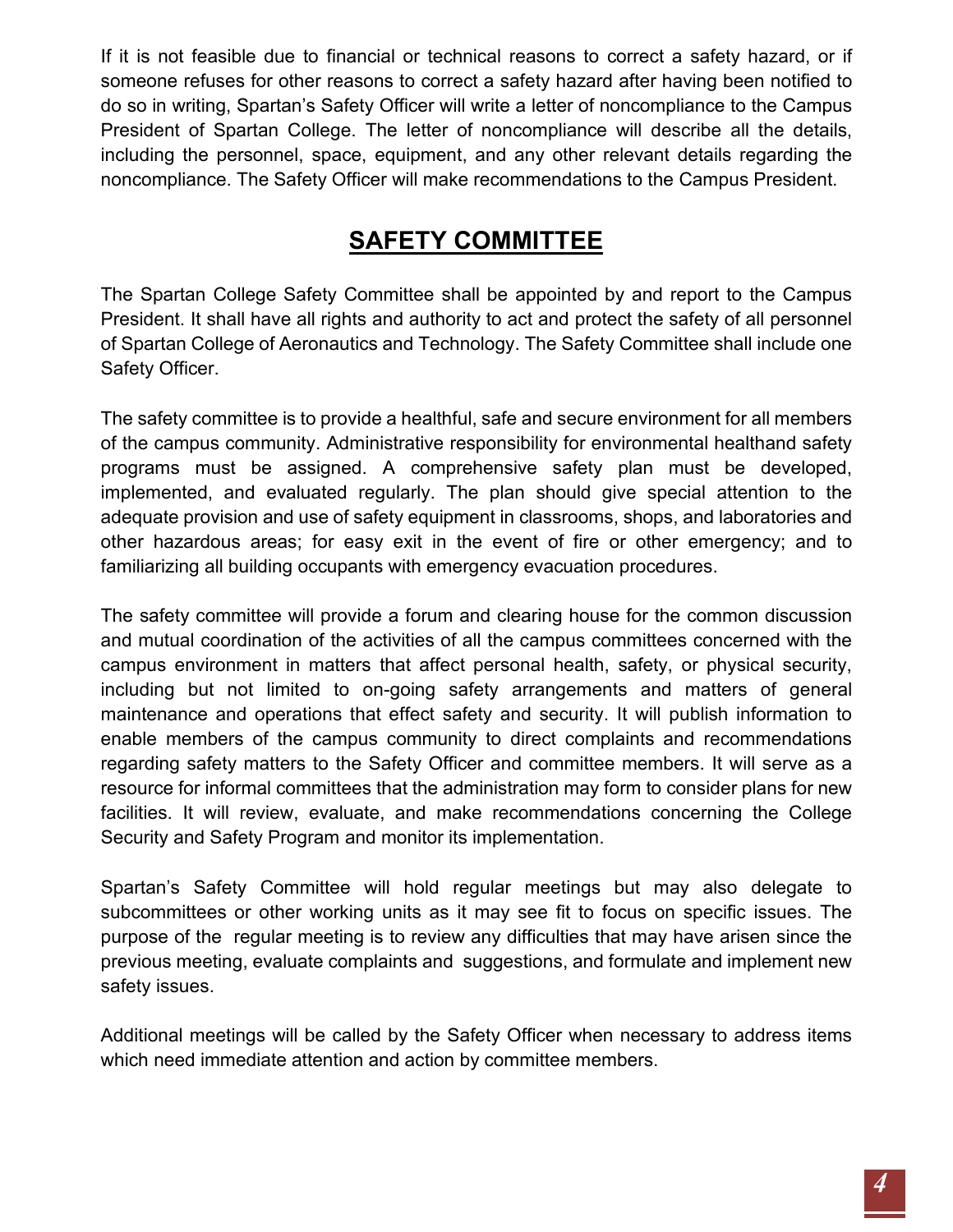If it is not feasible due to financial or technical reasons to correct a safety hazard, or if someone refuses for other reasons to correct a safety hazard after having been notified to do so in writing, Spartan's Safety Officer will write a letter of noncompliance to the Campus President of Spartan College. The letter of noncompliance will describe all the details, including the personnel, space, equipment, and any other relevant details regarding the noncompliance. The Safety Officer will make recommendations to the Campus President.

## SAFETY COMMITTEE

The Spartan College Safety Committee shall be appointed by and report to the Campus President. It shall have all rights and authority to act and protect the safety of all personnel of Spartan College of Aeronautics and Technology. The Safety Committee shall include one Safety Officer.

The safety committee is to provide a healthful, safe and secure environment for all members of the campus community. Administrative responsibility for environmental healthand safety programs must be assigned. A comprehensive safety plan must be developed, implemented, and evaluated regularly. The plan should give special attention to the adequate provision and use of safety equipment in classrooms, shops, and laboratories and other hazardous areas; for easy exit in the event of fire or other emergency; and to familiarizing all building occupants with emergency evacuation procedures.

The safety committee will provide a forum and clearing house for the common discussion and mutual coordination of the activities of all the campus committees concerned with the campus environment in matters that affect personal health, safety, or physical security, including but not limited to on-going safety arrangements and matters of general maintenance and operations that effect safety and security. It will publish information to enable members of the campus community to direct complaints and recommendations regarding safety matters to the Safety Officer and committee members. It will serve as a resource for informal committees that the administration may form to consider plans for new facilities. It will review, evaluate, and make recommendations concerning the College Security and Safety Program and monitor its implementation.

Spartan's Safety Committee will hold regular meetings but may also delegate to subcommittees or other working units as it may see fit to focus on specific issues. The purpose of the regular meeting is to review any difficulties that may have arisen since the previous meeting, evaluate complaints and suggestions, and formulate and implement new safety issues.

Additional meetings will be called by the Safety Officer when necessary to address items which need immediate attention and action by committee members.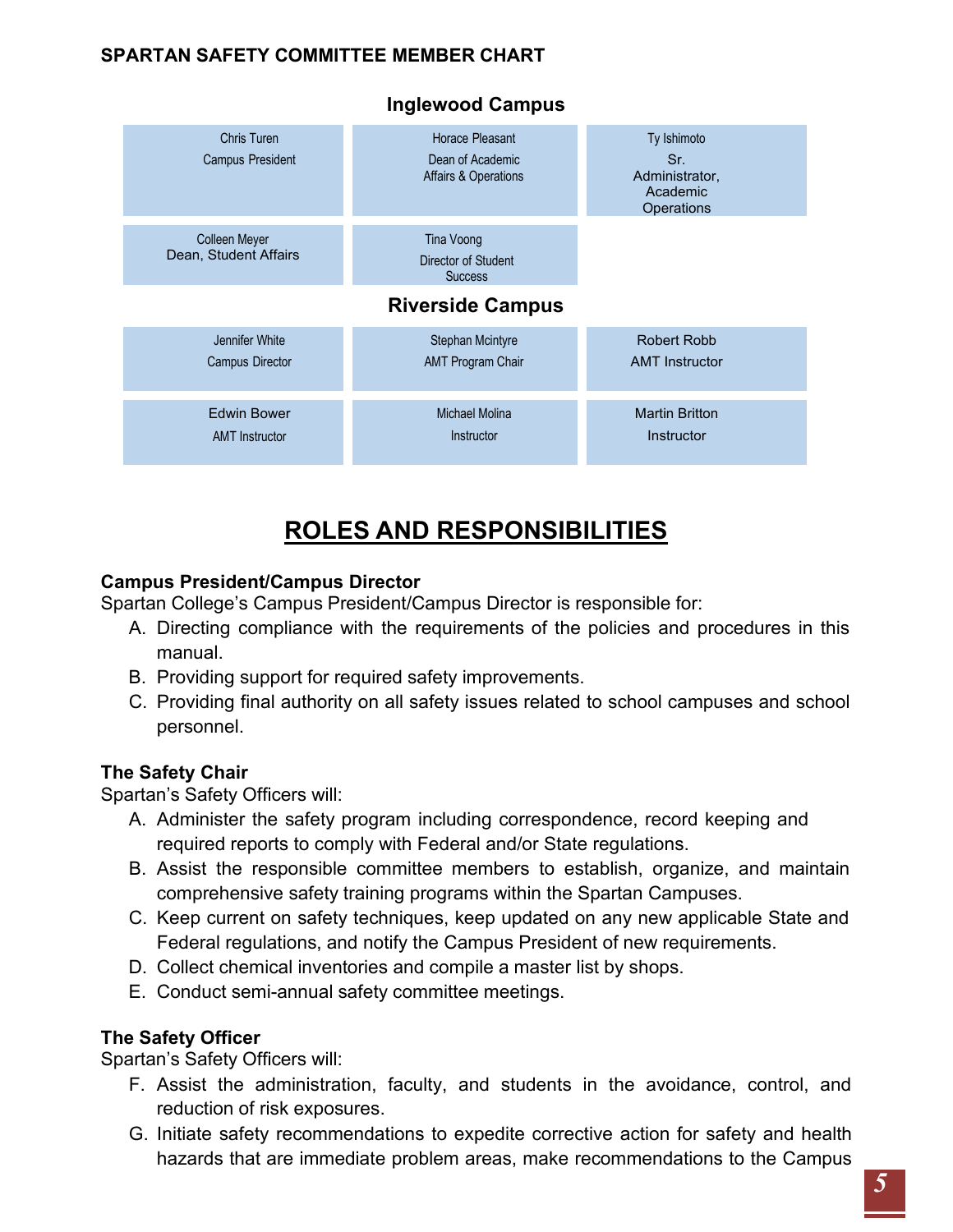**SPARTAN SAFETY COMMITTEE MEMBER CHART**

**Inglewood Campus**

| | | |
|---|---|---|
| Chris Turen<br>Campus President | Horace Pleasant<br>Dean of Academic Affairs & Operations | Ty Ishimoto<br>Sr. Administrator, Academic Operations |
| Colleen Meyer<br>Dean, Student Affairs | Tina Voong<br>Director of Student Success | |

**Riverside Campus**

| | | |
|---|---|---|
| Jennifer White<br>Campus Director | Stephan Mcintyre<br>AMT Program Chair | Robert Robb<br>AMT Instructor |
| Edwin Bower<br>AMT Instructor | Michael Molina<br>Instructor | Martin Britton<br>Instructor |

# ROLES AND RESPONSIBILITIES

**Campus President/Campus Director**

Spartan College's Campus President/Campus Director is responsible for:

A. Directing compliance with the requirements of the policies and procedures in this manual.
B. Providing support for required safety improvements.
C. Providing final authority on all safety issues related to school campuses and school personnel.

**The Safety Chair**

Spartan's Safety Officers will:

A. Administer the safety program including correspondence, record keeping and required reports to comply with Federal and/or State regulations.
B. Assist the responsible committee members to establish, organize, and maintain comprehensive safety training programs within the Spartan Campuses.
C. Keep current on safety techniques, keep updated on any new applicable State and Federal regulations, and notify the Campus President of new requirements.
D. Collect chemical inventories and compile a master list by shops.
E. Conduct semi-annual safety committee meetings.

**The Safety Officer**

Spartan's Safety Officers will:

F. Assist the administration, faculty, and students in the avoidance, control, and reduction of risk exposures.
G. Initiate safety recommendations to expedite corrective action for safety and health hazards that are immediate problem areas, make recommendations to the Campus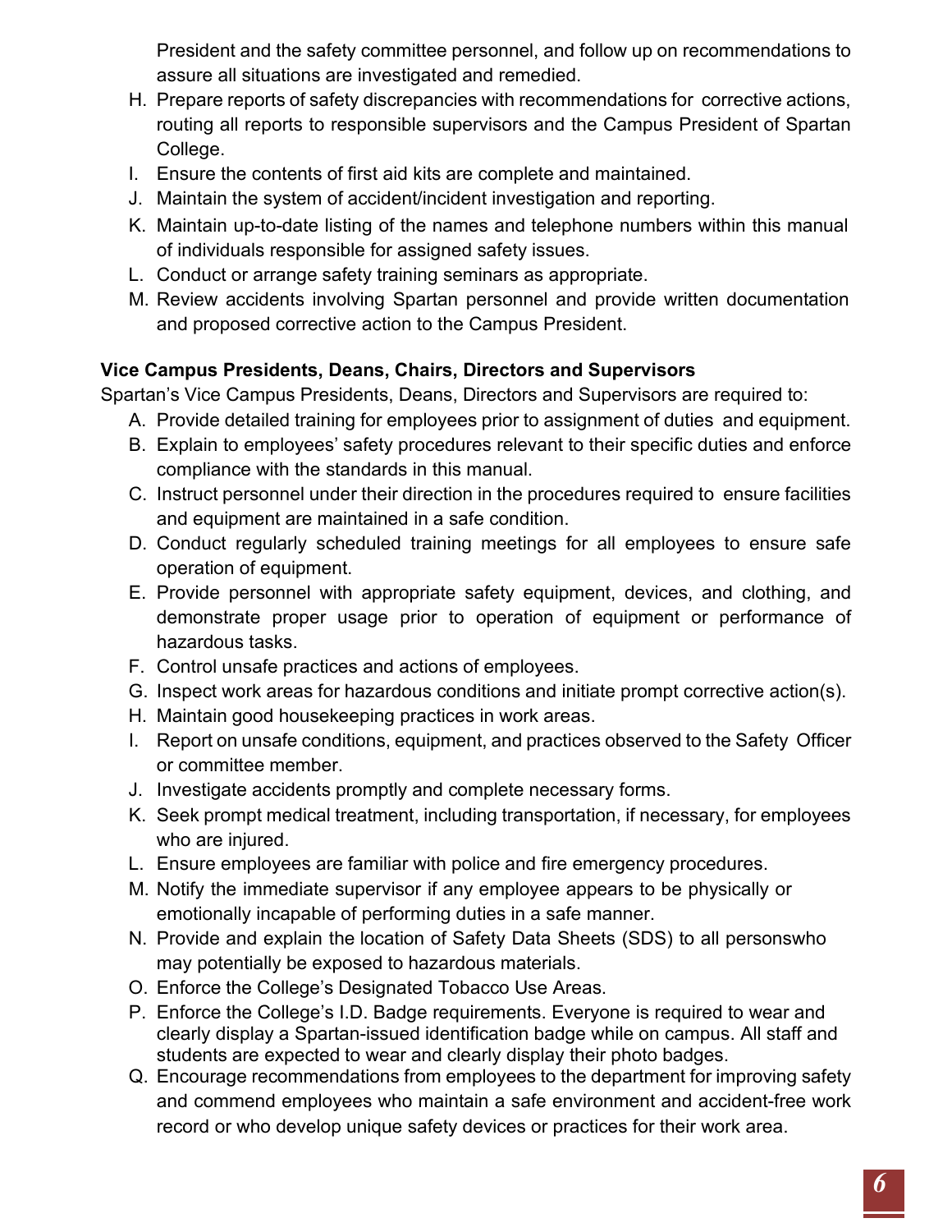President and the safety committee personnel, and follow up on recommendations to assure all situations are investigated and remedied.

H. Prepare reports of safety discrepancies with recommendations for corrective actions, routing all reports to responsible supervisors and the Campus President of Spartan College.
I. Ensure the contents of first aid kits are complete and maintained.
J. Maintain the system of accident/incident investigation and reporting.
K. Maintain up-to-date listing of the names and telephone numbers within this manual of individuals responsible for assigned safety issues.
L. Conduct or arrange safety training seminars as appropriate.
M. Review accidents involving Spartan personnel and provide written documentation and proposed corrective action to the Campus President.

**Vice Campus Presidents, Deans, Chairs, Directors and Supervisors**

Spartan's Vice Campus Presidents, Deans, Directors and Supervisors are required to:

A. Provide detailed training for employees prior to assignment of duties and equipment.
B. Explain to employees' safety procedures relevant to their specific duties and enforce compliance with the standards in this manual.
C. Instruct personnel under their direction in the procedures required to ensure facilities and equipment are maintained in a safe condition.
D. Conduct regularly scheduled training meetings for all employees to ensure safe operation of equipment.
E. Provide personnel with appropriate safety equipment, devices, and clothing, and demonstrate proper usage prior to operation of equipment or performance of hazardous tasks.
F. Control unsafe practices and actions of employees.
G. Inspect work areas for hazardous conditions and initiate prompt corrective action(s).
H. Maintain good housekeeping practices in work areas.
I. Report on unsafe conditions, equipment, and practices observed to the Safety Officer or committee member.
J. Investigate accidents promptly and complete necessary forms.
K. Seek prompt medical treatment, including transportation, if necessary, for employees who are injured.
L. Ensure employees are familiar with police and fire emergency procedures.
M. Notify the immediate supervisor if any employee appears to be physically or emotionally incapable of performing duties in a safe manner.
N. Provide and explain the location of Safety Data Sheets (SDS) to all personswho may potentially be exposed to hazardous materials.
O. Enforce the College's Designated Tobacco Use Areas.
P. Enforce the College's I.D. Badge requirements. Everyone is required to wear and clearly display a Spartan-issued identification badge while on campus. All staff and students are expected to wear and clearly display their photo badges.
Q. Encourage recommendations from employees to the department for improving safety and commend employees who maintain a safe environment and accident-free work record or who develop unique safety devices or practices for their work area.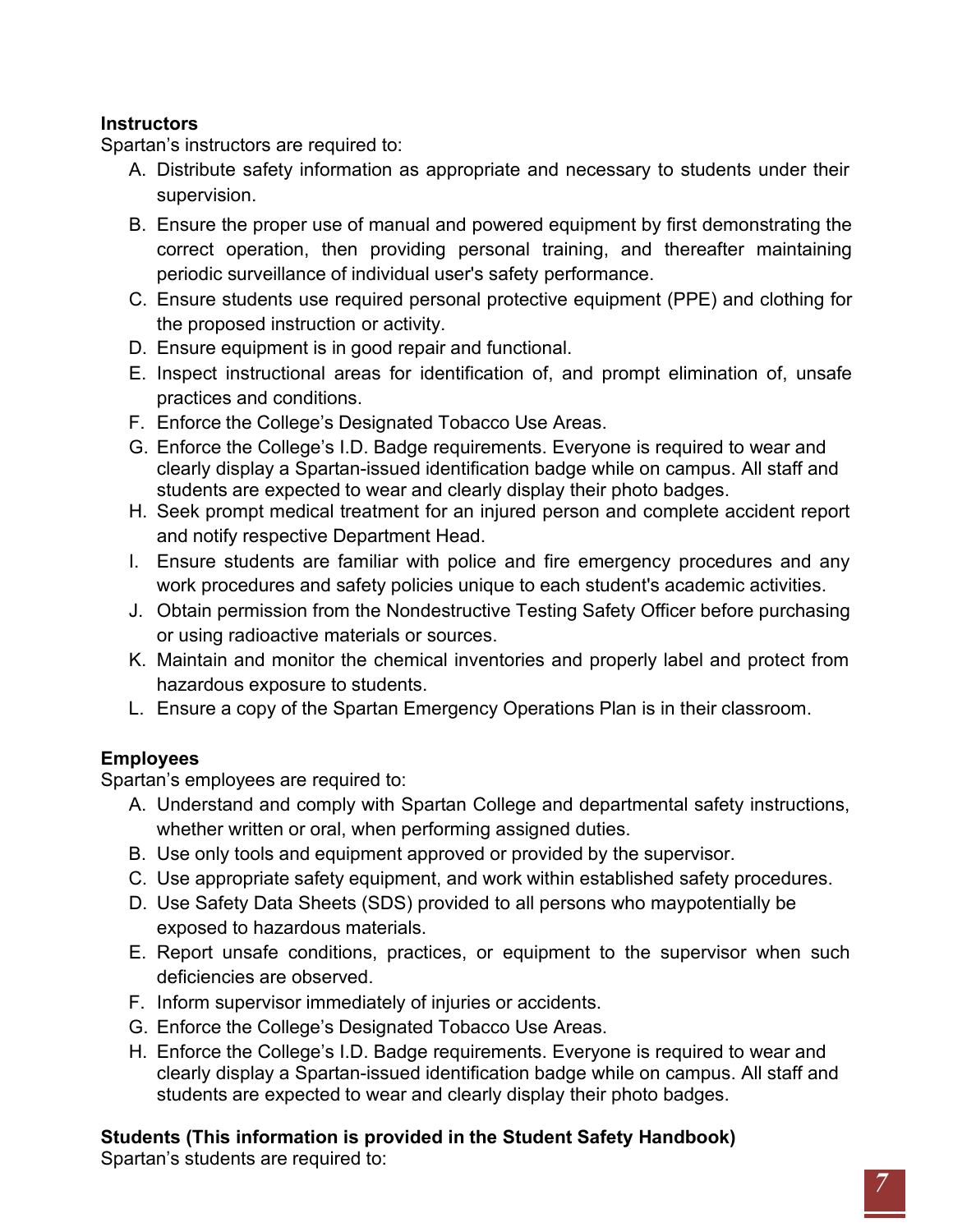**Instructors**

Spartan's instructors are required to:

A. Distribute safety information as appropriate and necessary to students under their supervision.
B. Ensure the proper use of manual and powered equipment by first demonstrating the correct operation, then providing personal training, and thereafter maintaining periodic surveillance of individual user's safety performance.
C. Ensure students use required personal protective equipment (PPE) and clothing for the proposed instruction or activity.
D. Ensure equipment is in good repair and functional.
E. Inspect instructional areas for identification of, and prompt elimination of, unsafe practices and conditions.
F. Enforce the College's Designated Tobacco Use Areas.
G. Enforce the College's I.D. Badge requirements. Everyone is required to wear and clearly display a Spartan-issued identification badge while on campus. All staff and students are expected to wear and clearly display their photo badges.
H. Seek prompt medical treatment for an injured person and complete accident report and notify respective Department Head.
I. Ensure students are familiar with police and fire emergency procedures and any work procedures and safety policies unique to each student's academic activities.
J. Obtain permission from the Nondestructive Testing Safety Officer before purchasing or using radioactive materials or sources.
K. Maintain and monitor the chemical inventories and properly label and protect from hazardous exposure to students.
L. Ensure a copy of the Spartan Emergency Operations Plan is in their classroom.

**Employees**

Spartan's employees are required to:

A. Understand and comply with Spartan College and departmental safety instructions, whether written or oral, when performing assigned duties.
B. Use only tools and equipment approved or provided by the supervisor.
C. Use appropriate safety equipment, and work within established safety procedures.
D. Use Safety Data Sheets (SDS) provided to all persons who maypotentially be exposed to hazardous materials.
E. Report unsafe conditions, practices, or equipment to the supervisor when such deficiencies are observed.
F. Inform supervisor immediately of injuries or accidents.
G. Enforce the College's Designated Tobacco Use Areas.
H. Enforce the College's I.D. Badge requirements. Everyone is required to wear and clearly display a Spartan-issued identification badge while on campus. All staff and students are expected to wear and clearly display their photo badges.

**Students (This information is provided in the Student Safety Handbook)**

Spartan's students are required to: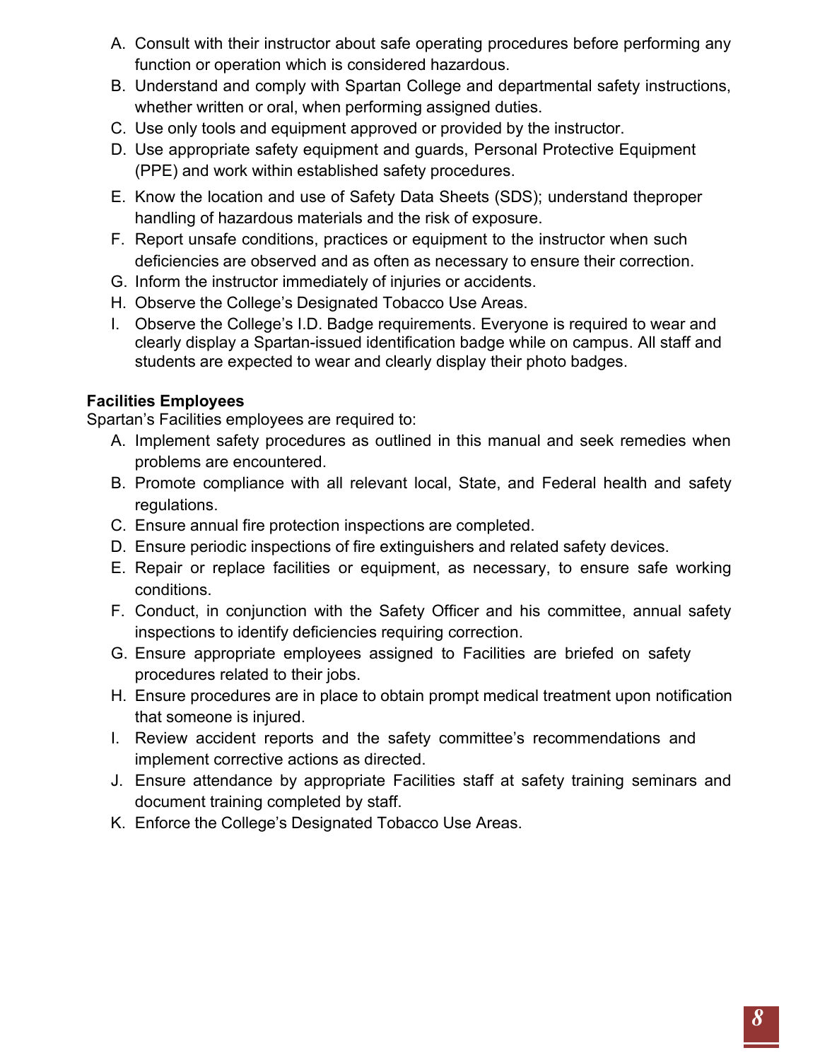A. Consult with their instructor about safe operating procedures before performing any function or operation which is considered hazardous.
B. Understand and comply with Spartan College and departmental safety instructions, whether written or oral, when performing assigned duties.
C. Use only tools and equipment approved or provided by the instructor.
D. Use appropriate safety equipment and guards, Personal Protective Equipment (PPE) and work within established safety procedures.
E. Know the location and use of Safety Data Sheets (SDS); understand theproper handling of hazardous materials and the risk of exposure.
F. Report unsafe conditions, practices or equipment to the instructor when such deficiencies are observed and as often as necessary to ensure their correction.
G. Inform the instructor immediately of injuries or accidents.
H. Observe the College's Designated Tobacco Use Areas.
I. Observe the College's I.D. Badge requirements. Everyone is required to wear and clearly display a Spartan-issued identification badge while on campus. All staff and students are expected to wear and clearly display their photo badges.

**Facilities Employees**

Spartan's Facilities employees are required to:

A. Implement safety procedures as outlined in this manual and seek remedies when problems are encountered.
B. Promote compliance with all relevant local, State, and Federal health and safety regulations.
C. Ensure annual fire protection inspections are completed.
D. Ensure periodic inspections of fire extinguishers and related safety devices.
E. Repair or replace facilities or equipment, as necessary, to ensure safe working conditions.
F. Conduct, in conjunction with the Safety Officer and his committee, annual safety inspections to identify deficiencies requiring correction.
G. Ensure appropriate employees assigned to Facilities are briefed on safety procedures related to their jobs.
H. Ensure procedures are in place to obtain prompt medical treatment upon notification that someone is injured.
I. Review accident reports and the safety committee's recommendations and implement corrective actions as directed.
J. Ensure attendance by appropriate Facilities staff at safety training seminars and document training completed by staff.
K. Enforce the College's Designated Tobacco Use Areas.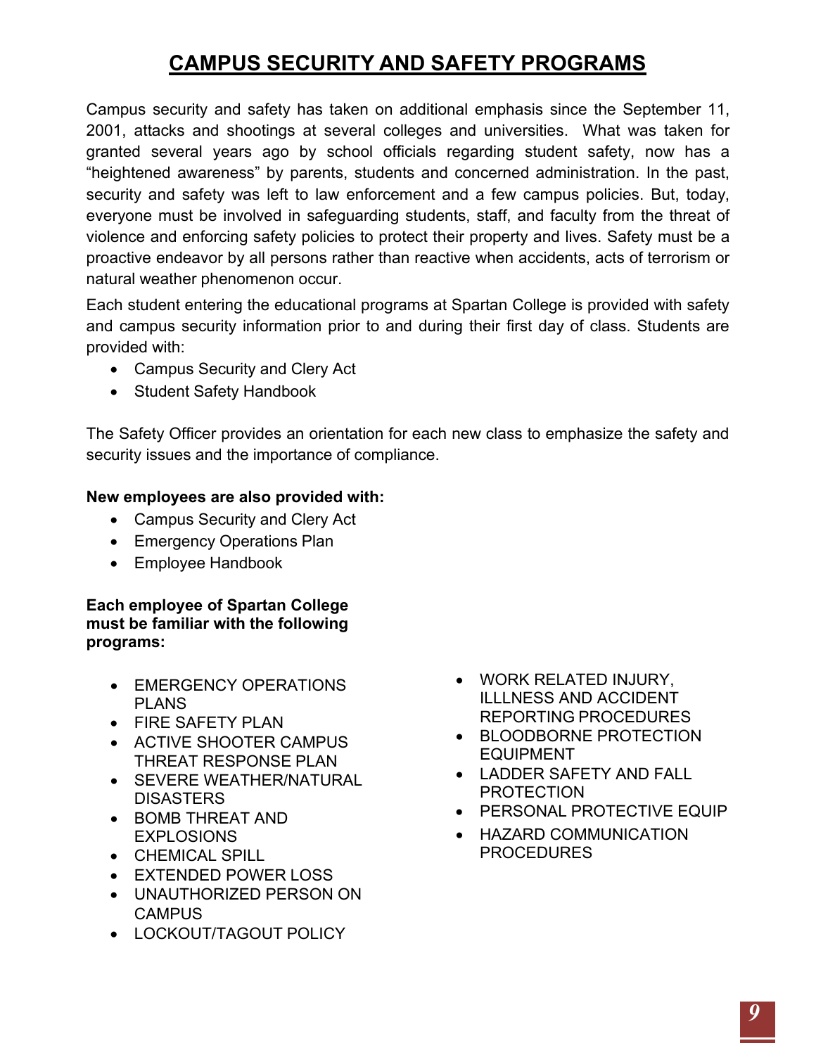# CAMPUS SECURITY AND SAFETY PROGRAMS

Campus security and safety has taken on additional emphasis since the September 11, 2001, attacks and shootings at several colleges and universities. What was taken for granted several years ago by school officials regarding student safety, now has a "heightened awareness" by parents, students and concerned administration. In the past, security and safety was left to law enforcement and a few campus policies. But, today, everyone must be involved in safeguarding students, staff, and faculty from the threat of violence and enforcing safety policies to protect their property and lives. Safety must be a proactive endeavor by all persons rather than reactive when accidents, acts of terrorism or natural weather phenomenon occur.

Each student entering the educational programs at Spartan College is provided with safety and campus security information prior to and during their first day of class. Students are provided with:

- Campus Security and Clery Act
- Student Safety Handbook

The Safety Officer provides an orientation for each new class to emphasize the safety and security issues and the importance of compliance.

**New employees are also provided with:**

- Campus Security and Clery Act
- Emergency Operations Plan
- Employee Handbook

**Each employee of Spartan College must be familiar with the following programs:**

- EMERGENCY OPERATIONS PLANS
- FIRE SAFETY PLAN
- ACTIVE SHOOTER CAMPUS THREAT RESPONSE PLAN
- SEVERE WEATHER/NATURAL DISASTERS
- BOMB THREAT AND EXPLOSIONS
- CHEMICAL SPILL
- EXTENDED POWER LOSS
- UNAUTHORIZED PERSON ON CAMPUS
- LOCKOUT/TAGOUT POLICY
- WORK RELATED INJURY, ILLLNESS AND ACCIDENT REPORTING PROCEDURES
- BLOODBORNE PROTECTION EQUIPMENT
- LADDER SAFETY AND FALL PROTECTION
- PERSONAL PROTECTIVE EQUIP
- HAZARD COMMUNICATION PROCEDURES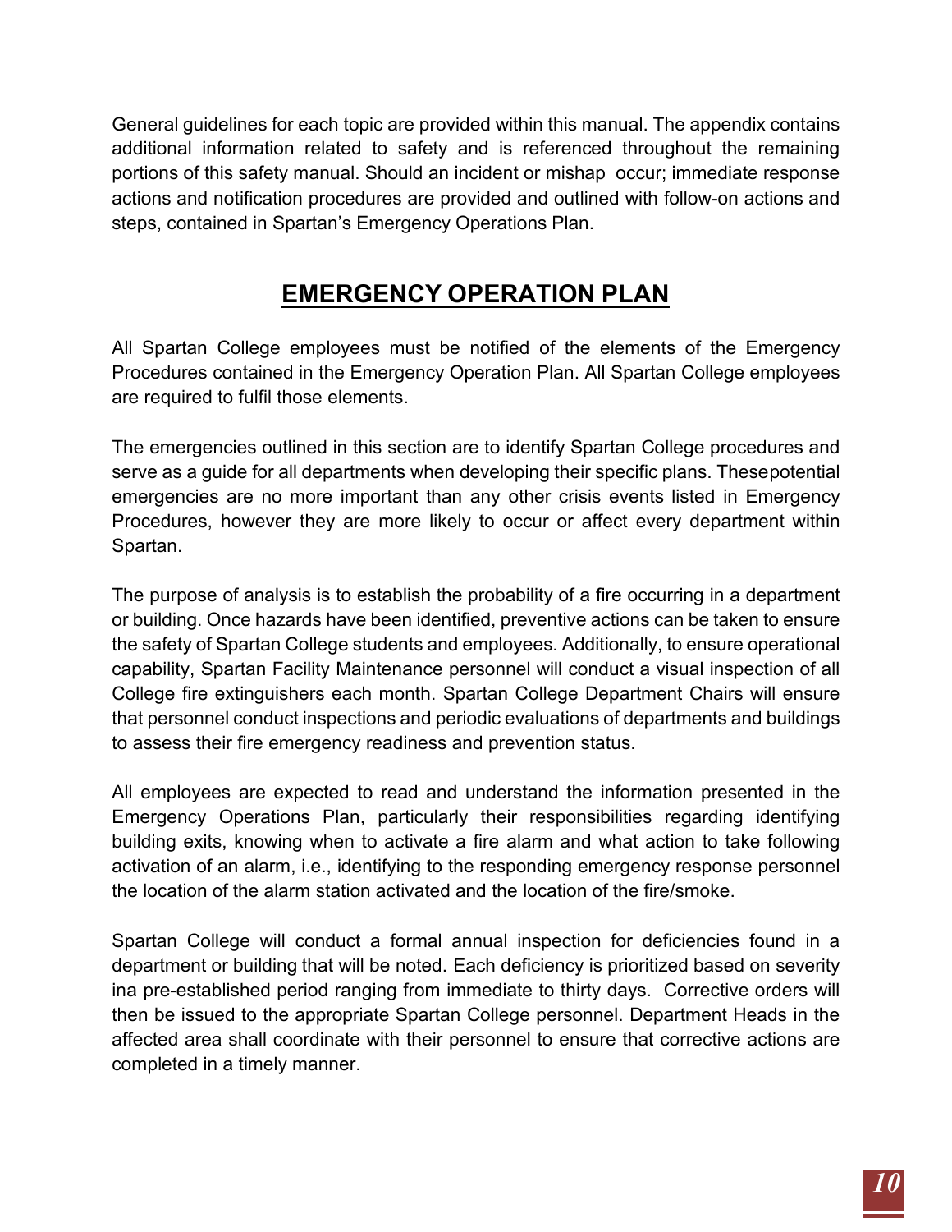General guidelines for each topic are provided within this manual. The appendix contains additional information related to safety and is referenced throughout the remaining portions of this safety manual. Should an incident or mishap occur; immediate response actions and notification procedures are provided and outlined with follow-on actions and steps, contained in Spartan's Emergency Operations Plan.

## EMERGENCY OPERATION PLAN

All Spartan College employees must be notified of the elements of the Emergency Procedures contained in the Emergency Operation Plan. All Spartan College employees are required to fulfil those elements.

The emergencies outlined in this section are to identify Spartan College procedures and serve as a guide for all departments when developing their specific plans. Thesepotential emergencies are no more important than any other crisis events listed in Emergency Procedures, however they are more likely to occur or affect every department within Spartan.

The purpose of analysis is to establish the probability of a fire occurring in a department or building. Once hazards have been identified, preventive actions can be taken to ensure the safety of Spartan College students and employees. Additionally, to ensure operational capability, Spartan Facility Maintenance personnel will conduct a visual inspection of all College fire extinguishers each month. Spartan College Department Chairs will ensure that personnel conduct inspections and periodic evaluations of departments and buildings to assess their fire emergency readiness and prevention status.

All employees are expected to read and understand the information presented in the Emergency Operations Plan, particularly their responsibilities regarding identifying building exits, knowing when to activate a fire alarm and what action to take following activation of an alarm, i.e., identifying to the responding emergency response personnel the location of the alarm station activated and the location of the fire/smoke.

Spartan College will conduct a formal annual inspection for deficiencies found in a department or building that will be noted. Each deficiency is prioritized based on severity ina pre-established period ranging from immediate to thirty days. Corrective orders will then be issued to the appropriate Spartan College personnel. Department Heads in the affected area shall coordinate with their personnel to ensure that corrective actions are completed in a timely manner.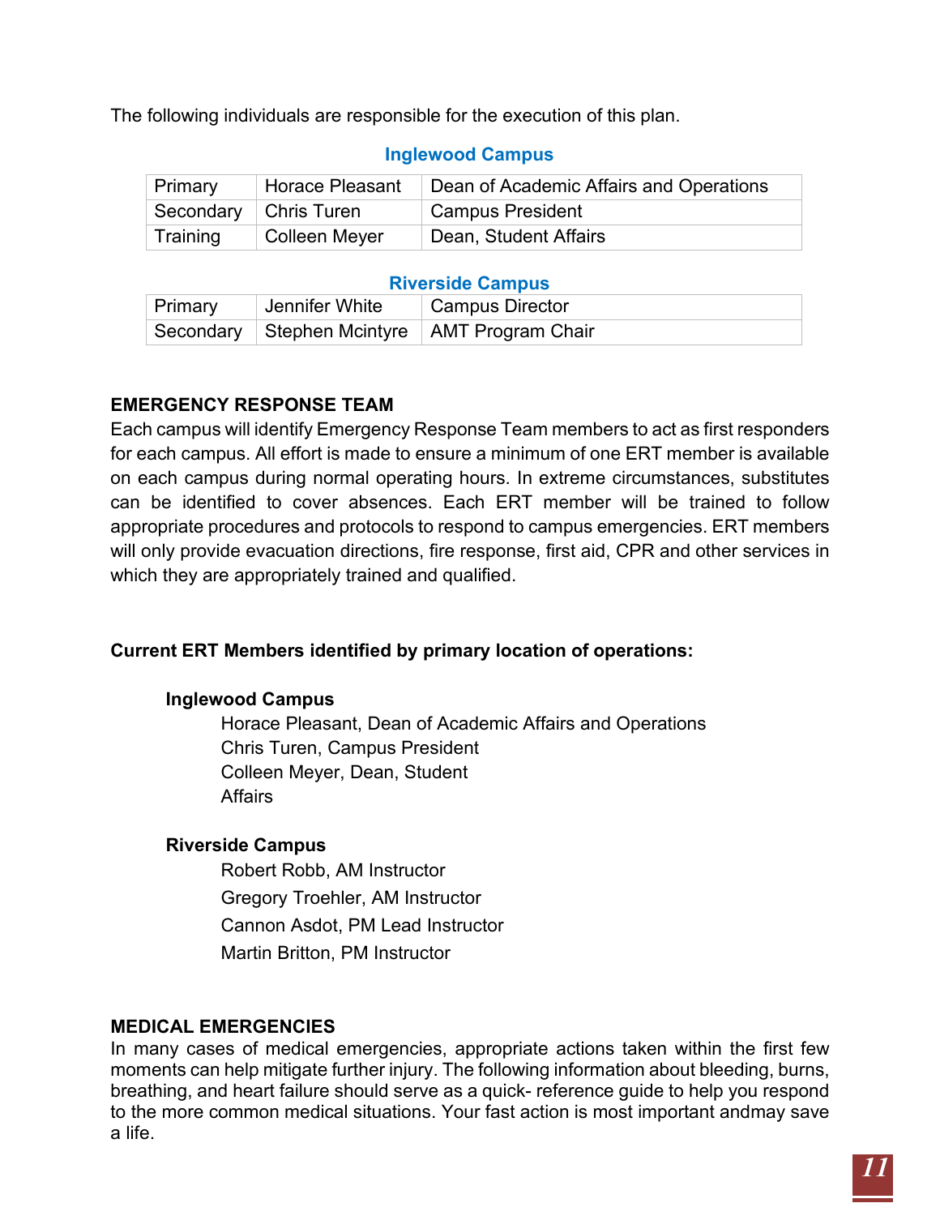The following individuals are responsible for the execution of this plan.

### Inglewood Campus

| | | |
|---|---|---|
| Primary | Horace Pleasant | Dean of Academic Affairs and Operations |
| Secondary | Chris Turen | Campus President |
| Training | Colleen Meyer | Dean, Student Affairs |

### Riverside Campus

| | | |
|---|---|---|
| Primary | Jennifer White | Campus Director |
| Secondary | Stephen Mcintyre | AMT Program Chair |

## EMERGENCY RESPONSE TEAM

Each campus will identify Emergency Response Team members to act as first responders for each campus. All effort is made to ensure a minimum of one ERT member is available on each campus during normal operating hours. In extreme circumstances, substitutes can be identified to cover absences. Each ERT member will be trained to follow appropriate procedures and protocols to respond to campus emergencies. ERT members will only provide evacuation directions, fire response, first aid, CPR and other services in which they are appropriately trained and qualified.

**Current ERT Members identified by primary location of operations:**

**Inglewood Campus**

Horace Pleasant, Dean of Academic Affairs and Operations
Chris Turen, Campus President
Colleen Meyer, Dean, Student Affairs

**Riverside Campus**

Robert Robb, AM Instructor
Gregory Troehler, AM Instructor
Cannon Asdot, PM Lead Instructor
Martin Britton, PM Instructor

## MEDICAL EMERGENCIES

In many cases of medical emergencies, appropriate actions taken within the first few moments can help mitigate further injury. The following information about bleeding, burns, breathing, and heart failure should serve as a quick- reference guide to help you respond to the more common medical situations. Your fast action is most important andmay save a life.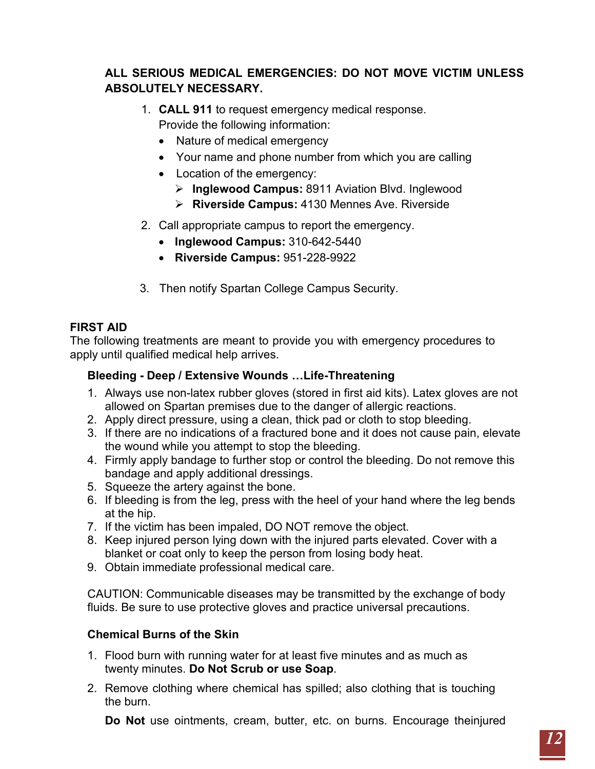**ALL SERIOUS MEDICAL EMERGENCIES: DO NOT MOVE VICTIM UNLESS ABSOLUTELY NECESSARY.**

1. **CALL 911** to request emergency medical response. Provide the following information:
   - Nature of medical emergency
   - Your name and phone number from which you are calling
   - Location of the emergency:
     - **Inglewood Campus:** 8911 Aviation Blvd. Inglewood
     - **Riverside Campus:** 4130 Mennes Ave. Riverside
2. Call appropriate campus to report the emergency.
   - **Inglewood Campus:** 310-642-5440
   - **Riverside Campus:** 951-228-9922
3. Then notify Spartan College Campus Security.

## FIRST AID

The following treatments are meant to provide you with emergency procedures to apply until qualified medical help arrives.

### Bleeding - Deep / Extensive Wounds …Life-Threatening

1. Always use non-latex rubber gloves (stored in first aid kits). Latex gloves are not allowed on Spartan premises due to the danger of allergic reactions.
2. Apply direct pressure, using a clean, thick pad or cloth to stop bleeding.
3. If there are no indications of a fractured bone and it does not cause pain, elevate the wound while you attempt to stop the bleeding.
4. Firmly apply bandage to further stop or control the bleeding. Do not remove this bandage and apply additional dressings.
5. Squeeze the artery against the bone.
6. If bleeding is from the leg, press with the heel of your hand where the leg bends at the hip.
7. If the victim has been impaled, DO NOT remove the object.
8. Keep injured person lying down with the injured parts elevated. Cover with a blanket or coat only to keep the person from losing body heat.
9. Obtain immediate professional medical care.

CAUTION: Communicable diseases may be transmitted by the exchange of body fluids. Be sure to use protective gloves and practice universal precautions.

### Chemical Burns of the Skin

1. Flood burn with running water for at least five minutes and as much as twenty minutes. **Do Not Scrub or use Soap**.
2. Remove clothing where chemical has spilled; also clothing that is touching the burn.

   **Do Not** use ointments, cream, butter, etc. on burns. Encourage theinjured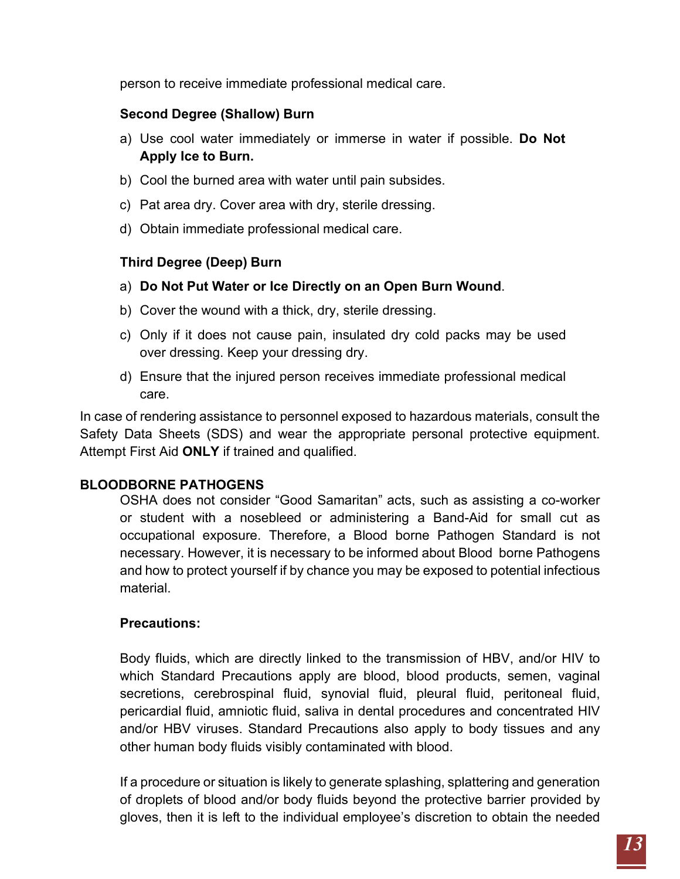person to receive immediate professional medical care.

**Second Degree (Shallow) Burn**

a) Use cool water immediately or immerse in water if possible. **Do Not Apply Ice to Burn.**

b) Cool the burned area with water until pain subsides.

c) Pat area dry. Cover area with dry, sterile dressing.

d) Obtain immediate professional medical care.

**Third Degree (Deep) Burn**

a) **Do Not Put Water or Ice Directly on an Open Burn Wound**.

b) Cover the wound with a thick, dry, sterile dressing.

c) Only if it does not cause pain, insulated dry cold packs may be used over dressing. Keep your dressing dry.

d) Ensure that the injured person receives immediate professional medical care.

In case of rendering assistance to personnel exposed to hazardous materials, consult the Safety Data Sheets (SDS) and wear the appropriate personal protective equipment. Attempt First Aid **ONLY** if trained and qualified.

## BLOODBORNE PATHOGENS

OSHA does not consider “Good Samaritan” acts, such as assisting a co-worker or student with a nosebleed or administering a Band-Aid for small cut as occupational exposure. Therefore, a Blood borne Pathogen Standard is not necessary. However, it is necessary to be informed about Blood borne Pathogens and how to protect yourself if by chance you may be exposed to potential infectious material.

**Precautions:**

Body fluids, which are directly linked to the transmission of HBV, and/or HIV to which Standard Precautions apply are blood, blood products, semen, vaginal secretions, cerebrospinal fluid, synovial fluid, pleural fluid, peritoneal fluid, pericardial fluid, amniotic fluid, saliva in dental procedures and concentrated HIV and/or HBV viruses. Standard Precautions also apply to body tissues and any other human body fluids visibly contaminated with blood.

If a procedure or situation is likely to generate splashing, splattering and generation of droplets of blood and/or body fluids beyond the protective barrier provided by gloves, then it is left to the individual employee’s discretion to obtain the needed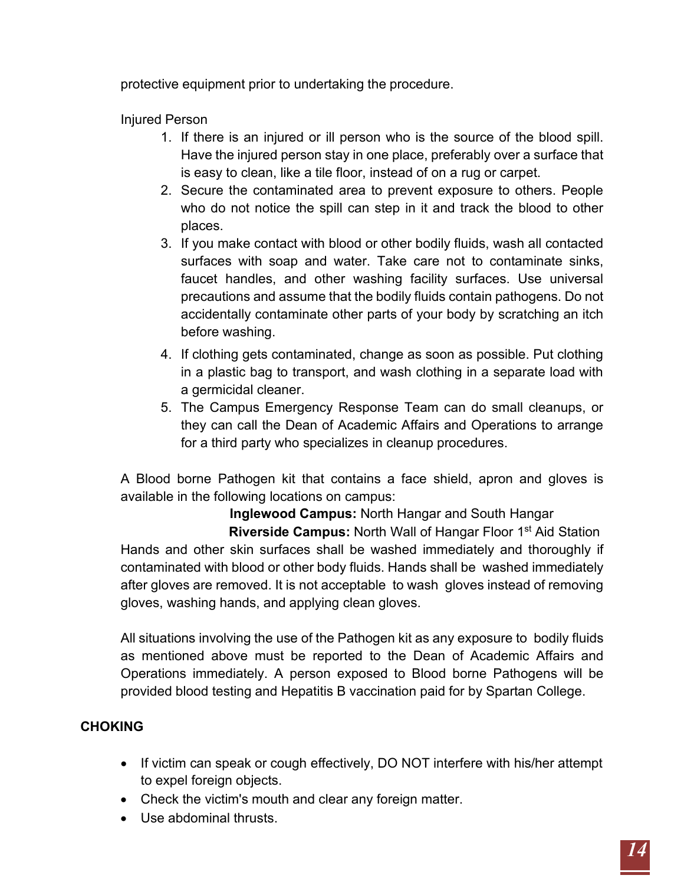protective equipment prior to undertaking the procedure.

Injured Person

1. If there is an injured or ill person who is the source of the blood spill. Have the injured person stay in one place, preferably over a surface that is easy to clean, like a tile floor, instead of on a rug or carpet.
2. Secure the contaminated area to prevent exposure to others. People who do not notice the spill can step in it and track the blood to other places.
3. If you make contact with blood or other bodily fluids, wash all contacted surfaces with soap and water. Take care not to contaminate sinks, faucet handles, and other washing facility surfaces. Use universal precautions and assume that the bodily fluids contain pathogens. Do not accidentally contaminate other parts of your body by scratching an itch before washing.
4. If clothing gets contaminated, change as soon as possible. Put clothing in a plastic bag to transport, and wash clothing in a separate load with a germicidal cleaner.
5. The Campus Emergency Response Team can do small cleanups, or they can call the Dean of Academic Affairs and Operations to arrange for a third party who specializes in cleanup procedures.

A Blood borne Pathogen kit that contains a face shield, apron and gloves is available in the following locations on campus:

**Inglewood Campus:** North Hangar and South Hangar

**Riverside Campus:** North Wall of Hangar Floor 1st Aid Station

Hands and other skin surfaces shall be washed immediately and thoroughly if contaminated with blood or other body fluids. Hands shall be washed immediately after gloves are removed. It is not acceptable to wash gloves instead of removing gloves, washing hands, and applying clean gloves.

All situations involving the use of the Pathogen kit as any exposure to bodily fluids as mentioned above must be reported to the Dean of Academic Affairs and Operations immediately. A person exposed to Blood borne Pathogens will be provided blood testing and Hepatitis B vaccination paid for by Spartan College.

## CHOKING

- If victim can speak or cough effectively, DO NOT interfere with his/her attempt to expel foreign objects.
- Check the victim's mouth and clear any foreign matter.
- Use abdominal thrusts.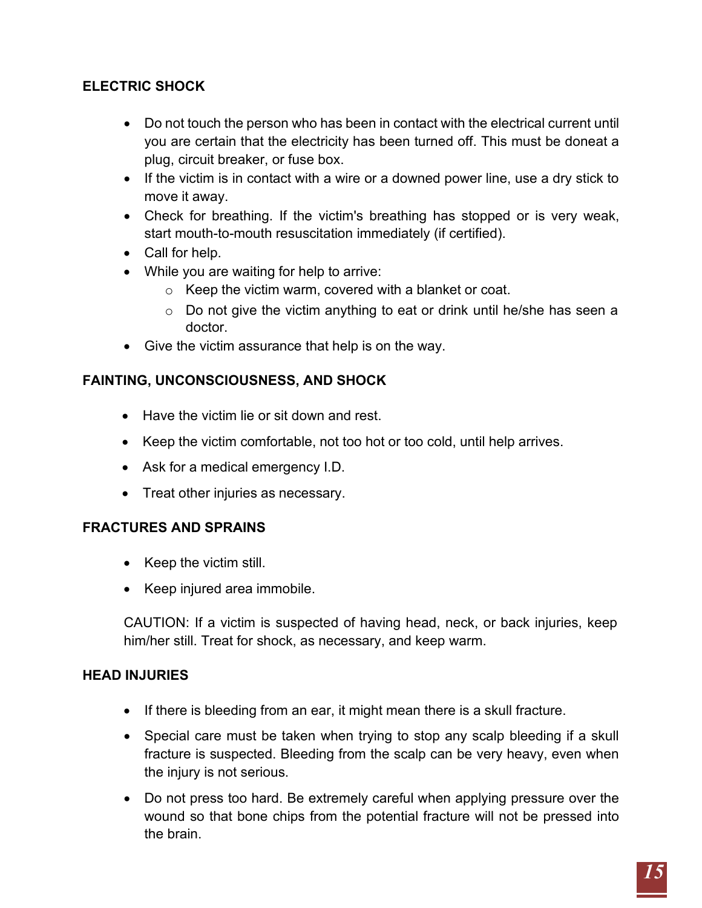## ELECTRIC SHOCK

- Do not touch the person who has been in contact with the electrical current until you are certain that the electricity has been turned off. This must be doneat a plug, circuit breaker, or fuse box.
- If the victim is in contact with a wire or a downed power line, use a dry stick to move it away.
- Check for breathing. If the victim's breathing has stopped or is very weak, start mouth-to-mouth resuscitation immediately (if certified).
- Call for help.
- While you are waiting for help to arrive:
  - Keep the victim warm, covered with a blanket or coat.
  - Do not give the victim anything to eat or drink until he/she has seen a doctor.
- Give the victim assurance that help is on the way.

## FAINTING, UNCONSCIOUSNESS, AND SHOCK

- Have the victim lie or sit down and rest.
- Keep the victim comfortable, not too hot or too cold, until help arrives.
- Ask for a medical emergency I.D.
- Treat other injuries as necessary.

## FRACTURES AND SPRAINS

- Keep the victim still.
- Keep injured area immobile.

CAUTION: If a victim is suspected of having head, neck, or back injuries, keep him/her still. Treat for shock, as necessary, and keep warm.

## HEAD INJURIES

- If there is bleeding from an ear, it might mean there is a skull fracture.
- Special care must be taken when trying to stop any scalp bleeding if a skull fracture is suspected. Bleeding from the scalp can be very heavy, even when the injury is not serious.
- Do not press too hard. Be extremely careful when applying pressure over the wound so that bone chips from the potential fracture will not be pressed into the brain.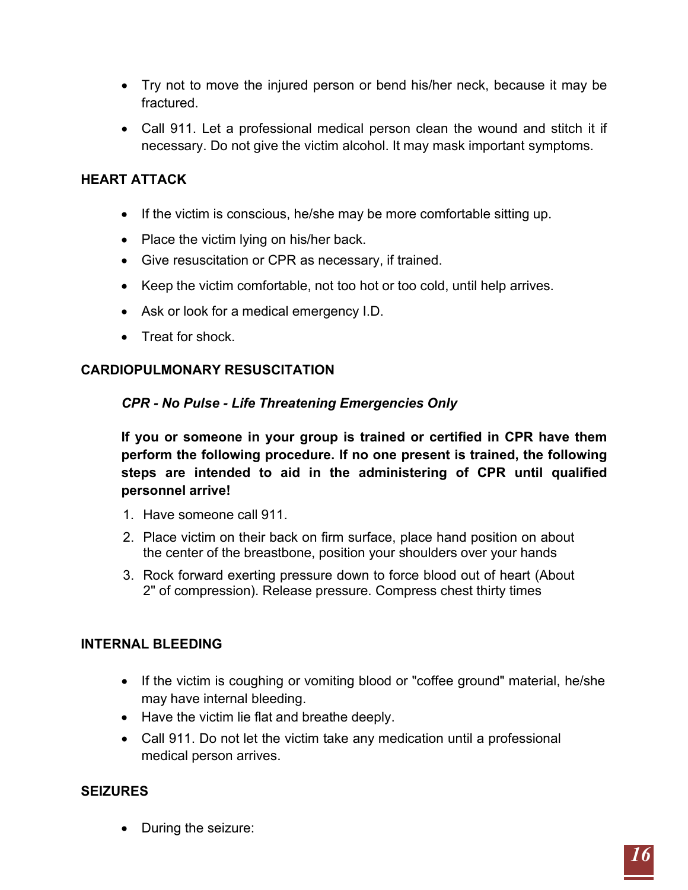- Try not to move the injured person or bend his/her neck, because it may be fractured.
- Call 911. Let a professional medical person clean the wound and stitch it if necessary. Do not give the victim alcohol. It may mask important symptoms.

## HEART ATTACK

- If the victim is conscious, he/she may be more comfortable sitting up.
- Place the victim lying on his/her back.
- Give resuscitation or CPR as necessary, if trained.
- Keep the victim comfortable, not too hot or too cold, until help arrives.
- Ask or look for a medical emergency I.D.
- Treat for shock.

## CARDIOPULMONARY RESUSCITATION

***CPR - No Pulse - Life Threatening Emergencies Only***

**If you or someone in your group is trained or certified in CPR have them perform the following procedure. If no one present is trained, the following steps are intended to aid in the administering of CPR until qualified personnel arrive!**

1. Have someone call 911.
2. Place victim on their back on firm surface, place hand position on about the center of the breastbone, position your shoulders over your hands
3. Rock forward exerting pressure down to force blood out of heart (About 2" of compression). Release pressure. Compress chest thirty times

## INTERNAL BLEEDING

- If the victim is coughing or vomiting blood or "coffee ground" material, he/she may have internal bleeding.
- Have the victim lie flat and breathe deeply.
- Call 911. Do not let the victim take any medication until a professional medical person arrives.

## SEIZURES

- During the seizure: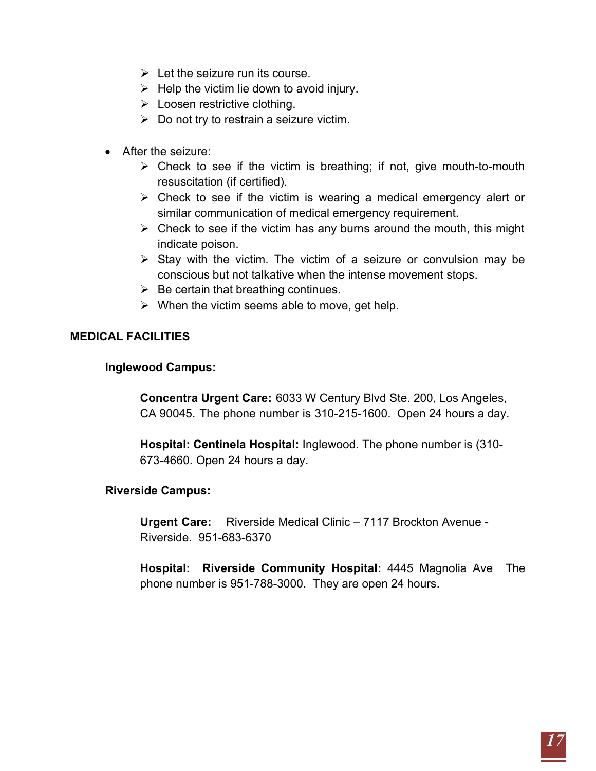- Let the seizure run its course.
- Help the victim lie down to avoid injury.
- Loosen restrictive clothing.
- Do not try to restrain a seizure victim.

- After the seizure:
  - Check to see if the victim is breathing; if not, give mouth-to-mouth resuscitation (if certified).
  - Check to see if the victim is wearing a medical emergency alert or similar communication of medical emergency requirement.
  - Check to see if the victim has any burns around the mouth, this might indicate poison.
  - Stay with the victim. The victim of a seizure or convulsion may be conscious but not talkative when the intense movement stops.
  - Be certain that breathing continues.
  - When the victim seems able to move, get help.

## MEDICAL FACILITIES

### Inglewood Campus:

**Concentra Urgent Care:** 6033 W Century Blvd Ste. 200, Los Angeles, CA 90045. The phone number is 310-215-1600. Open 24 hours a day.

**Hospital: Centinela Hospital:** Inglewood. The phone number is (310-673-4660. Open 24 hours a day.

### Riverside Campus:

**Urgent Care:** Riverside Medical Clinic – 7117 Brockton Avenue - Riverside. 951-683-6370

**Hospital: Riverside Community Hospital:** 4445 Magnolia Ave The phone number is 951-788-3000. They are open 24 hours.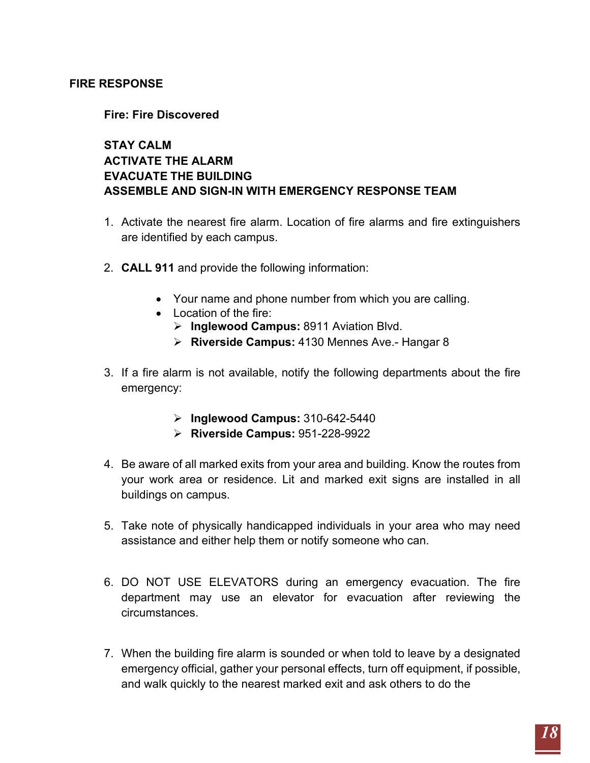## FIRE RESPONSE

### Fire: Fire Discovered

**STAY CALM**
**ACTIVATE THE ALARM**
**EVACUATE THE BUILDING**
**ASSEMBLE AND SIGN-IN WITH EMERGENCY RESPONSE TEAM**

1. Activate the nearest fire alarm. Location of fire alarms and fire extinguishers are identified by each campus.

2. **CALL 911** and provide the following information:

   - Your name and phone number from which you are calling.
   - Location of the fire:
     - **Inglewood Campus:** 8911 Aviation Blvd.
     - **Riverside Campus:** 4130 Mennes Ave.- Hangar 8

3. If a fire alarm is not available, notify the following departments about the fire emergency:

   - **Inglewood Campus:** 310-642-5440
   - **Riverside Campus:** 951-228-9922

4. Be aware of all marked exits from your area and building. Know the routes from your work area or residence. Lit and marked exit signs are installed in all buildings on campus.

5. Take note of physically handicapped individuals in your area who may need assistance and either help them or notify someone who can.

6. DO NOT USE ELEVATORS during an emergency evacuation. The fire department may use an elevator for evacuation after reviewing the circumstances.

7. When the building fire alarm is sounded or when told to leave by a designated emergency official, gather your personal effects, turn off equipment, if possible, and walk quickly to the nearest marked exit and ask others to do the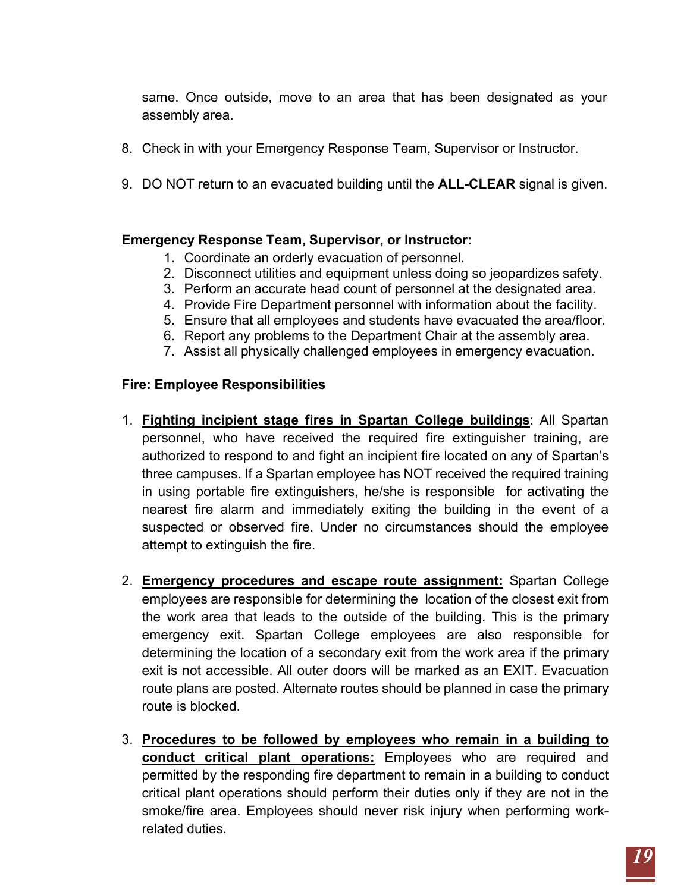same. Once outside, move to an area that has been designated as your assembly area.

8. Check in with your Emergency Response Team, Supervisor or Instructor.

9. DO NOT return to an evacuated building until the **ALL-CLEAR** signal is given.

**Emergency Response Team, Supervisor, or Instructor:**

1. Coordinate an orderly evacuation of personnel.
2. Disconnect utilities and equipment unless doing so jeopardizes safety.
3. Perform an accurate head count of personnel at the designated area.
4. Provide Fire Department personnel with information about the facility.
5. Ensure that all employees and students have evacuated the area/floor.
6. Report any problems to the Department Chair at the assembly area.
7. Assist all physically challenged employees in emergency evacuation.

**Fire: Employee Responsibilities**

1. **Fighting incipient stage fires in Spartan College buildings**: All Spartan personnel, who have received the required fire extinguisher training, are authorized to respond to and fight an incipient fire located on any of Spartan's three campuses. If a Spartan employee has NOT received the required training in using portable fire extinguishers, he/she is responsible for activating the nearest fire alarm and immediately exiting the building in the event of a suspected or observed fire. Under no circumstances should the employee attempt to extinguish the fire.

2. **Emergency procedures and escape route assignment:** Spartan College employees are responsible for determining the location of the closest exit from the work area that leads to the outside of the building. This is the primary emergency exit. Spartan College employees are also responsible for determining the location of a secondary exit from the work area if the primary exit is not accessible. All outer doors will be marked as an EXIT. Evacuation route plans are posted. Alternate routes should be planned in case the primary route is blocked.

3. **Procedures to be followed by employees who remain in a building to conduct critical plant operations:** Employees who are required and permitted by the responding fire department to remain in a building to conduct critical plant operations should perform their duties only if they are not in the smoke/fire area. Employees should never risk injury when performing work-related duties.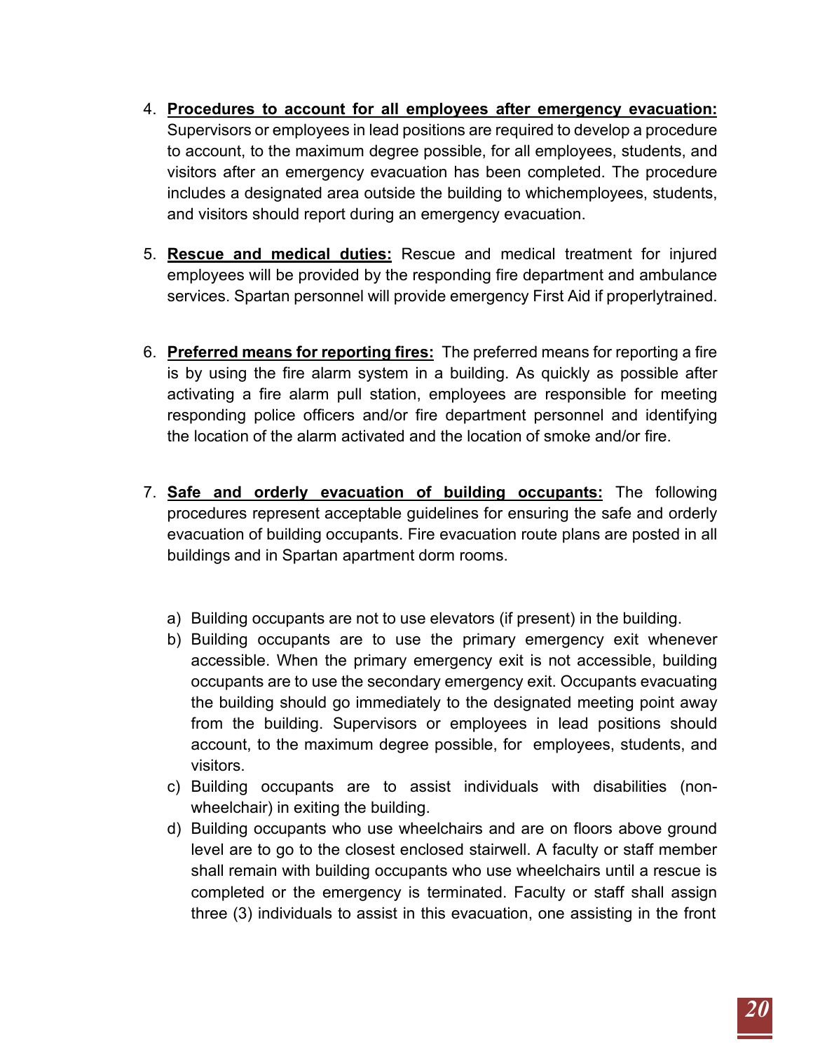4. **Procedures to account for all employees after emergency evacuation:** Supervisors or employees in lead positions are required to develop a procedure to account, to the maximum degree possible, for all employees, students, and visitors after an emergency evacuation has been completed. The procedure includes a designated area outside the building to whichemployees, students, and visitors should report during an emergency evacuation.

5. **Rescue and medical duties:** Rescue and medical treatment for injured employees will be provided by the responding fire department and ambulance services. Spartan personnel will provide emergency First Aid if properlytrained.

6. **Preferred means for reporting fires:** The preferred means for reporting a fire is by using the fire alarm system in a building. As quickly as possible after activating a fire alarm pull station, employees are responsible for meeting responding police officers and/or fire department personnel and identifying the location of the alarm activated and the location of smoke and/or fire.

7. **Safe and orderly evacuation of building occupants:** The following procedures represent acceptable guidelines for ensuring the safe and orderly evacuation of building occupants. Fire evacuation route plans are posted in all buildings and in Spartan apartment dorm rooms.

   a) Building occupants are not to use elevators (if present) in the building.
   b) Building occupants are to use the primary emergency exit whenever accessible. When the primary emergency exit is not accessible, building occupants are to use the secondary emergency exit. Occupants evacuating the building should go immediately to the designated meeting point away from the building. Supervisors or employees in lead positions should account, to the maximum degree possible, for employees, students, and visitors.
   c) Building occupants are to assist individuals with disabilities (non-wheelchair) in exiting the building.
   d) Building occupants who use wheelchairs and are on floors above ground level are to go to the closest enclosed stairwell. A faculty or staff member shall remain with building occupants who use wheelchairs until a rescue is completed or the emergency is terminated. Faculty or staff shall assign three (3) individuals to assist in this evacuation, one assisting in the front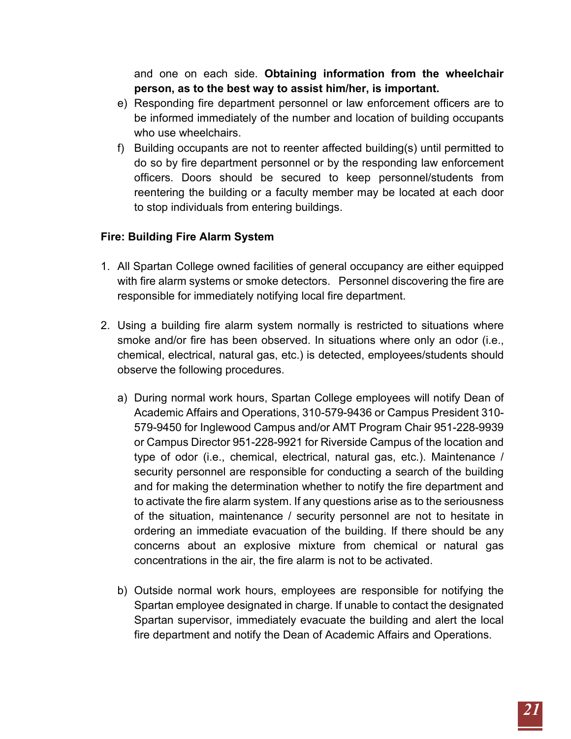and one on each side. **Obtaining information from the wheelchair person, as to the best way to assist him/her, is important.**

e) Responding fire department personnel or law enforcement officers are to be informed immediately of the number and location of building occupants who use wheelchairs.

f) Building occupants are not to reenter affected building(s) until permitted to do so by fire department personnel or by the responding law enforcement officers. Doors should be secured to keep personnel/students from reentering the building or a faculty member may be located at each door to stop individuals from entering buildings.

**Fire: Building Fire Alarm System**

1. All Spartan College owned facilities of general occupancy are either equipped with fire alarm systems or smoke detectors. Personnel discovering the fire are responsible for immediately notifying local fire department.

2. Using a building fire alarm system normally is restricted to situations where smoke and/or fire has been observed. In situations where only an odor (i.e., chemical, electrical, natural gas, etc.) is detected, employees/students should observe the following procedures.

   a) During normal work hours, Spartan College employees will notify Dean of Academic Affairs and Operations, 310-579-9436 or Campus President 310-579-9450 for Inglewood Campus and/or AMT Program Chair 951-228-9939 or Campus Director 951-228-9921 for Riverside Campus of the location and type of odor (i.e., chemical, electrical, natural gas, etc.). Maintenance / security personnel are responsible for conducting a search of the building and for making the determination whether to notify the fire department and to activate the fire alarm system. If any questions arise as to the seriousness of the situation, maintenance / security personnel are not to hesitate in ordering an immediate evacuation of the building. If there should be any concerns about an explosive mixture from chemical or natural gas concentrations in the air, the fire alarm is not to be activated.

   b) Outside normal work hours, employees are responsible for notifying the Spartan employee designated in charge. If unable to contact the designated Spartan supervisor, immediately evacuate the building and alert the local fire department and notify the Dean of Academic Affairs and Operations.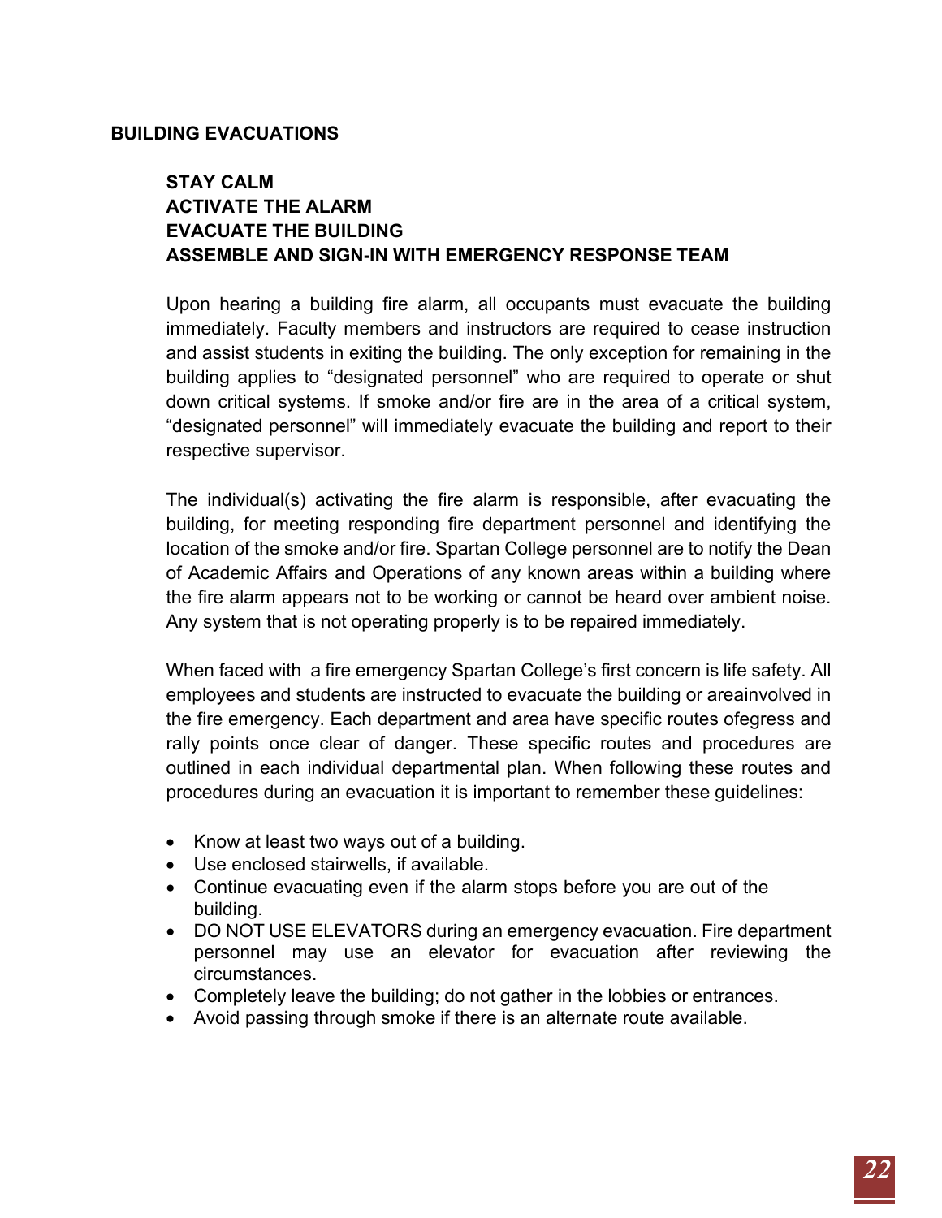## BUILDING EVACUATIONS

**STAY CALM**
**ACTIVATE THE ALARM**
**EVACUATE THE BUILDING**
**ASSEMBLE AND SIGN-IN WITH EMERGENCY RESPONSE TEAM**

Upon hearing a building fire alarm, all occupants must evacuate the building immediately. Faculty members and instructors are required to cease instruction and assist students in exiting the building. The only exception for remaining in the building applies to "designated personnel" who are required to operate or shut down critical systems. If smoke and/or fire are in the area of a critical system, "designated personnel" will immediately evacuate the building and report to their respective supervisor.

The individual(s) activating the fire alarm is responsible, after evacuating the building, for meeting responding fire department personnel and identifying the location of the smoke and/or fire. Spartan College personnel are to notify the Dean of Academic Affairs and Operations of any known areas within a building where the fire alarm appears not to be working or cannot be heard over ambient noise. Any system that is not operating properly is to be repaired immediately.

When faced with a fire emergency Spartan College's first concern is life safety. All employees and students are instructed to evacuate the building or areainvolved in the fire emergency. Each department and area have specific routes ofegress and rally points once clear of danger. These specific routes and procedures are outlined in each individual departmental plan. When following these routes and procedures during an evacuation it is important to remember these guidelines:

- Know at least two ways out of a building.
- Use enclosed stairwells, if available.
- Continue evacuating even if the alarm stops before you are out of the building.
- DO NOT USE ELEVATORS during an emergency evacuation. Fire department personnel may use an elevator for evacuation after reviewing the circumstances.
- Completely leave the building; do not gather in the lobbies or entrances.
- Avoid passing through smoke if there is an alternate route available.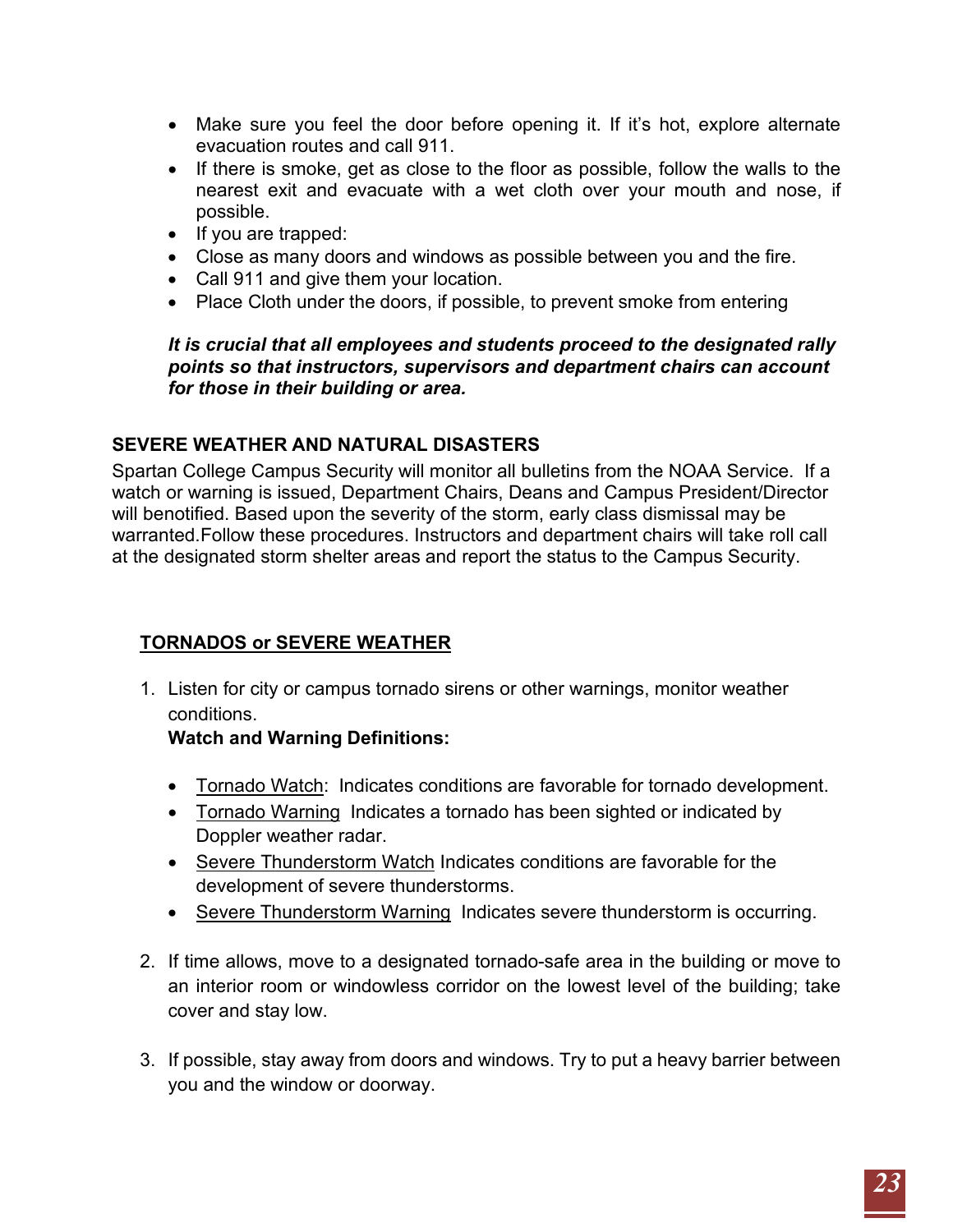- Make sure you feel the door before opening it. If it's hot, explore alternate evacuation routes and call 911.
- If there is smoke, get as close to the floor as possible, follow the walls to the nearest exit and evacuate with a wet cloth over your mouth and nose, if possible.
- If you are trapped:
- Close as many doors and windows as possible between you and the fire.
- Call 911 and give them your location.
- Place Cloth under the doors, if possible, to prevent smoke from entering

***It is crucial that all employees and students proceed to the designated rally points so that instructors, supervisors and department chairs can account for those in their building or area.***

## SEVERE WEATHER AND NATURAL DISASTERS

Spartan College Campus Security will monitor all bulletins from the NOAA Service. If a watch or warning is issued, Department Chairs, Deans and Campus President/Director will benotified. Based upon the severity of the storm, early class dismissal may be warranted.Follow these procedures. Instructors and department chairs will take roll call at the designated storm shelter areas and report the status to the Campus Security.

### TORNADOS or SEVERE WEATHER

1. Listen for city or campus tornado sirens or other warnings, monitor weather conditions.
   **Watch and Warning Definitions:**
   - Tornado Watch: Indicates conditions are favorable for tornado development.
   - Tornado Warning Indicates a tornado has been sighted or indicated by Doppler weather radar.
   - Severe Thunderstorm Watch Indicates conditions are favorable for the development of severe thunderstorms.
   - Severe Thunderstorm Warning Indicates severe thunderstorm is occurring.

2. If time allows, move to a designated tornado-safe area in the building or move to an interior room or windowless corridor on the lowest level of the building; take cover and stay low.

3. If possible, stay away from doors and windows. Try to put a heavy barrier between you and the window or doorway.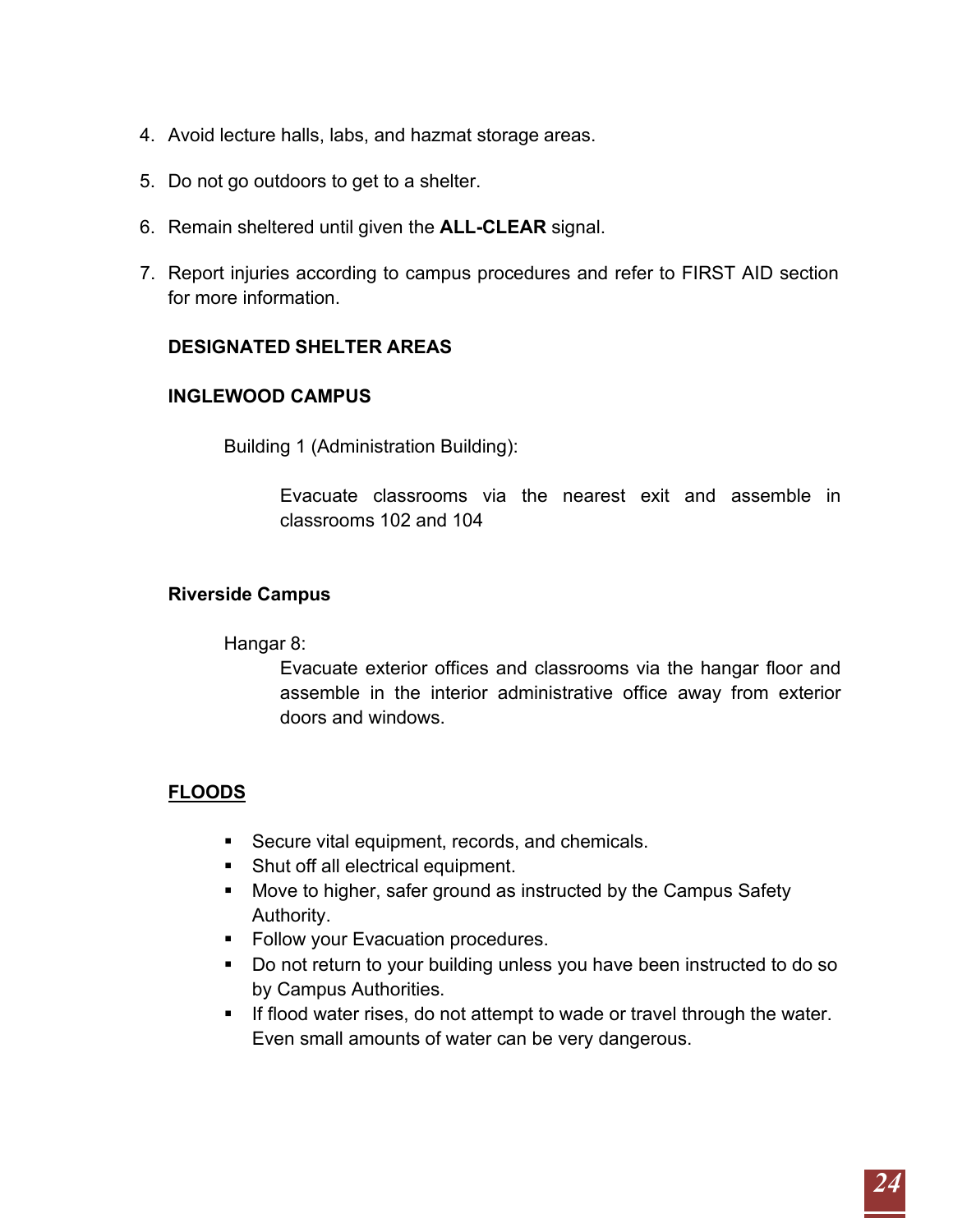4. Avoid lecture halls, labs, and hazmat storage areas.

5. Do not go outdoors to get to a shelter.

6. Remain sheltered until given the **ALL-CLEAR** signal.

7. Report injuries according to campus procedures and refer to FIRST AID section for more information.

**DESIGNATED SHELTER AREAS**

**INGLEWOOD CAMPUS**

Building 1 (Administration Building):

Evacuate classrooms via the nearest exit and assemble in classrooms 102 and 104

**Riverside Campus**

Hangar 8:

Evacuate exterior offices and classrooms via the hangar floor and assemble in the interior administrative office away from exterior doors and windows.

**<u>FLOODS</u>**

- Secure vital equipment, records, and chemicals.
- Shut off all electrical equipment.
- Move to higher, safer ground as instructed by the Campus Safety Authority.
- Follow your Evacuation procedures.
- Do not return to your building unless you have been instructed to do so by Campus Authorities.
- If flood water rises, do not attempt to wade or travel through the water. Even small amounts of water can be very dangerous.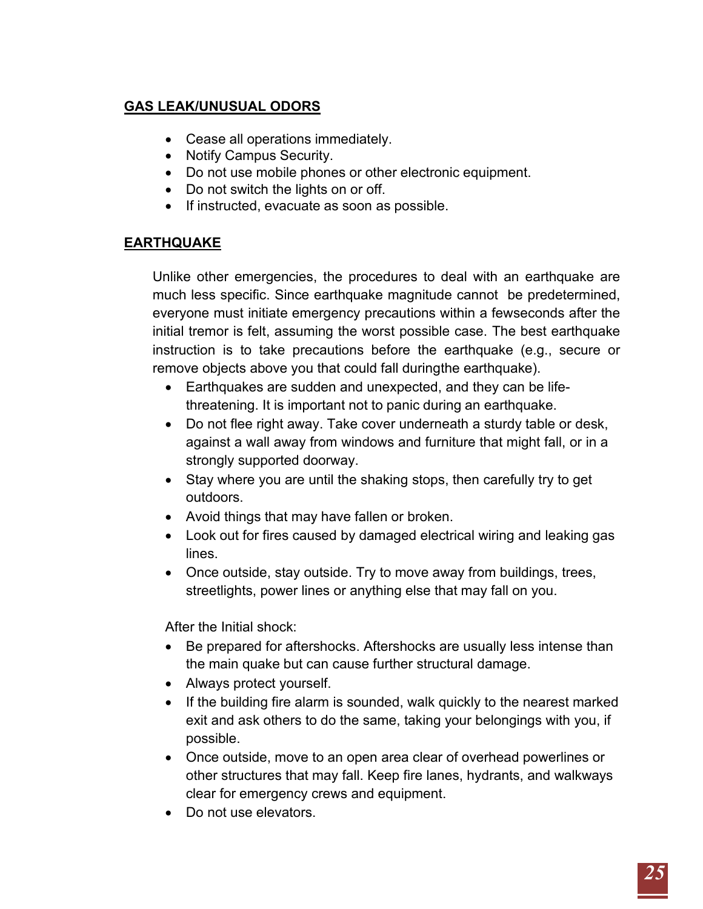## GAS LEAK/UNUSUAL ODORS

- Cease all operations immediately.
- Notify Campus Security.
- Do not use mobile phones or other electronic equipment.
- Do not switch the lights on or off.
- If instructed, evacuate as soon as possible.

## EARTHQUAKE

Unlike other emergencies, the procedures to deal with an earthquake are much less specific. Since earthquake magnitude cannot be predetermined, everyone must initiate emergency precautions within a fewseconds after the initial tremor is felt, assuming the worst possible case. The best earthquake instruction is to take precautions before the earthquake (e.g., secure or remove objects above you that could fall duringthe earthquake).

- Earthquakes are sudden and unexpected, and they can be life-threatening. It is important not to panic during an earthquake.
- Do not flee right away. Take cover underneath a sturdy table or desk, against a wall away from windows and furniture that might fall, or in a strongly supported doorway.
- Stay where you are until the shaking stops, then carefully try to get outdoors.
- Avoid things that may have fallen or broken.
- Look out for fires caused by damaged electrical wiring and leaking gas lines.
- Once outside, stay outside. Try to move away from buildings, trees, streetlights, power lines or anything else that may fall on you.

After the Initial shock:

- Be prepared for aftershocks. Aftershocks are usually less intense than the main quake but can cause further structural damage.
- Always protect yourself.
- If the building fire alarm is sounded, walk quickly to the nearest marked exit and ask others to do the same, taking your belongings with you, if possible.
- Once outside, move to an open area clear of overhead powerlines or other structures that may fall. Keep fire lanes, hydrants, and walkways clear for emergency crews and equipment.
- Do not use elevators.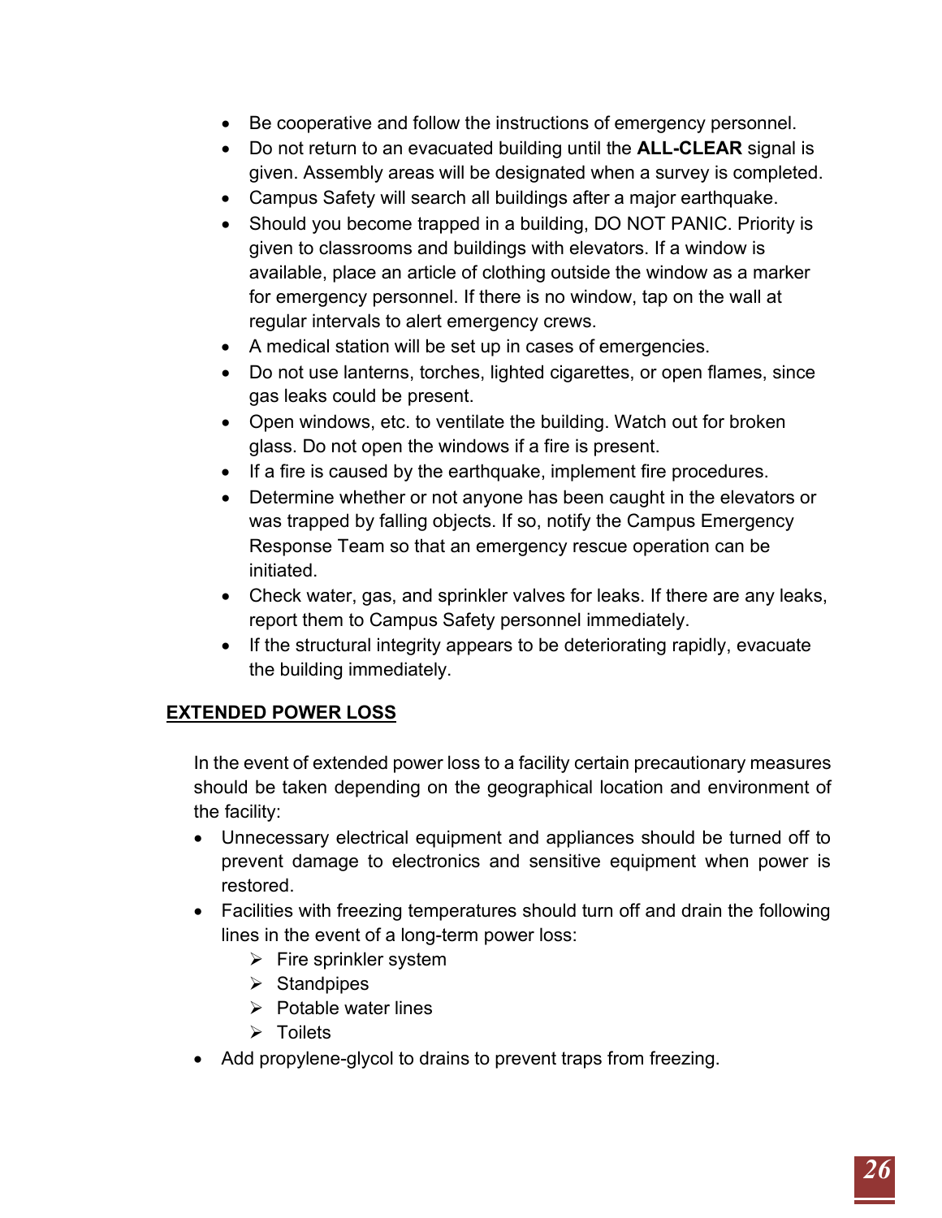- Be cooperative and follow the instructions of emergency personnel.
- Do not return to an evacuated building until the **ALL-CLEAR** signal is given. Assembly areas will be designated when a survey is completed.
- Campus Safety will search all buildings after a major earthquake.
- Should you become trapped in a building, DO NOT PANIC. Priority is given to classrooms and buildings with elevators. If a window is available, place an article of clothing outside the window as a marker for emergency personnel. If there is no window, tap on the wall at regular intervals to alert emergency crews.
- A medical station will be set up in cases of emergencies.
- Do not use lanterns, torches, lighted cigarettes, or open flames, since gas leaks could be present.
- Open windows, etc. to ventilate the building. Watch out for broken glass. Do not open the windows if a fire is present.
- If a fire is caused by the earthquake, implement fire procedures.
- Determine whether or not anyone has been caught in the elevators or was trapped by falling objects. If so, notify the Campus Emergency Response Team so that an emergency rescue operation can be initiated.
- Check water, gas, and sprinkler valves for leaks. If there are any leaks, report them to Campus Safety personnel immediately.
- If the structural integrity appears to be deteriorating rapidly, evacuate the building immediately.

## EXTENDED POWER LOSS

In the event of extended power loss to a facility certain precautionary measures should be taken depending on the geographical location and environment of the facility:

- Unnecessary electrical equipment and appliances should be turned off to prevent damage to electronics and sensitive equipment when power is restored.
- Facilities with freezing temperatures should turn off and drain the following lines in the event of a long-term power loss:
  - Fire sprinkler system
  - Standpipes
  - Potable water lines
  - Toilets
- Add propylene-glycol to drains to prevent traps from freezing.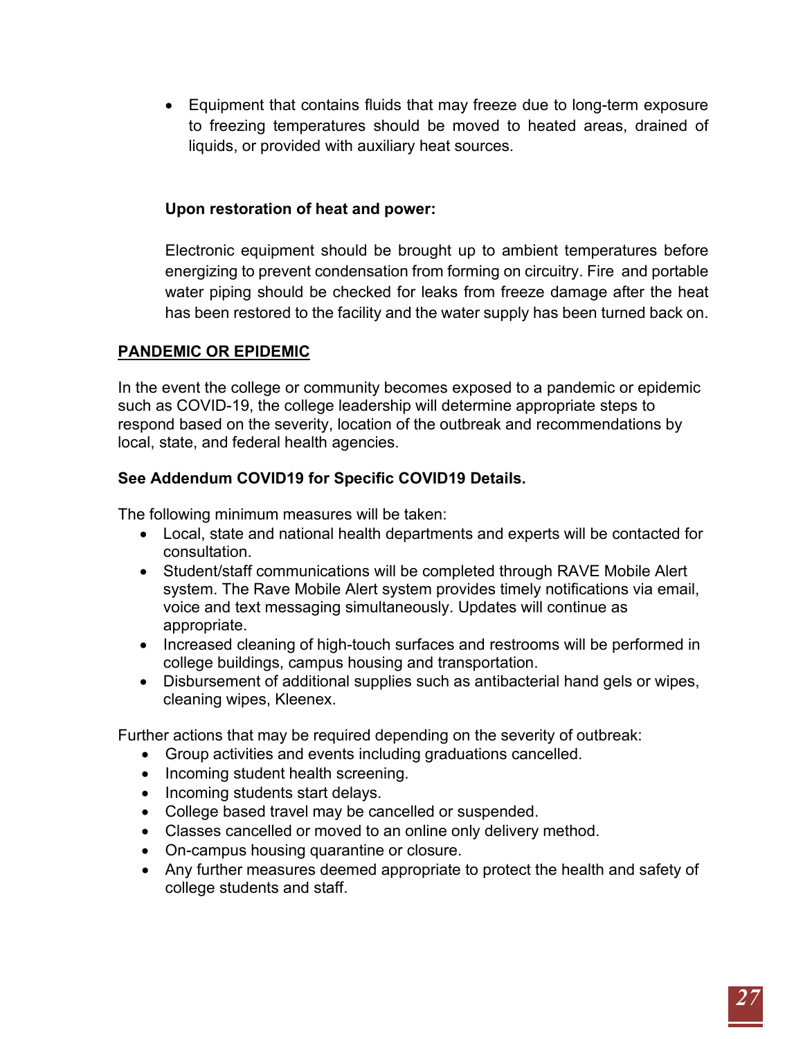- Equipment that contains fluids that may freeze due to long-term exposure to freezing temperatures should be moved to heated areas, drained of liquids, or provided with auxiliary heat sources.

**Upon restoration of heat and power:**

Electronic equipment should be brought up to ambient temperatures before energizing to prevent condensation from forming on circuitry. Fire and portable water piping should be checked for leaks from freeze damage after the heat has been restored to the facility and the water supply has been turned back on.

## PANDEMIC OR EPIDEMIC

In the event the college or community becomes exposed to a pandemic or epidemic such as COVID-19, the college leadership will determine appropriate steps to respond based on the severity, location of the outbreak and recommendations by local, state, and federal health agencies.

**See Addendum COVID19 for Specific COVID19 Details.**

The following minimum measures will be taken:

- Local, state and national health departments and experts will be contacted for consultation.
- Student/staff communications will be completed through RAVE Mobile Alert system. The Rave Mobile Alert system provides timely notifications via email, voice and text messaging simultaneously. Updates will continue as appropriate.
- Increased cleaning of high-touch surfaces and restrooms will be performed in college buildings, campus housing and transportation.
- Disbursement of additional supplies such as antibacterial hand gels or wipes, cleaning wipes, Kleenex.

Further actions that may be required depending on the severity of outbreak:

- Group activities and events including graduations cancelled.
- Incoming student health screening.
- Incoming students start delays.
- College based travel may be cancelled or suspended.
- Classes cancelled or moved to an online only delivery method.
- On-campus housing quarantine or closure.
- Any further measures deemed appropriate to protect the health and safety of college students and staff.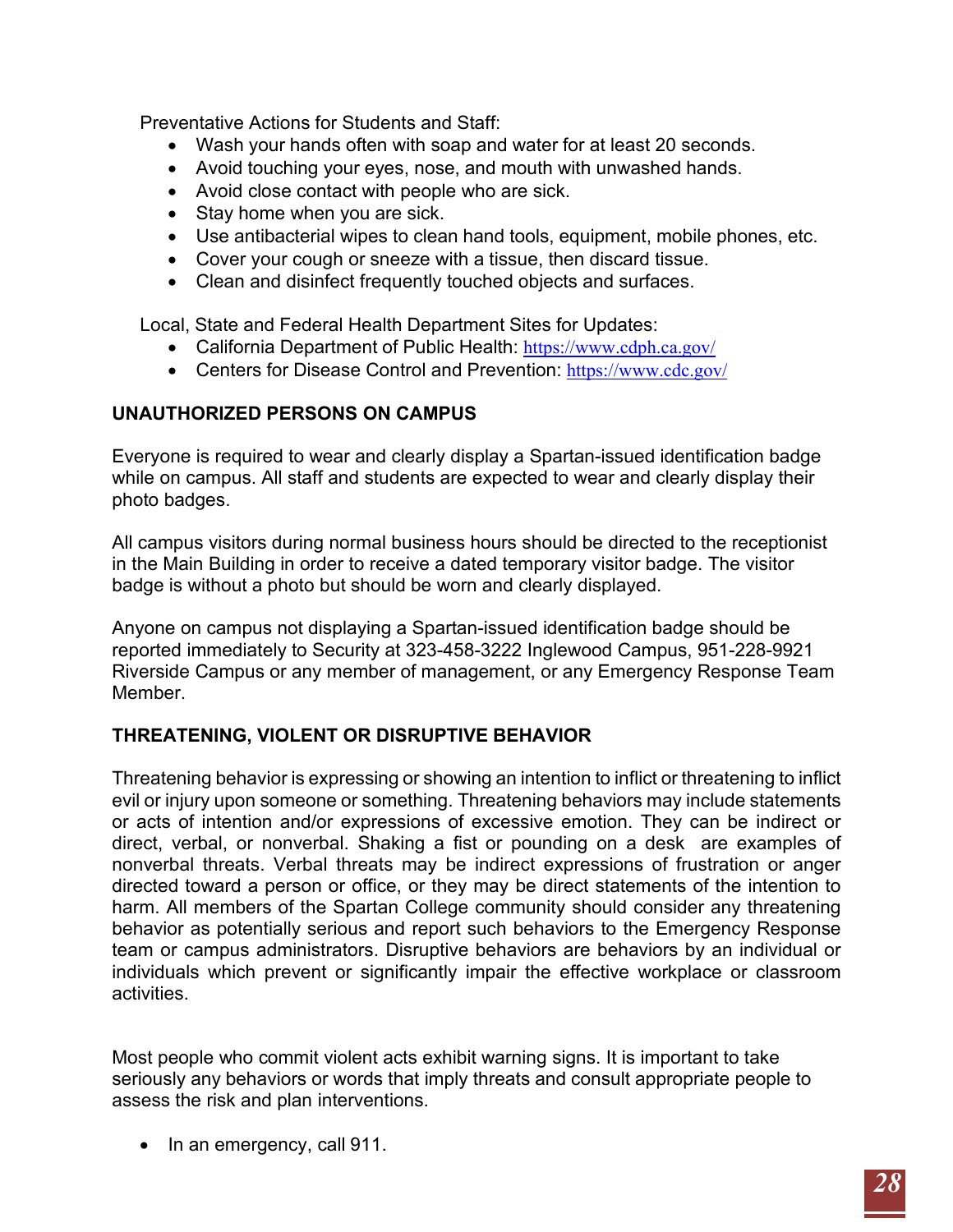Preventative Actions for Students and Staff:

- Wash your hands often with soap and water for at least 20 seconds.
- Avoid touching your eyes, nose, and mouth with unwashed hands.
- Avoid close contact with people who are sick.
- Stay home when you are sick.
- Use antibacterial wipes to clean hand tools, equipment, mobile phones, etc.
- Cover your cough or sneeze with a tissue, then discard tissue.
- Clean and disinfect frequently touched objects and surfaces.

Local, State and Federal Health Department Sites for Updates:

- California Department of Public Health: https://www.cdph.ca.gov/
- Centers for Disease Control and Prevention: https://www.cdc.gov/

**UNAUTHORIZED PERSONS ON CAMPUS**

Everyone is required to wear and clearly display a Spartan-issued identification badge while on campus. All staff and students are expected to wear and clearly display their photo badges.

All campus visitors during normal business hours should be directed to the receptionist in the Main Building in order to receive a dated temporary visitor badge. The visitor badge is without a photo but should be worn and clearly displayed.

Anyone on campus not displaying a Spartan-issued identification badge should be reported immediately to Security at 323-458-3222 Inglewood Campus, 951-228-9921 Riverside Campus or any member of management, or any Emergency Response Team Member.

**THREATENING, VIOLENT OR DISRUPTIVE BEHAVIOR**

Threatening behavior is expressing or showing an intention to inflict or threatening to inflict evil or injury upon someone or something. Threatening behaviors may include statements or acts of intention and/or expressions of excessive emotion. They can be indirect or direct, verbal, or nonverbal. Shaking a fist or pounding on a desk are examples of nonverbal threats. Verbal threats may be indirect expressions of frustration or anger directed toward a person or office, or they may be direct statements of the intention to harm. All members of the Spartan College community should consider any threatening behavior as potentially serious and report such behaviors to the Emergency Response team or campus administrators. Disruptive behaviors are behaviors by an individual or individuals which prevent or significantly impair the effective workplace or classroom activities.

Most people who commit violent acts exhibit warning signs. It is important to take seriously any behaviors or words that imply threats and consult appropriate people to assess the risk and plan interventions.

- In an emergency, call 911.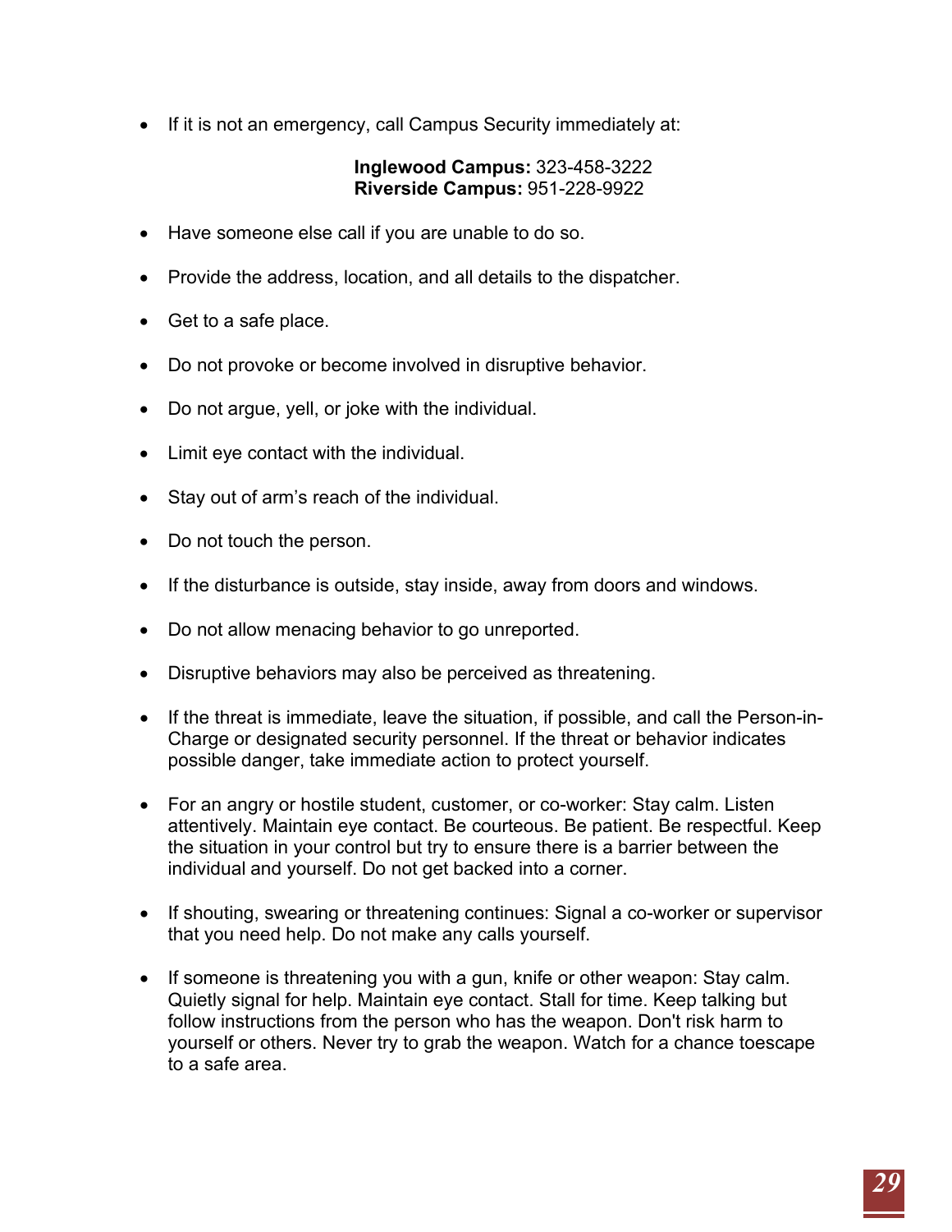- If it is not an emergency, call Campus Security immediately at:

  **Inglewood Campus:** 323-458-3222
  **Riverside Campus:** 951-228-9922

- Have someone else call if you are unable to do so.
- Provide the address, location, and all details to the dispatcher.
- Get to a safe place.
- Do not provoke or become involved in disruptive behavior.
- Do not argue, yell, or joke with the individual.
- Limit eye contact with the individual.
- Stay out of arm's reach of the individual.
- Do not touch the person.
- If the disturbance is outside, stay inside, away from doors and windows.
- Do not allow menacing behavior to go unreported.
- Disruptive behaviors may also be perceived as threatening.
- If the threat is immediate, leave the situation, if possible, and call the Person-in-Charge or designated security personnel. If the threat or behavior indicates possible danger, take immediate action to protect yourself.
- For an angry or hostile student, customer, or co-worker: Stay calm. Listen attentively. Maintain eye contact. Be courteous. Be patient. Be respectful. Keep the situation in your control but try to ensure there is a barrier between the individual and yourself. Do not get backed into a corner.
- If shouting, swearing or threatening continues: Signal a co-worker or supervisor that you need help. Do not make any calls yourself.
- If someone is threatening you with a gun, knife or other weapon: Stay calm. Quietly signal for help. Maintain eye contact. Stall for time. Keep talking but follow instructions from the person who has the weapon. Don't risk harm to yourself or others. Never try to grab the weapon. Watch for a chance toescape to a safe area.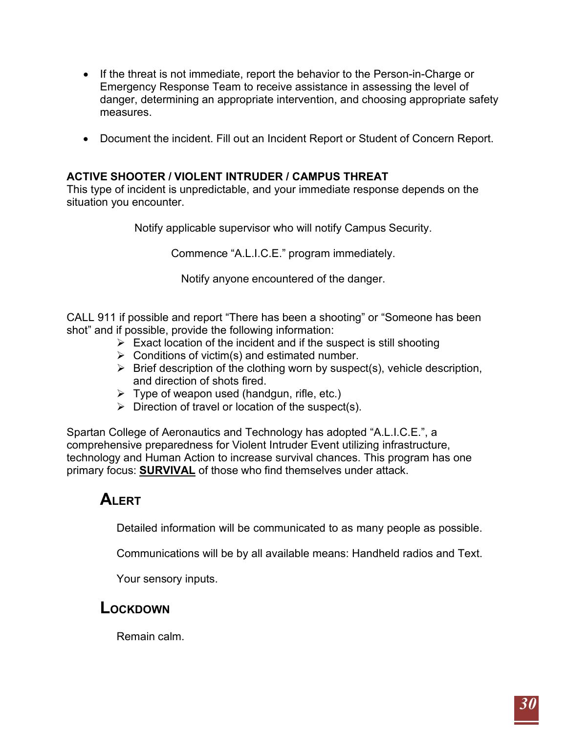- If the threat is not immediate, report the behavior to the Person-in-Charge or Emergency Response Team to receive assistance in assessing the level of danger, determining an appropriate intervention, and choosing appropriate safety measures.

- Document the incident. Fill out an Incident Report or Student of Concern Report.

**ACTIVE SHOOTER / VIOLENT INTRUDER / CAMPUS THREAT**
This type of incident is unpredictable, and your immediate response depends on the situation you encounter.

Notify applicable supervisor who will notify Campus Security.

Commence "A.L.I.C.E." program immediately.

Notify anyone encountered of the danger.

CALL 911 if possible and report "There has been a shooting" or "Someone has been shot" and if possible, provide the following information:

- Exact location of the incident and if the suspect is still shooting
- Conditions of victim(s) and estimated number.
- Brief description of the clothing worn by suspect(s), vehicle description, and direction of shots fired.
- Type of weapon used (handgun, rifle, etc.)
- Direction of travel or location of the suspect(s).

Spartan College of Aeronautics and Technology has adopted "A.L.I.C.E.", a comprehensive preparedness for Violent Intruder Event utilizing infrastructure, technology and Human Action to increase survival chances. This program has one primary focus: **SURVIVAL** of those who find themselves under attack.

## Alert

Detailed information will be communicated to as many people as possible.

Communications will be by all available means: Handheld radios and Text.

Your sensory inputs.

## Lockdown

Remain calm.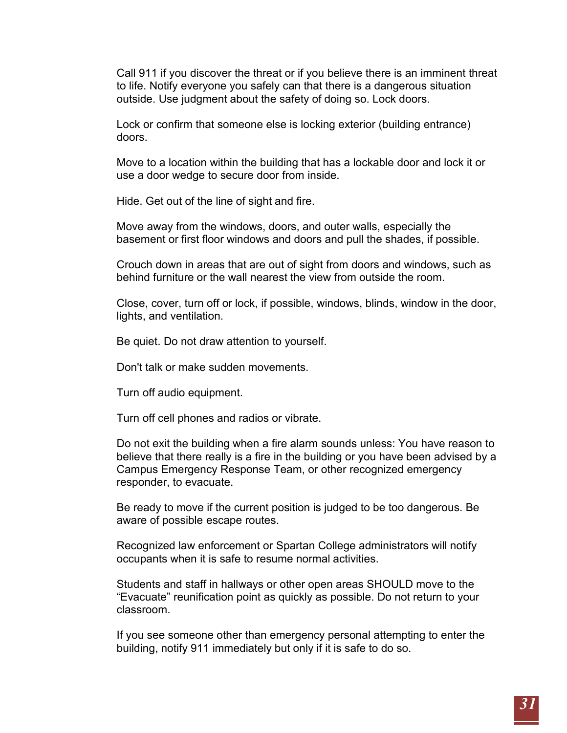Call 911 if you discover the threat or if you believe there is an imminent threat to life. Notify everyone you safely can that there is a dangerous situation outside. Use judgment about the safety of doing so. Lock doors.

Lock or confirm that someone else is locking exterior (building entrance) doors.

Move to a location within the building that has a lockable door and lock it or use a door wedge to secure door from inside.

Hide. Get out of the line of sight and fire.

Move away from the windows, doors, and outer walls, especially the basement or first floor windows and doors and pull the shades, if possible.

Crouch down in areas that are out of sight from doors and windows, such as behind furniture or the wall nearest the view from outside the room.

Close, cover, turn off or lock, if possible, windows, blinds, window in the door, lights, and ventilation.

Be quiet. Do not draw attention to yourself.

Don't talk or make sudden movements.

Turn off audio equipment.

Turn off cell phones and radios or vibrate.

Do not exit the building when a fire alarm sounds unless: You have reason to believe that there really is a fire in the building or you have been advised by a Campus Emergency Response Team, or other recognized emergency responder, to evacuate.

Be ready to move if the current position is judged to be too dangerous. Be aware of possible escape routes.

Recognized law enforcement or Spartan College administrators will notify occupants when it is safe to resume normal activities.

Students and staff in hallways or other open areas SHOULD move to the “Evacuate” reunification point as quickly as possible. Do not return to your classroom.

If you see someone other than emergency personal attempting to enter the building, notify 911 immediately but only if it is safe to do so.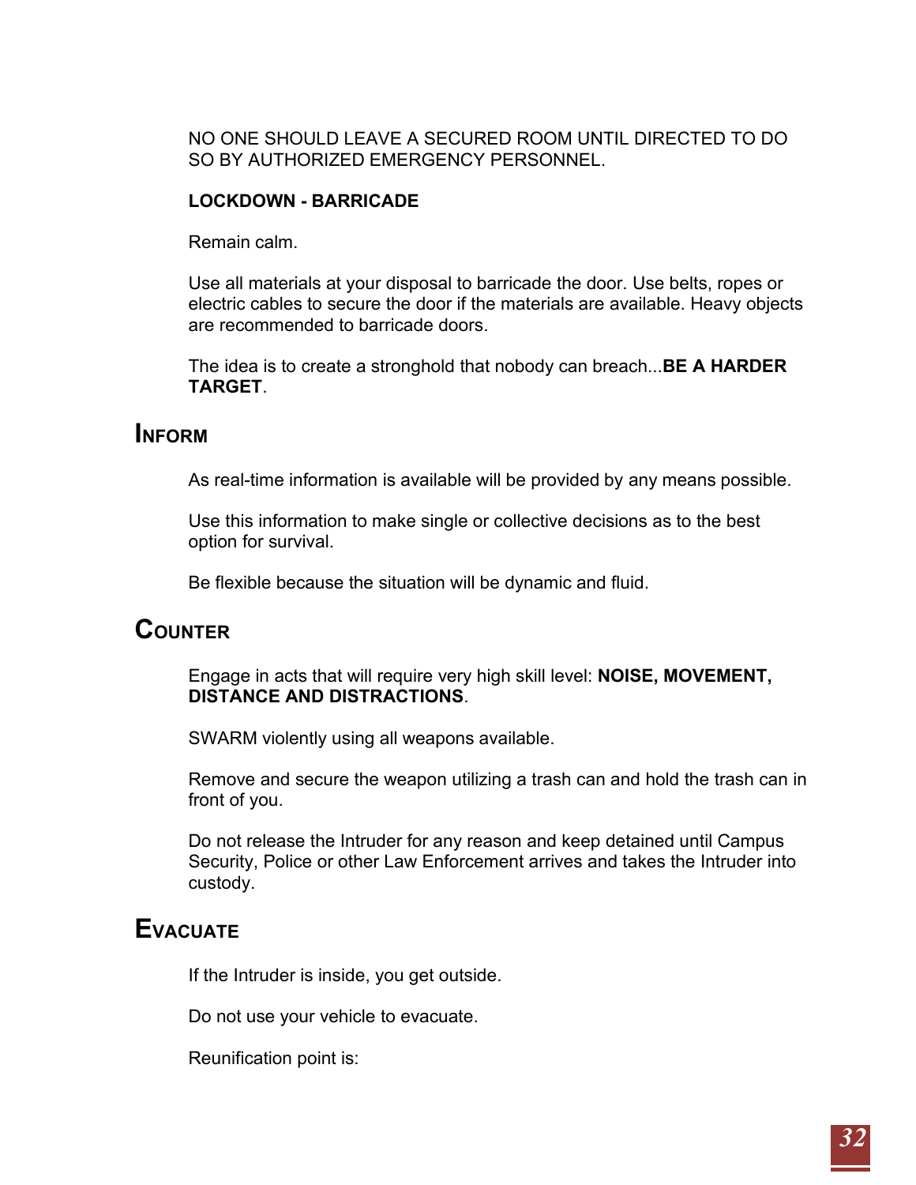NO ONE SHOULD LEAVE A SECURED ROOM UNTIL DIRECTED TO DO SO BY AUTHORIZED EMERGENCY PERSONNEL.

**LOCKDOWN - BARRICADE**

Remain calm.

Use all materials at your disposal to barricade the door. Use belts, ropes or electric cables to secure the door if the materials are available. Heavy objects are recommended to barricade doors.

The idea is to create a stronghold that nobody can breach...**BE A HARDER TARGET**.

## Inform

As real-time information is available will be provided by any means possible.

Use this information to make single or collective decisions as to the best option for survival.

Be flexible because the situation will be dynamic and fluid.

## Counter

Engage in acts that will require very high skill level: **NOISE, MOVEMENT, DISTANCE AND DISTRACTIONS**.

SWARM violently using all weapons available.

Remove and secure the weapon utilizing a trash can and hold the trash can in front of you.

Do not release the Intruder for any reason and keep detained until Campus Security, Police or other Law Enforcement arrives and takes the Intruder into custody.

## Evacuate

If the Intruder is inside, you get outside.

Do not use your vehicle to evacuate.

Reunification point is: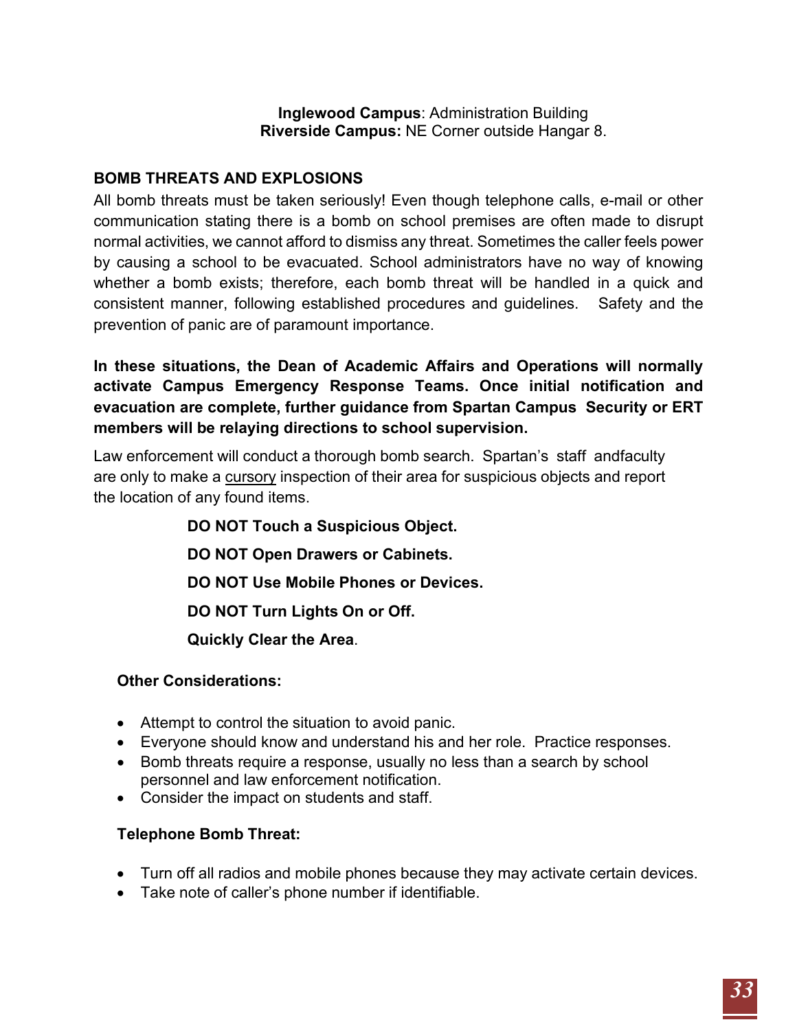**Inglewood Campus**: Administration Building
**Riverside Campus:** NE Corner outside Hangar 8.

## BOMB THREATS AND EXPLOSIONS

All bomb threats must be taken seriously! Even though telephone calls, e-mail or other communication stating there is a bomb on school premises are often made to disrupt normal activities, we cannot afford to dismiss any threat. Sometimes the caller feels power by causing a school to be evacuated. School administrators have no way of knowing whether a bomb exists; therefore, each bomb threat will be handled in a quick and consistent manner, following established procedures and guidelines. Safety and the prevention of panic are of paramount importance.

**In these situations, the Dean of Academic Affairs and Operations will normally activate Campus Emergency Response Teams. Once initial notification and evacuation are complete, further guidance from Spartan Campus Security or ERT members will be relaying directions to school supervision.**

Law enforcement will conduct a thorough bomb search. Spartan's staff andfaculty are only to make a cursory inspection of their area for suspicious objects and report the location of any found items.

**DO NOT Touch a Suspicious Object.**

**DO NOT Open Drawers or Cabinets.**

**DO NOT Use Mobile Phones or Devices.**

**DO NOT Turn Lights On or Off.**

**Quickly Clear the Area**.

### Other Considerations:

- Attempt to control the situation to avoid panic.
- Everyone should know and understand his and her role. Practice responses.
- Bomb threats require a response, usually no less than a search by school personnel and law enforcement notification.
- Consider the impact on students and staff.

### Telephone Bomb Threat:

- Turn off all radios and mobile phones because they may activate certain devices.
- Take note of caller's phone number if identifiable.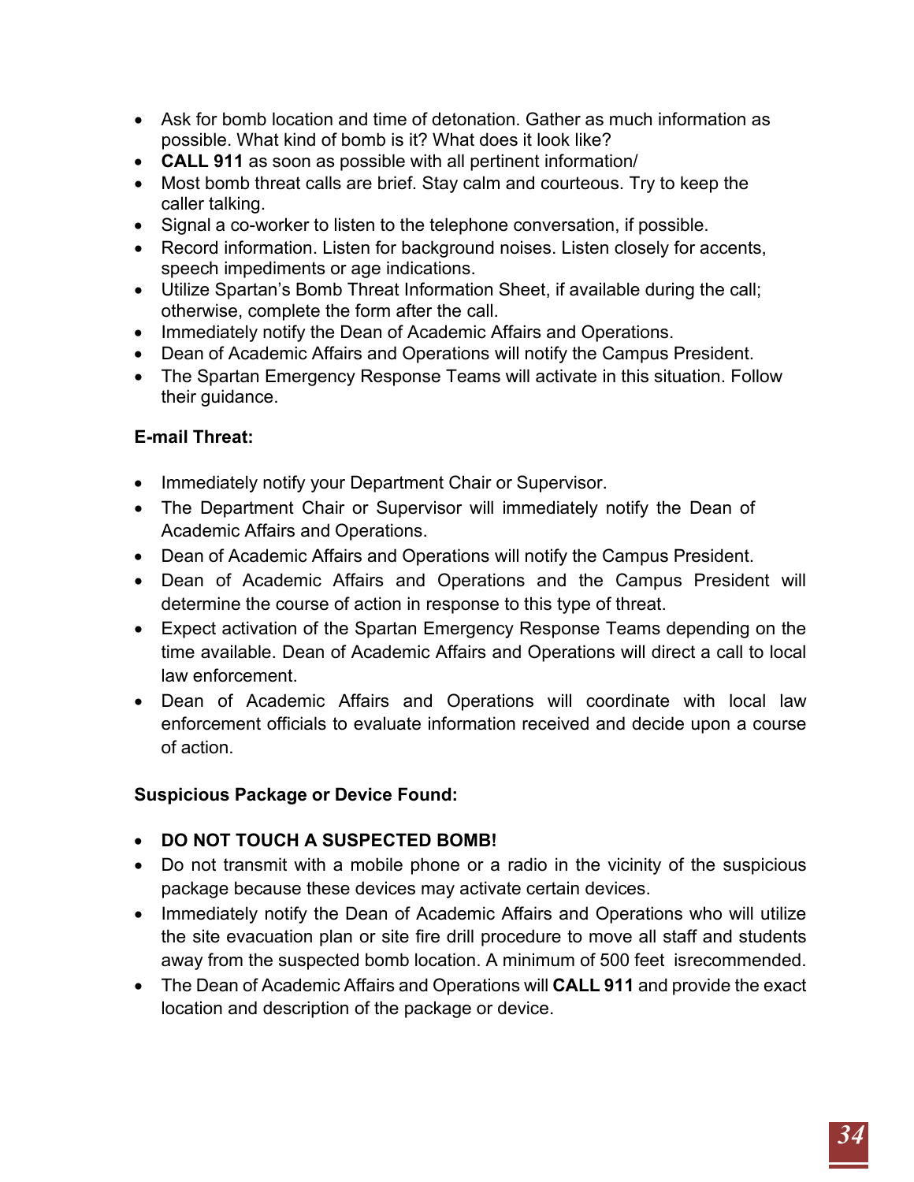- Ask for bomb location and time of detonation. Gather as much information as possible. What kind of bomb is it? What does it look like?
- **CALL 911** as soon as possible with all pertinent information/
- Most bomb threat calls are brief. Stay calm and courteous. Try to keep the caller talking.
- Signal a co-worker to listen to the telephone conversation, if possible.
- Record information. Listen for background noises. Listen closely for accents, speech impediments or age indications.
- Utilize Spartan's Bomb Threat Information Sheet, if available during the call; otherwise, complete the form after the call.
- Immediately notify the Dean of Academic Affairs and Operations.
- Dean of Academic Affairs and Operations will notify the Campus President.
- The Spartan Emergency Response Teams will activate in this situation. Follow their guidance.

**E-mail Threat:**

- Immediately notify your Department Chair or Supervisor.
- The Department Chair or Supervisor will immediately notify the Dean of Academic Affairs and Operations.
- Dean of Academic Affairs and Operations will notify the Campus President.
- Dean of Academic Affairs and Operations and the Campus President will determine the course of action in response to this type of threat.
- Expect activation of the Spartan Emergency Response Teams depending on the time available. Dean of Academic Affairs and Operations will direct a call to local law enforcement.
- Dean of Academic Affairs and Operations will coordinate with local law enforcement officials to evaluate information received and decide upon a course of action.

**Suspicious Package or Device Found:**

- **DO NOT TOUCH A SUSPECTED BOMB!**
- Do not transmit with a mobile phone or a radio in the vicinity of the suspicious package because these devices may activate certain devices.
- Immediately notify the Dean of Academic Affairs and Operations who will utilize the site evacuation plan or site fire drill procedure to move all staff and students away from the suspected bomb location. A minimum of 500 feet isrecommended.
- The Dean of Academic Affairs and Operations will **CALL 911** and provide the exact location and description of the package or device.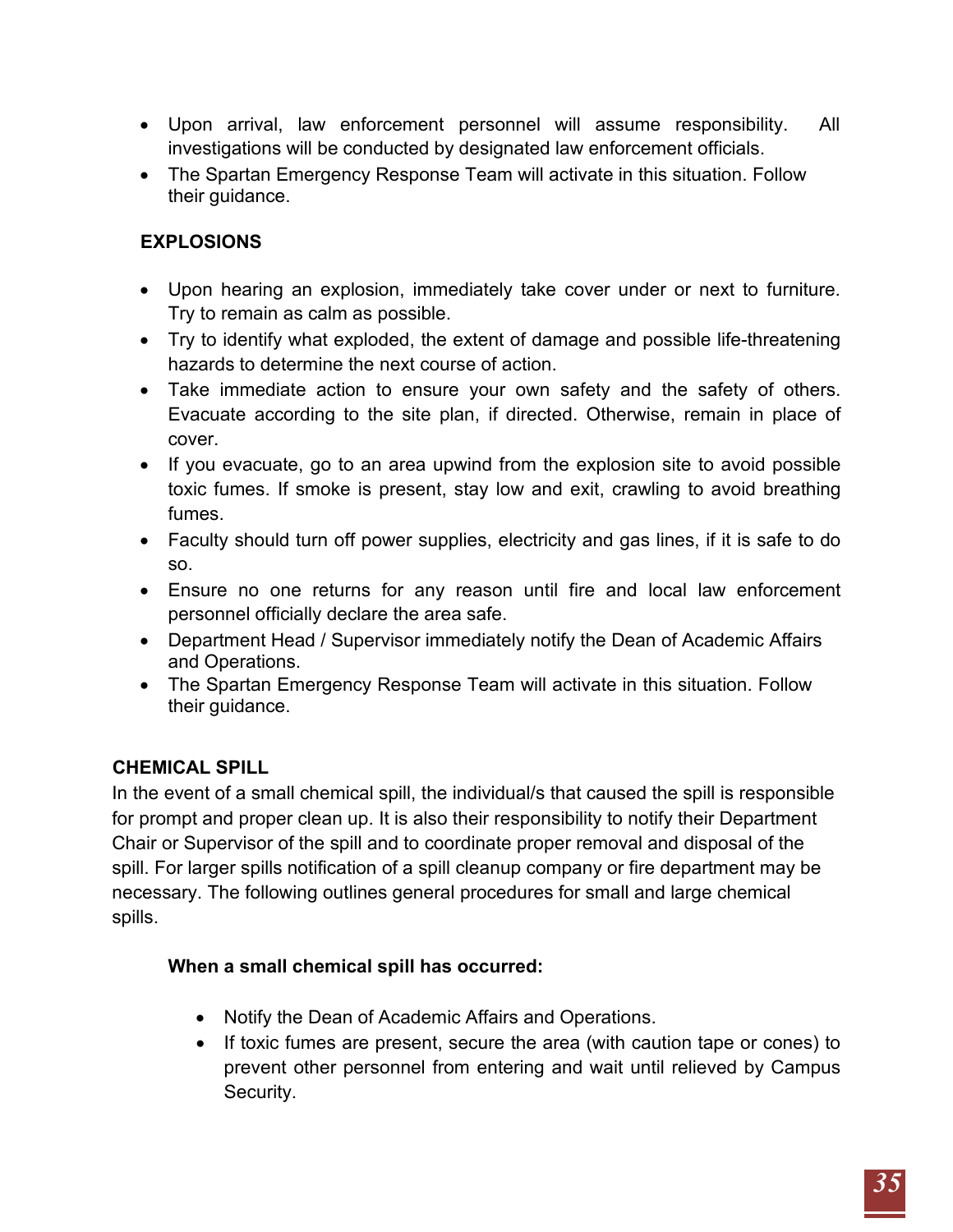- Upon arrival, law enforcement personnel will assume responsibility. All investigations will be conducted by designated law enforcement officials.
- The Spartan Emergency Response Team will activate in this situation. Follow their guidance.

### EXPLOSIONS

- Upon hearing an explosion, immediately take cover under or next to furniture. Try to remain as calm as possible.
- Try to identify what exploded, the extent of damage and possible life-threatening hazards to determine the next course of action.
- Take immediate action to ensure your own safety and the safety of others. Evacuate according to the site plan, if directed. Otherwise, remain in place of cover.
- If you evacuate, go to an area upwind from the explosion site to avoid possible toxic fumes. If smoke is present, stay low and exit, crawling to avoid breathing fumes.
- Faculty should turn off power supplies, electricity and gas lines, if it is safe to do so.
- Ensure no one returns for any reason until fire and local law enforcement personnel officially declare the area safe.
- Department Head / Supervisor immediately notify the Dean of Academic Affairs and Operations.
- The Spartan Emergency Response Team will activate in this situation. Follow their guidance.

### CHEMICAL SPILL

In the event of a small chemical spill, the individual/s that caused the spill is responsible for prompt and proper clean up. It is also their responsibility to notify their Department Chair or Supervisor of the spill and to coordinate proper removal and disposal of the spill. For larger spills notification of a spill cleanup company or fire department may be necessary. The following outlines general procedures for small and large chemical spills.

**When a small chemical spill has occurred:**

- Notify the Dean of Academic Affairs and Operations.
- If toxic fumes are present, secure the area (with caution tape or cones) to prevent other personnel from entering and wait until relieved by Campus Security.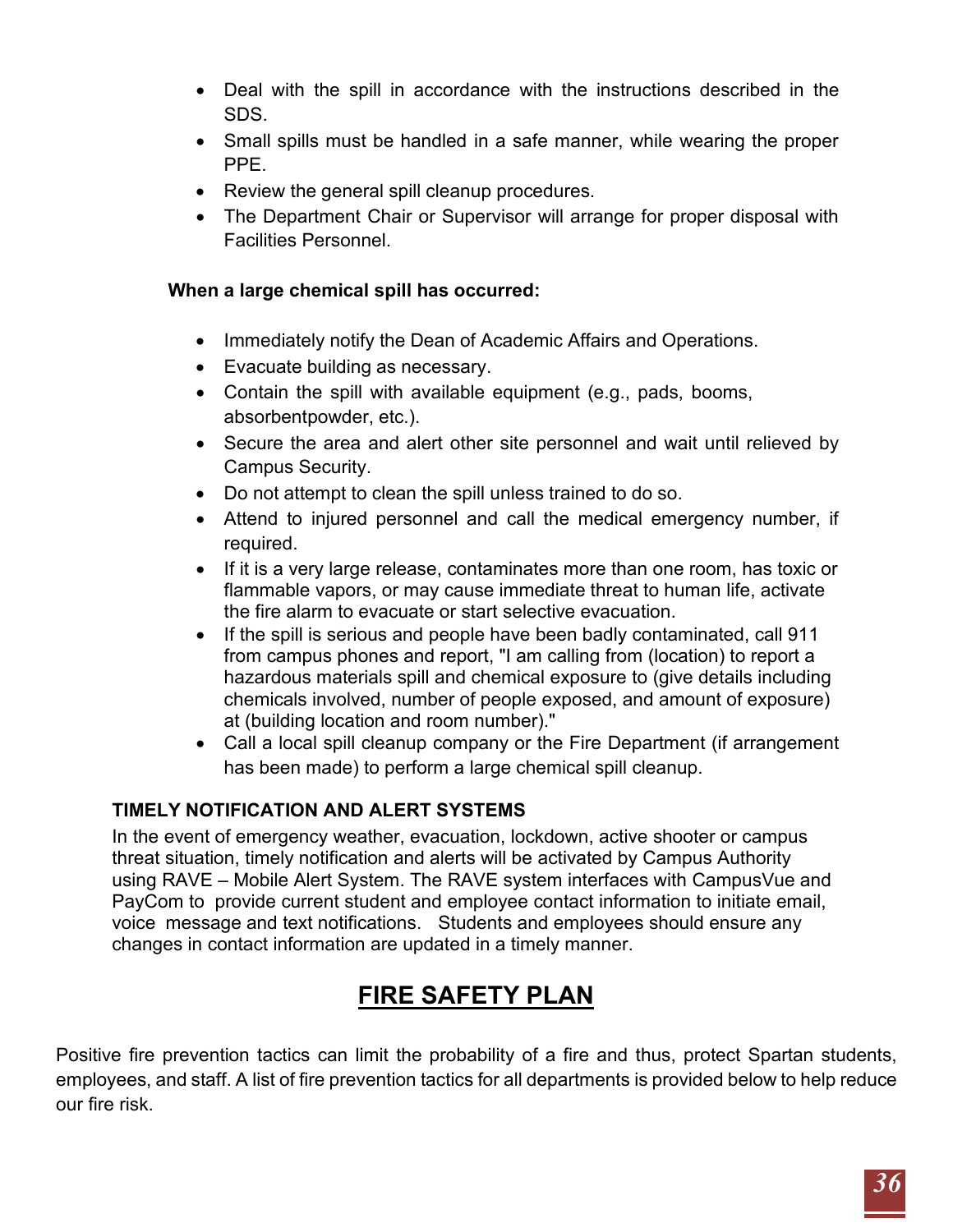- Deal with the spill in accordance with the instructions described in the SDS.
- Small spills must be handled in a safe manner, while wearing the proper PPE.
- Review the general spill cleanup procedures.
- The Department Chair or Supervisor will arrange for proper disposal with Facilities Personnel.

**When a large chemical spill has occurred:**

- Immediately notify the Dean of Academic Affairs and Operations.
- Evacuate building as necessary.
- Contain the spill with available equipment (e.g., pads, booms, absorbentpowder, etc.).
- Secure the area and alert other site personnel and wait until relieved by Campus Security.
- Do not attempt to clean the spill unless trained to do so.
- Attend to injured personnel and call the medical emergency number, if required.
- If it is a very large release, contaminates more than one room, has toxic or flammable vapors, or may cause immediate threat to human life, activate the fire alarm to evacuate or start selective evacuation.
- If the spill is serious and people have been badly contaminated, call 911 from campus phones and report, "I am calling from (location) to report a hazardous materials spill and chemical exposure to (give details including chemicals involved, number of people exposed, and amount of exposure) at (building location and room number)."
- Call a local spill cleanup company or the Fire Department (if arrangement has been made) to perform a large chemical spill cleanup.

**TIMELY NOTIFICATION AND ALERT SYSTEMS**

In the event of emergency weather, evacuation, lockdown, active shooter or campus threat situation, timely notification and alerts will be activated by Campus Authority using RAVE – Mobile Alert System. The RAVE system interfaces with CampusVue and PayCom to provide current student and employee contact information to initiate email, voice message and text notifications. Students and employees should ensure any changes in contact information are updated in a timely manner.

# FIRE SAFETY PLAN

Positive fire prevention tactics can limit the probability of a fire and thus, protect Spartan students, employees, and staff. A list of fire prevention tactics for all departments is provided below to help reduce our fire risk.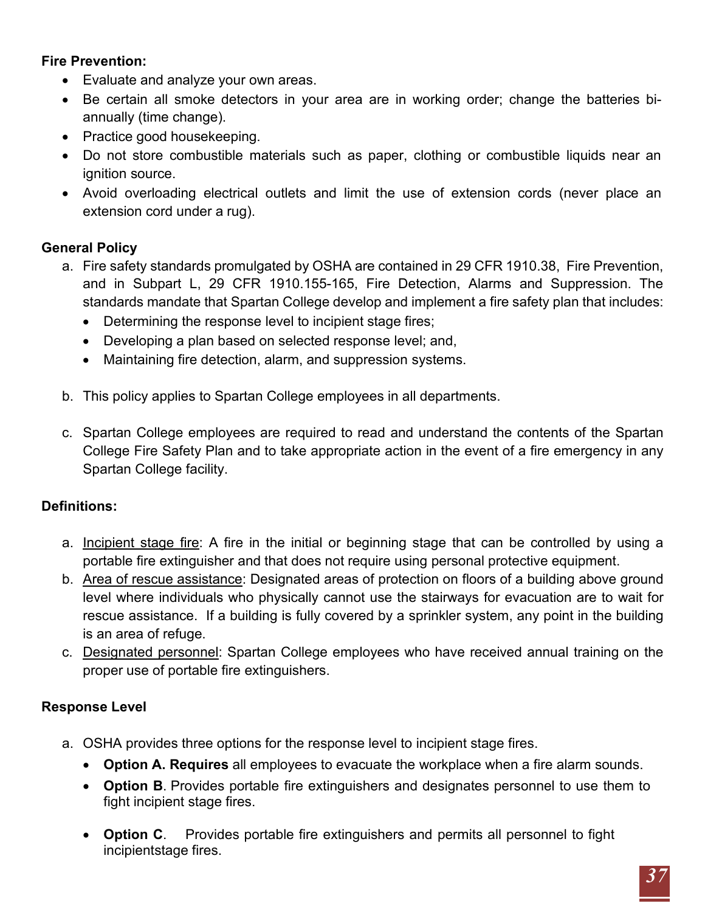**Fire Prevention:**

- Evaluate and analyze your own areas.
- Be certain all smoke detectors in your area are in working order; change the batteries bi-annually (time change).
- Practice good housekeeping.
- Do not store combustible materials such as paper, clothing or combustible liquids near an ignition source.
- Avoid overloading electrical outlets and limit the use of extension cords (never place an extension cord under a rug).

**General Policy**

a. Fire safety standards promulgated by OSHA are contained in 29 CFR 1910.38, Fire Prevention, and in Subpart L, 29 CFR 1910.155-165, Fire Detection, Alarms and Suppression. The standards mandate that Spartan College develop and implement a fire safety plan that includes:
   - Determining the response level to incipient stage fires;
   - Developing a plan based on selected response level; and,
   - Maintaining fire detection, alarm, and suppression systems.

b. This policy applies to Spartan College employees in all departments.

c. Spartan College employees are required to read and understand the contents of the Spartan College Fire Safety Plan and to take appropriate action in the event of a fire emergency in any Spartan College facility.

**Definitions:**

a. <u>Incipient stage fire</u>: A fire in the initial or beginning stage that can be controlled by using a portable fire extinguisher and that does not require using personal protective equipment.
b. <u>Area of rescue assistance</u>: Designated areas of protection on floors of a building above ground level where individuals who physically cannot use the stairways for evacuation are to wait for rescue assistance. If a building is fully covered by a sprinkler system, any point in the building is an area of refuge.
c. <u>Designated personnel</u>: Spartan College employees who have received annual training on the proper use of portable fire extinguishers.

**Response Level**

a. OSHA provides three options for the response level to incipient stage fires.
   - **Option A. Requires** all employees to evacuate the workplace when a fire alarm sounds.
   - **Option B**. Provides portable fire extinguishers and designates personnel to use them to fight incipient stage fires.
   - **Option C**. Provides portable fire extinguishers and permits all personnel to fight incipientstage fires.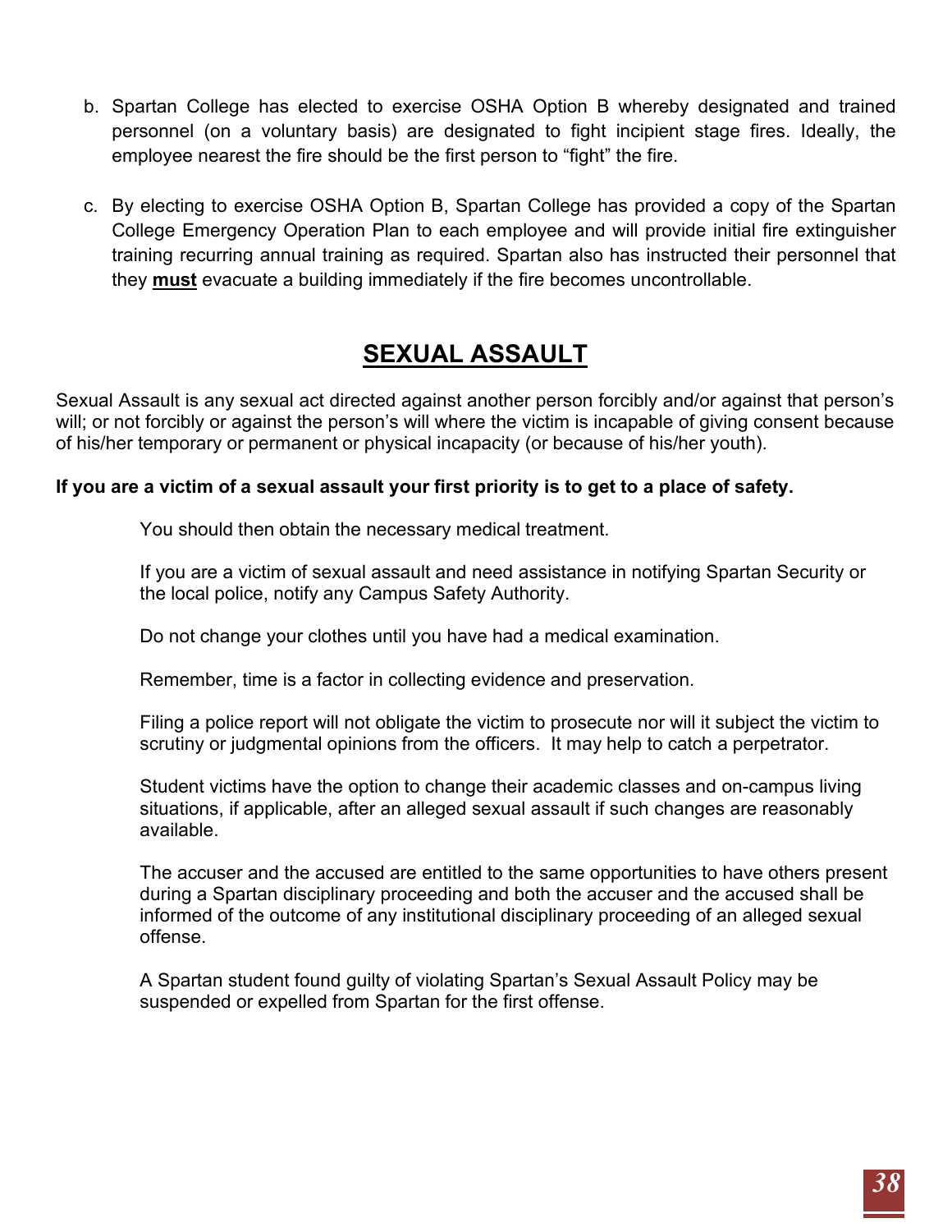b. Spartan College has elected to exercise OSHA Option B whereby designated and trained personnel (on a voluntary basis) are designated to fight incipient stage fires. Ideally, the employee nearest the fire should be the first person to "fight" the fire.

c. By electing to exercise OSHA Option B, Spartan College has provided a copy of the Spartan College Emergency Operation Plan to each employee and will provide initial fire extinguisher training recurring annual training as required. Spartan also has instructed their personnel that they **must** evacuate a building immediately if the fire becomes uncontrollable.

## SEXUAL ASSAULT

Sexual Assault is any sexual act directed against another person forcibly and/or against that person's will; or not forcibly or against the person's will where the victim is incapable of giving consent because of his/her temporary or permanent or physical incapacity (or because of his/her youth).

**If you are a victim of a sexual assault your first priority is to get to a place of safety.**

You should then obtain the necessary medical treatment.

If you are a victim of sexual assault and need assistance in notifying Spartan Security or the local police, notify any Campus Safety Authority.

Do not change your clothes until you have had a medical examination.

Remember, time is a factor in collecting evidence and preservation.

Filing a police report will not obligate the victim to prosecute nor will it subject the victim to scrutiny or judgmental opinions from the officers. It may help to catch a perpetrator.

Student victims have the option to change their academic classes and on-campus living situations, if applicable, after an alleged sexual assault if such changes are reasonably available.

The accuser and the accused are entitled to the same opportunities to have others present during a Spartan disciplinary proceeding and both the accuser and the accused shall be informed of the outcome of any institutional disciplinary proceeding of an alleged sexual offense.

A Spartan student found guilty of violating Spartan's Sexual Assault Policy may be suspended or expelled from Spartan for the first offense.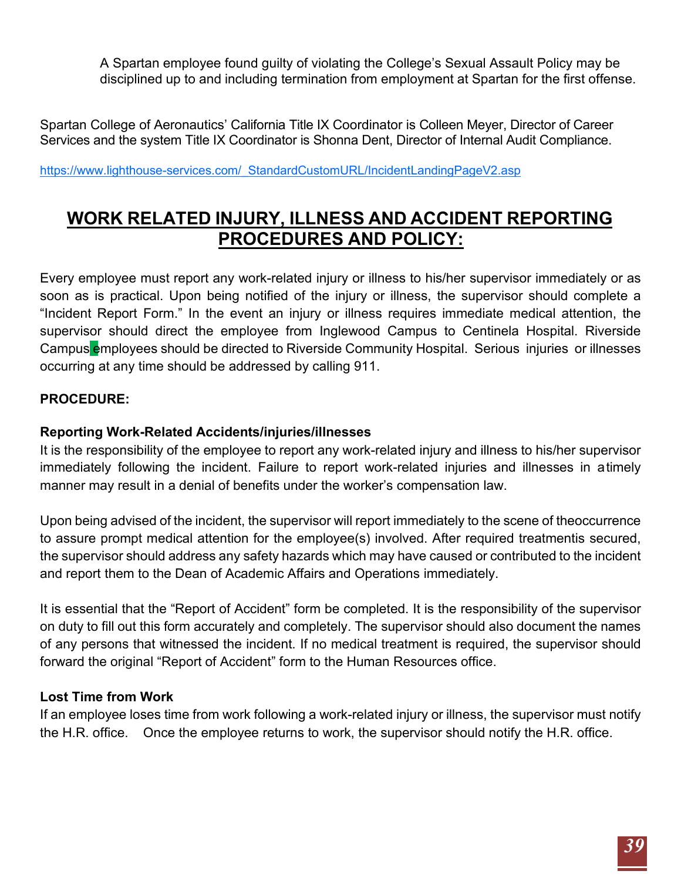A Spartan employee found guilty of violating the College's Sexual Assault Policy may be disciplined up to and including termination from employment at Spartan for the first offense.

Spartan College of Aeronautics' California Title IX Coordinator is Colleen Meyer, Director of Career Services and the system Title IX Coordinator is Shonna Dent, Director of Internal Audit Compliance.

https://www.lighthouse-services.com/_StandardCustomURL/IncidentLandingPageV2.asp

## WORK RELATED INJURY, ILLNESS AND ACCIDENT REPORTING PROCEDURES AND POLICY:

Every employee must report any work-related injury or illness to his/her supervisor immediately or as soon as is practical. Upon being notified of the injury or illness, the supervisor should complete a "Incident Report Form." In the event an injury or illness requires immediate medical attention, the supervisor should direct the employee from Inglewood Campus to Centinela Hospital. Riverside Campus employees should be directed to Riverside Community Hospital. Serious injuries or illnesses occurring at any time should be addressed by calling 911.

**PROCEDURE:**

**Reporting Work-Related Accidents/injuries/illnesses**

It is the responsibility of the employee to report any work-related injury and illness to his/her supervisor immediately following the incident. Failure to report work-related injuries and illnesses in a timely manner may result in a denial of benefits under the worker's compensation law.

Upon being advised of the incident, the supervisor will report immediately to the scene of theoccurrence to assure prompt medical attention for the employee(s) involved. After required treatmentis secured, the supervisor should address any safety hazards which may have caused or contributed to the incident and report them to the Dean of Academic Affairs and Operations immediately.

It is essential that the "Report of Accident" form be completed. It is the responsibility of the supervisor on duty to fill out this form accurately and completely. The supervisor should also document the names of any persons that witnessed the incident. If no medical treatment is required, the supervisor should forward the original "Report of Accident" form to the Human Resources office.

**Lost Time from Work**

If an employee loses time from work following a work-related injury or illness, the supervisor must notify the H.R. office. Once the employee returns to work, the supervisor should notify the H.R. office.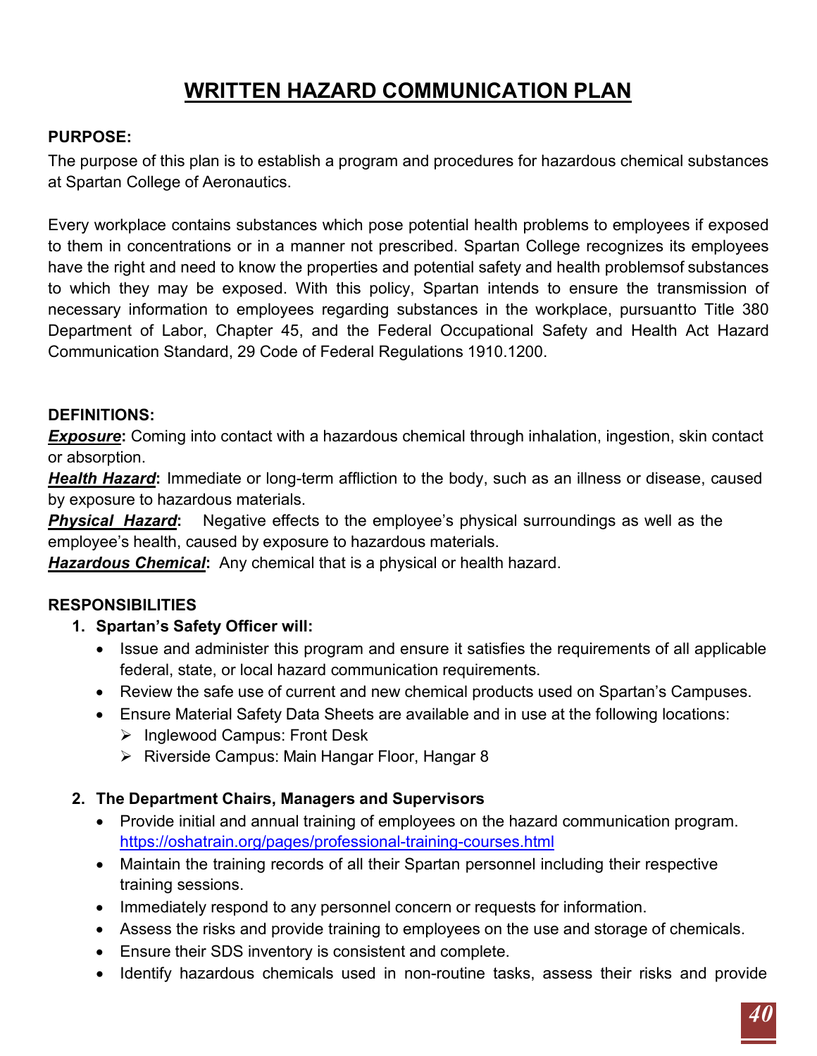# WRITTEN HAZARD COMMUNICATION PLAN

**PURPOSE:**

The purpose of this plan is to establish a program and procedures for hazardous chemical substances at Spartan College of Aeronautics.

Every workplace contains substances which pose potential health problems to employees if exposed to them in concentrations or in a manner not prescribed. Spartan College recognizes its employees have the right and need to know the properties and potential safety and health problemsof substances to which they may be exposed. With this policy, Spartan intends to ensure the transmission of necessary information to employees regarding substances in the workplace, pursuantto Title 380 Department of Labor, Chapter 45, and the Federal Occupational Safety and Health Act Hazard Communication Standard, 29 Code of Federal Regulations 1910.1200.

**DEFINITIONS:**

***Exposure*****:** Coming into contact with a hazardous chemical through inhalation, ingestion, skin contact or absorption.

***Health Hazard*****:** Immediate or long-term affliction to the body, such as an illness or disease, caused by exposure to hazardous materials.

***Physical Hazard*****:** Negative effects to the employee's physical surroundings as well as the employee's health, caused by exposure to hazardous materials.

***Hazardous Chemical*****:** Any chemical that is a physical or health hazard.

**RESPONSIBILITIES**

1. **Spartan's Safety Officer will:**
   - Issue and administer this program and ensure it satisfies the requirements of all applicable federal, state, or local hazard communication requirements.
   - Review the safe use of current and new chemical products used on Spartan's Campuses.
   - Ensure Material Safety Data Sheets are available and in use at the following locations:
     - Inglewood Campus: Front Desk
     - Riverside Campus: Main Hangar Floor, Hangar 8

2. **The Department Chairs, Managers and Supervisors**
   - Provide initial and annual training of employees on the hazard communication program. https://oshatrain.org/pages/professional-training-courses.html
   - Maintain the training records of all their Spartan personnel including their respective training sessions.
   - Immediately respond to any personnel concern or requests for information.
   - Assess the risks and provide training to employees on the use and storage of chemicals.
   - Ensure their SDS inventory is consistent and complete.
   - Identify hazardous chemicals used in non-routine tasks, assess their risks and provide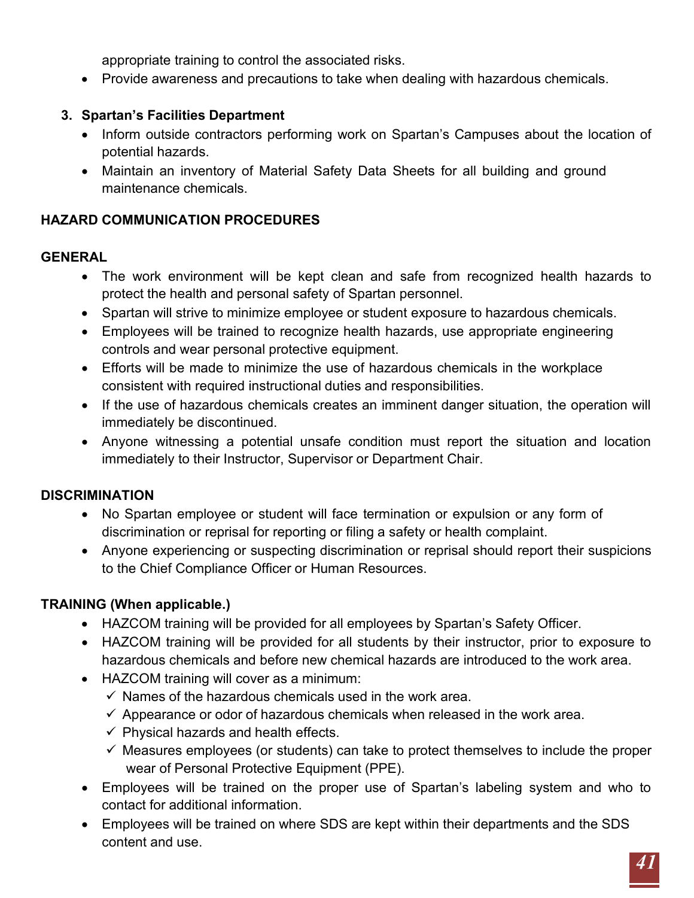appropriate training to control the associated risks.

- Provide awareness and precautions to take when dealing with hazardous chemicals.

3. **Spartan's Facilities Department**
   - Inform outside contractors performing work on Spartan's Campuses about the location of potential hazards.
   - Maintain an inventory of Material Safety Data Sheets for all building and ground maintenance chemicals.

**HAZARD COMMUNICATION PROCEDURES**

**GENERAL**

- The work environment will be kept clean and safe from recognized health hazards to protect the health and personal safety of Spartan personnel.
- Spartan will strive to minimize employee or student exposure to hazardous chemicals.
- Employees will be trained to recognize health hazards, use appropriate engineering controls and wear personal protective equipment.
- Efforts will be made to minimize the use of hazardous chemicals in the workplace consistent with required instructional duties and responsibilities.
- If the use of hazardous chemicals creates an imminent danger situation, the operation will immediately be discontinued.
- Anyone witnessing a potential unsafe condition must report the situation and location immediately to their Instructor, Supervisor or Department Chair.

**DISCRIMINATION**

- No Spartan employee or student will face termination or expulsion or any form of discrimination or reprisal for reporting or filing a safety or health complaint.
- Anyone experiencing or suspecting discrimination or reprisal should report their suspicions to the Chief Compliance Officer or Human Resources.

**TRAINING (When applicable.)**

- HAZCOM training will be provided for all employees by Spartan's Safety Officer.
- HAZCOM training will be provided for all students by their instructor, prior to exposure to hazardous chemicals and before new chemical hazards are introduced to the work area.
- HAZCOM training will cover as a minimum:
  - ✓ Names of the hazardous chemicals used in the work area.
  - ✓ Appearance or odor of hazardous chemicals when released in the work area.
  - ✓ Physical hazards and health effects.
  - ✓ Measures employees (or students) can take to protect themselves to include the proper wear of Personal Protective Equipment (PPE).
- Employees will be trained on the proper use of Spartan's labeling system and who to contact for additional information.
- Employees will be trained on where SDS are kept within their departments and the SDS content and use.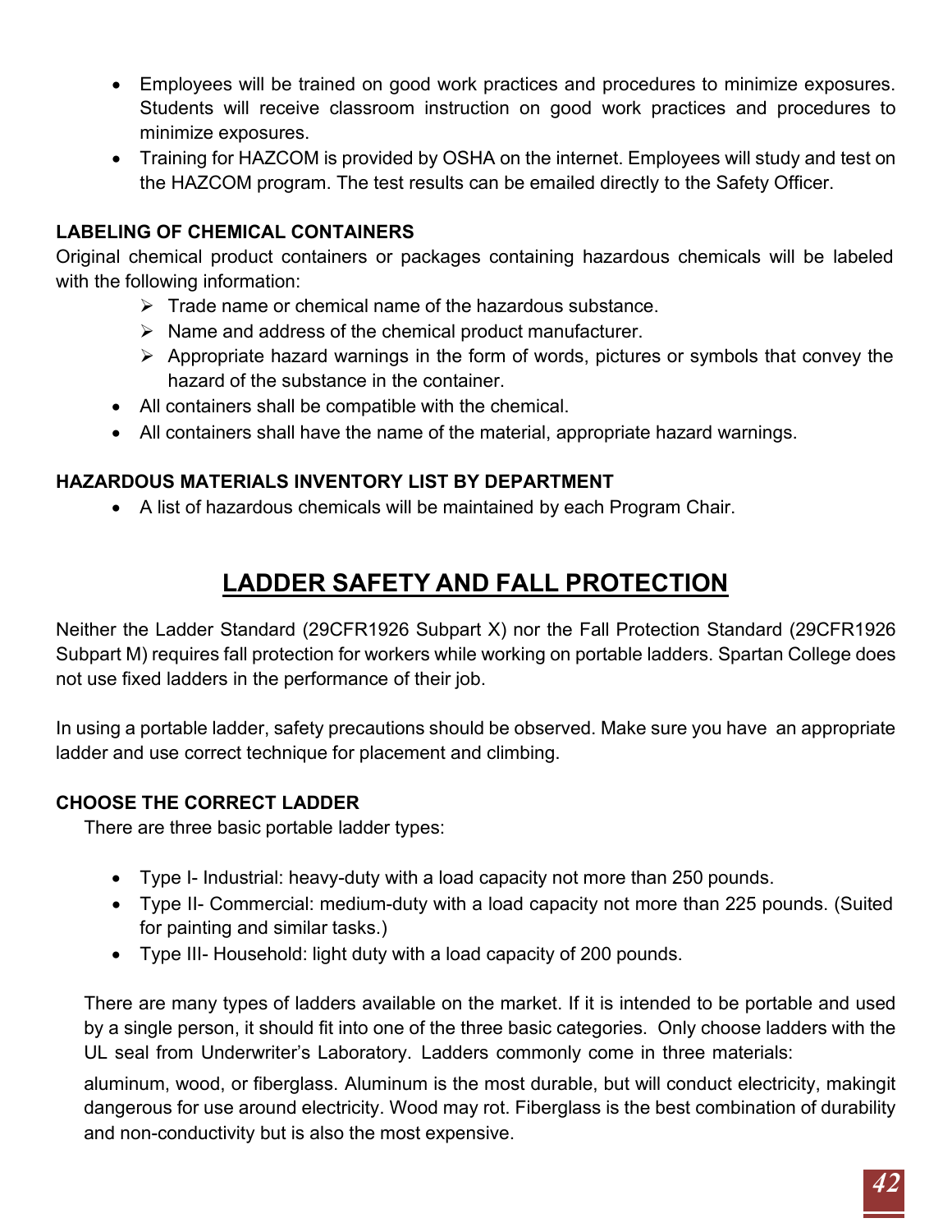- Employees will be trained on good work practices and procedures to minimize exposures. Students will receive classroom instruction on good work practices and procedures to minimize exposures.
- Training for HAZCOM is provided by OSHA on the internet. Employees will study and test on the HAZCOM program. The test results can be emailed directly to the Safety Officer.

**LABELING OF CHEMICAL CONTAINERS**

Original chemical product containers or packages containing hazardous chemicals will be labeled with the following information:

- Trade name or chemical name of the hazardous substance.
- Name and address of the chemical product manufacturer.
- Appropriate hazard warnings in the form of words, pictures or symbols that convey the hazard of the substance in the container.

- All containers shall be compatible with the chemical.
- All containers shall have the name of the material, appropriate hazard warnings.

**HAZARDOUS MATERIALS INVENTORY LIST BY DEPARTMENT**

- A list of hazardous chemicals will be maintained by each Program Chair.

## LADDER SAFETY AND FALL PROTECTION

Neither the Ladder Standard (29CFR1926 Subpart X) nor the Fall Protection Standard (29CFR1926 Subpart M) requires fall protection for workers while working on portable ladders. Spartan College does not use fixed ladders in the performance of their job.

In using a portable ladder, safety precautions should be observed. Make sure you have an appropriate ladder and use correct technique for placement and climbing.

**CHOOSE THE CORRECT LADDER**

There are three basic portable ladder types:

- Type I- Industrial: heavy-duty with a load capacity not more than 250 pounds.
- Type II- Commercial: medium-duty with a load capacity not more than 225 pounds. (Suited for painting and similar tasks.)
- Type III- Household: light duty with a load capacity of 200 pounds.

There are many types of ladders available on the market. If it is intended to be portable and used by a single person, it should fit into one of the three basic categories. Only choose ladders with the UL seal from Underwriter's Laboratory. Ladders commonly come in three materials: aluminum, wood, or fiberglass. Aluminum is the most durable, but will conduct electricity, makingit dangerous for use around electricity. Wood may rot. Fiberglass is the best combination of durability and non-conductivity but is also the most expensive.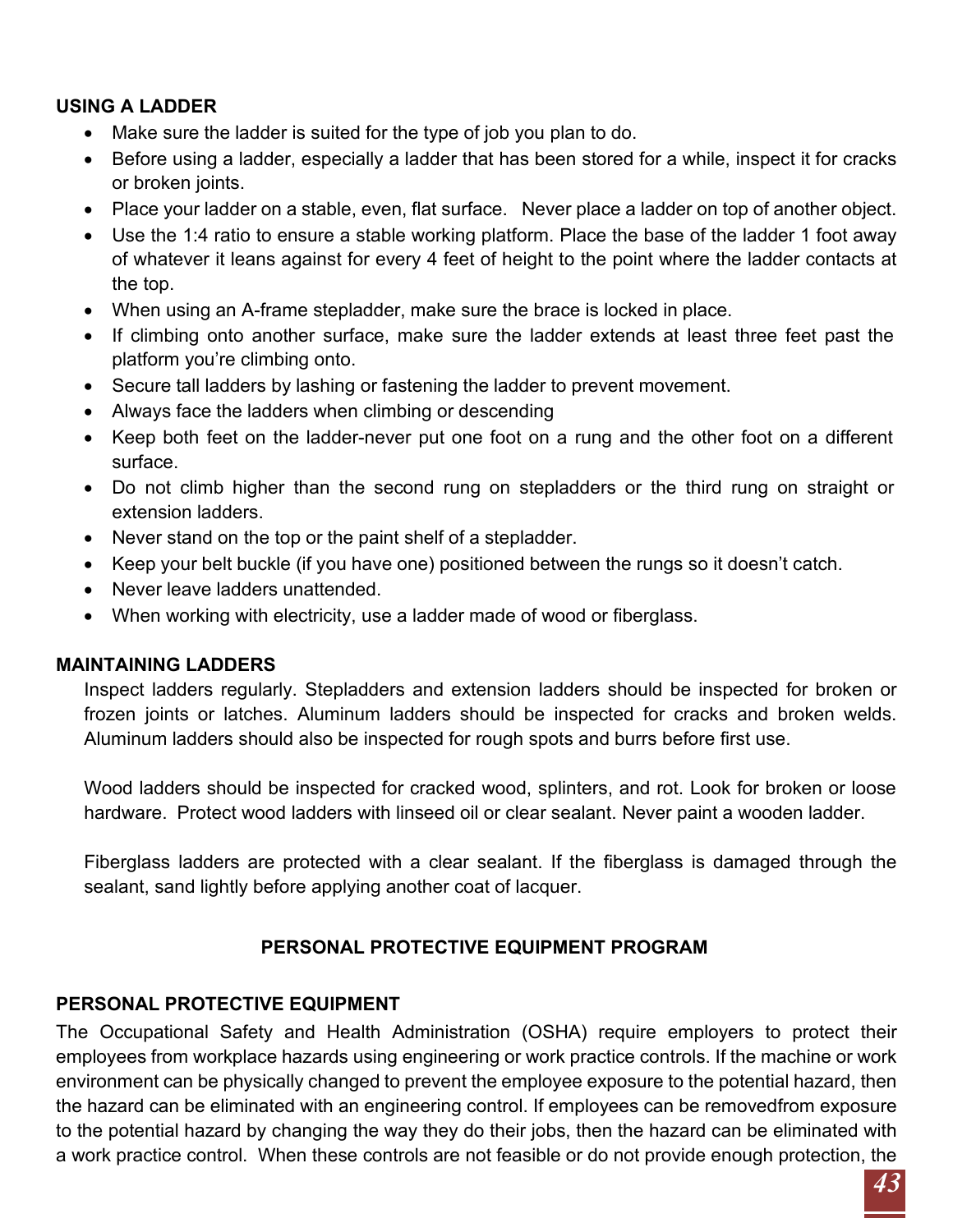### USING A LADDER

- Make sure the ladder is suited for the type of job you plan to do.
- Before using a ladder, especially a ladder that has been stored for a while, inspect it for cracks or broken joints.
- Place your ladder on a stable, even, flat surface. Never place a ladder on top of another object.
- Use the 1:4 ratio to ensure a stable working platform. Place the base of the ladder 1 foot away of whatever it leans against for every 4 feet of height to the point where the ladder contacts at the top.
- When using an A-frame stepladder, make sure the brace is locked in place.
- If climbing onto another surface, make sure the ladder extends at least three feet past the platform you're climbing onto.
- Secure tall ladders by lashing or fastening the ladder to prevent movement.
- Always face the ladders when climbing or descending
- Keep both feet on the ladder-never put one foot on a rung and the other foot on a different surface.
- Do not climb higher than the second rung on stepladders or the third rung on straight or extension ladders.
- Never stand on the top or the paint shelf of a stepladder.
- Keep your belt buckle (if you have one) positioned between the rungs so it doesn't catch.
- Never leave ladders unattended.
- When working with electricity, use a ladder made of wood or fiberglass.

### MAINTAINING LADDERS

Inspect ladders regularly. Stepladders and extension ladders should be inspected for broken or frozen joints or latches. Aluminum ladders should be inspected for cracks and broken welds. Aluminum ladders should also be inspected for rough spots and burrs before first use.

Wood ladders should be inspected for cracked wood, splinters, and rot. Look for broken or loose hardware. Protect wood ladders with linseed oil or clear sealant. Never paint a wooden ladder.

Fiberglass ladders are protected with a clear sealant. If the fiberglass is damaged through the sealant, sand lightly before applying another coat of lacquer.

## PERSONAL PROTECTIVE EQUIPMENT PROGRAM

### PERSONAL PROTECTIVE EQUIPMENT

The Occupational Safety and Health Administration (OSHA) require employers to protect their employees from workplace hazards using engineering or work practice controls. If the machine or work environment can be physically changed to prevent the employee exposure to the potential hazard, then the hazard can be eliminated with an engineering control. If employees can be removedfrom exposure to the potential hazard by changing the way they do their jobs, then the hazard can be eliminated with a work practice control. When these controls are not feasible or do not provide enough protection, the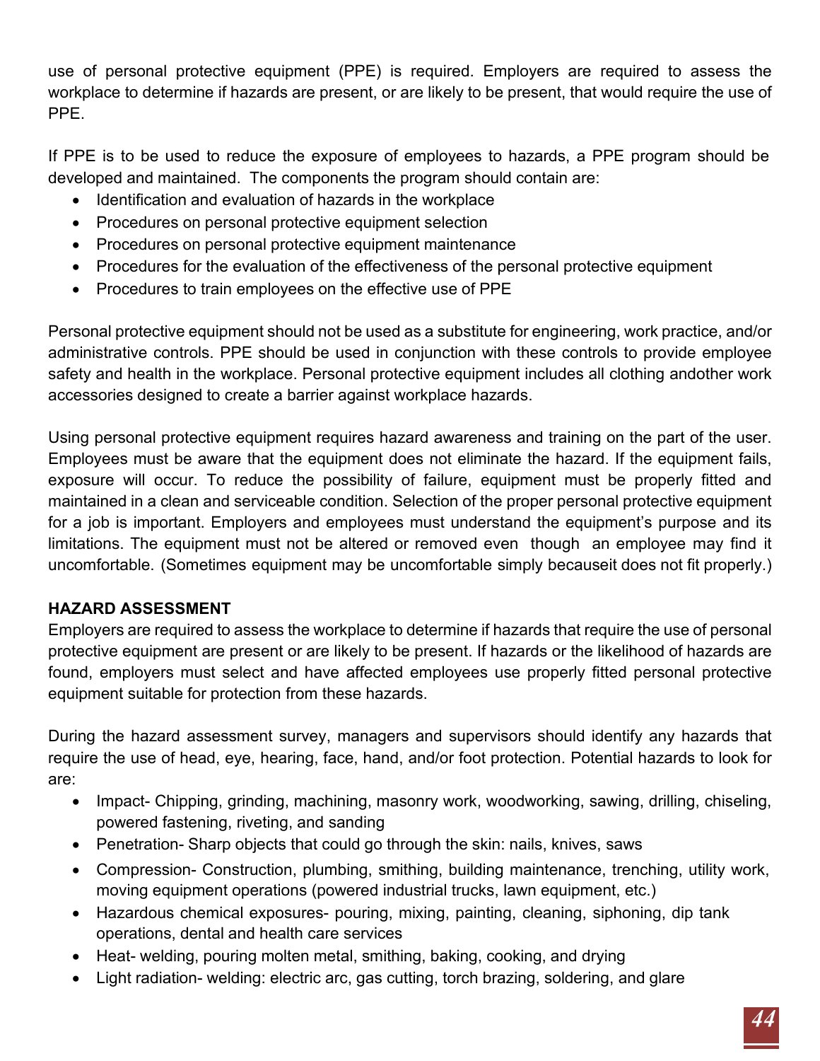use of personal protective equipment (PPE) is required. Employers are required to assess the workplace to determine if hazards are present, or are likely to be present, that would require the use of PPE.

If PPE is to be used to reduce the exposure of employees to hazards, a PPE program should be developed and maintained. The components the program should contain are:

- Identification and evaluation of hazards in the workplace
- Procedures on personal protective equipment selection
- Procedures on personal protective equipment maintenance
- Procedures for the evaluation of the effectiveness of the personal protective equipment
- Procedures to train employees on the effective use of PPE

Personal protective equipment should not be used as a substitute for engineering, work practice, and/or administrative controls. PPE should be used in conjunction with these controls to provide employee safety and health in the workplace. Personal protective equipment includes all clothing andother work accessories designed to create a barrier against workplace hazards.

Using personal protective equipment requires hazard awareness and training on the part of the user. Employees must be aware that the equipment does not eliminate the hazard. If the equipment fails, exposure will occur. To reduce the possibility of failure, equipment must be properly fitted and maintained in a clean and serviceable condition. Selection of the proper personal protective equipment for a job is important. Employers and employees must understand the equipment's purpose and its limitations. The equipment must not be altered or removed even though an employee may find it uncomfortable. (Sometimes equipment may be uncomfortable simply becauseit does not fit properly.)

**HAZARD ASSESSMENT**

Employers are required to assess the workplace to determine if hazards that require the use of personal protective equipment are present or are likely to be present. If hazards or the likelihood of hazards are found, employers must select and have affected employees use properly fitted personal protective equipment suitable for protection from these hazards.

During the hazard assessment survey, managers and supervisors should identify any hazards that require the use of head, eye, hearing, face, hand, and/or foot protection. Potential hazards to look for are:

- Impact- Chipping, grinding, machining, masonry work, woodworking, sawing, drilling, chiseling, powered fastening, riveting, and sanding
- Penetration- Sharp objects that could go through the skin: nails, knives, saws
- Compression- Construction, plumbing, smithing, building maintenance, trenching, utility work, moving equipment operations (powered industrial trucks, lawn equipment, etc.)
- Hazardous chemical exposures- pouring, mixing, painting, cleaning, siphoning, dip tank operations, dental and health care services
- Heat- welding, pouring molten metal, smithing, baking, cooking, and drying
- Light radiation- welding: electric arc, gas cutting, torch brazing, soldering, and glare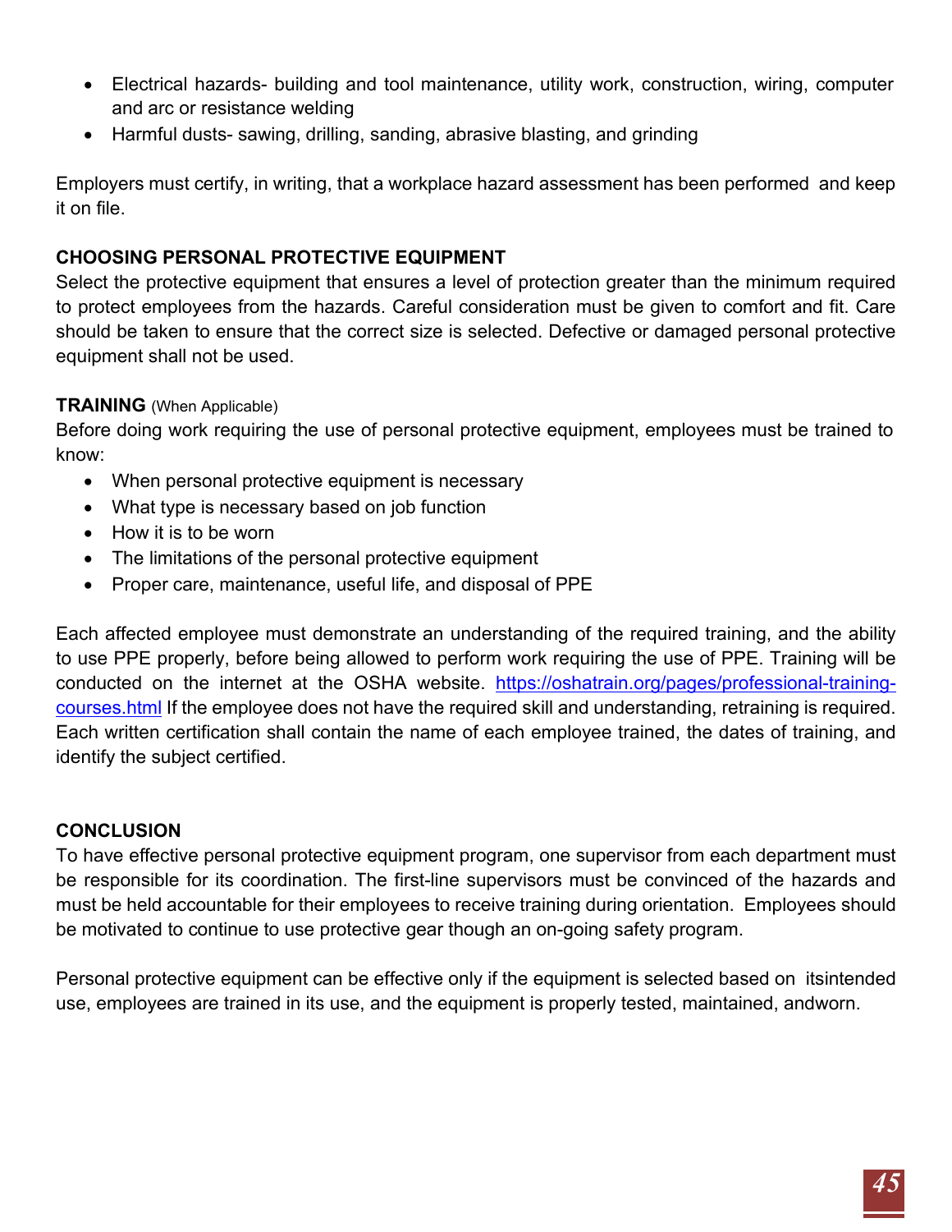- Electrical hazards- building and tool maintenance, utility work, construction, wiring, computer and arc or resistance welding
- Harmful dusts- sawing, drilling, sanding, abrasive blasting, and grinding

Employers must certify, in writing, that a workplace hazard assessment has been performed and keep it on file.

## CHOOSING PERSONAL PROTECTIVE EQUIPMENT

Select the protective equipment that ensures a level of protection greater than the minimum required to protect employees from the hazards. Careful consideration must be given to comfort and fit. Care should be taken to ensure that the correct size is selected. Defective or damaged personal protective equipment shall not be used.

## TRAINING (When Applicable)

Before doing work requiring the use of personal protective equipment, employees must be trained to know:

- When personal protective equipment is necessary
- What type is necessary based on job function
- How it is to be worn
- The limitations of the personal protective equipment
- Proper care, maintenance, useful life, and disposal of PPE

Each affected employee must demonstrate an understanding of the required training, and the ability to use PPE properly, before being allowed to perform work requiring the use of PPE. Training will be conducted on the internet at the OSHA website. https://oshatrain.org/pages/professional-training-courses.html If the employee does not have the required skill and understanding, retraining is required. Each written certification shall contain the name of each employee trained, the dates of training, and identify the subject certified.

## CONCLUSION

To have effective personal protective equipment program, one supervisor from each department must be responsible for its coordination. The first-line supervisors must be convinced of the hazards and must be held accountable for their employees to receive training during orientation. Employees should be motivated to continue to use protective gear though an on-going safety program.

Personal protective equipment can be effective only if the equipment is selected based on itsintended use, employees are trained in its use, and the equipment is properly tested, maintained, andworn.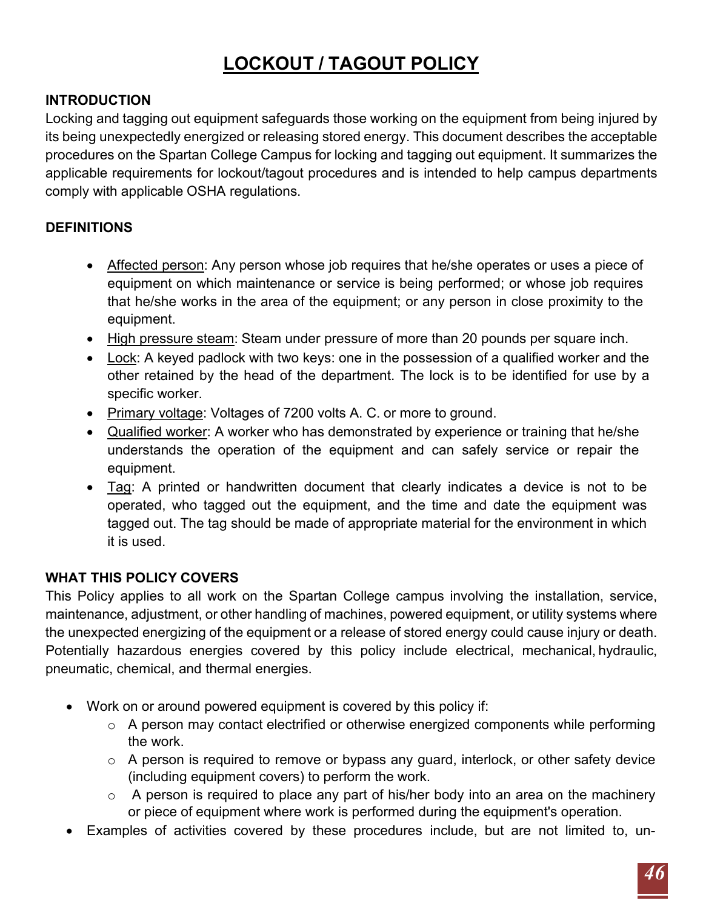# LOCKOUT / TAGOUT POLICY

**INTRODUCTION**

Locking and tagging out equipment safeguards those working on the equipment from being injured by its being unexpectedly energized or releasing stored energy. This document describes the acceptable procedures on the Spartan College Campus for locking and tagging out equipment. It summarizes the applicable requirements for lockout/tagout procedures and is intended to help campus departments comply with applicable OSHA regulations.

**DEFINITIONS**

- Affected person: Any person whose job requires that he/she operates or uses a piece of equipment on which maintenance or service is being performed; or whose job requires that he/she works in the area of the equipment; or any person in close proximity to the equipment.
- High pressure steam: Steam under pressure of more than 20 pounds per square inch.
- Lock: A keyed padlock with two keys: one in the possession of a qualified worker and the other retained by the head of the department. The lock is to be identified for use by a specific worker.
- Primary voltage: Voltages of 7200 volts A. C. or more to ground.
- Qualified worker: A worker who has demonstrated by experience or training that he/she understands the operation of the equipment and can safely service or repair the equipment.
- Tag: A printed or handwritten document that clearly indicates a device is not to be operated, who tagged out the equipment, and the time and date the equipment was tagged out. The tag should be made of appropriate material for the environment in which it is used.

**WHAT THIS POLICY COVERS**

This Policy applies to all work on the Spartan College campus involving the installation, service, maintenance, adjustment, or other handling of machines, powered equipment, or utility systems where the unexpected energizing of the equipment or a release of stored energy could cause injury or death. Potentially hazardous energies covered by this policy include electrical, mechanical, hydraulic, pneumatic, chemical, and thermal energies.

- Work on or around powered equipment is covered by this policy if:
  - A person may contact electrified or otherwise energized components while performing the work.
  - A person is required to remove or bypass any guard, interlock, or other safety device (including equipment covers) to perform the work.
  - A person is required to place any part of his/her body into an area on the machinery or piece of equipment where work is performed during the equipment's operation.
- Examples of activities covered by these procedures include, but are not limited to, un-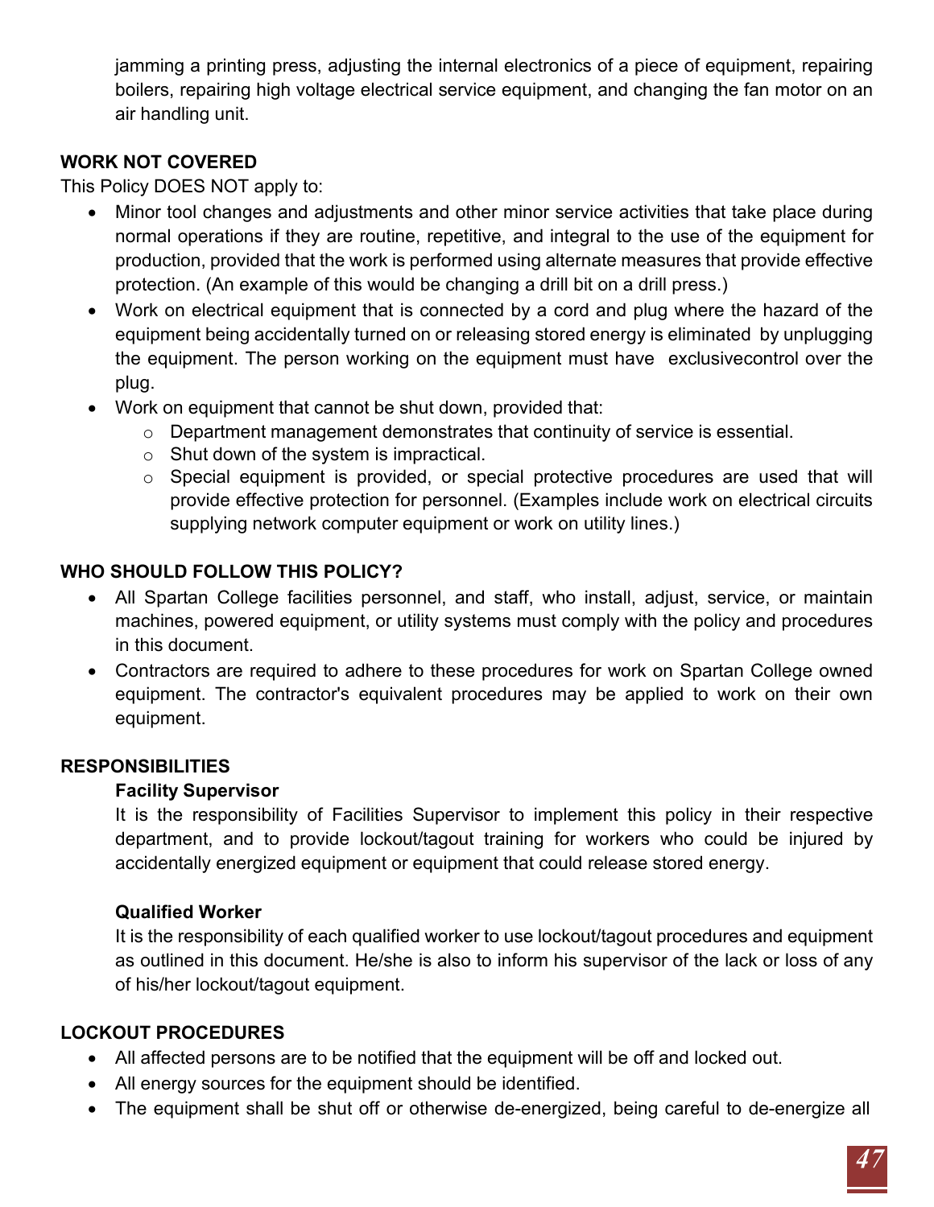jamming a printing press, adjusting the internal electronics of a piece of equipment, repairing boilers, repairing high voltage electrical service equipment, and changing the fan motor on an air handling unit.

**WORK NOT COVERED**

This Policy DOES NOT apply to:

- Minor tool changes and adjustments and other minor service activities that take place during normal operations if they are routine, repetitive, and integral to the use of the equipment for production, provided that the work is performed using alternate measures that provide effective protection. (An example of this would be changing a drill bit on a drill press.)
- Work on electrical equipment that is connected by a cord and plug where the hazard of the equipment being accidentally turned on or releasing stored energy is eliminated by unplugging the equipment. The person working on the equipment must have exclusivecontrol over the plug.
- Work on equipment that cannot be shut down, provided that:
  - Department management demonstrates that continuity of service is essential.
  - Shut down of the system is impractical.
  - Special equipment is provided, or special protective procedures are used that will provide effective protection for personnel. (Examples include work on electrical circuits supplying network computer equipment or work on utility lines.)

**WHO SHOULD FOLLOW THIS POLICY?**

- All Spartan College facilities personnel, and staff, who install, adjust, service, or maintain machines, powered equipment, or utility systems must comply with the policy and procedures in this document.
- Contractors are required to adhere to these procedures for work on Spartan College owned equipment. The contractor's equivalent procedures may be applied to work on their own equipment.

**RESPONSIBILITIES**

**Facility Supervisor**

It is the responsibility of Facilities Supervisor to implement this policy in their respective department, and to provide lockout/tagout training for workers who could be injured by accidentally energized equipment or equipment that could release stored energy.

**Qualified Worker**

It is the responsibility of each qualified worker to use lockout/tagout procedures and equipment as outlined in this document. He/she is also to inform his supervisor of the lack or loss of any of his/her lockout/tagout equipment.

**LOCKOUT PROCEDURES**

- All affected persons are to be notified that the equipment will be off and locked out.
- All energy sources for the equipment should be identified.
- The equipment shall be shut off or otherwise de-energized, being careful to de-energize all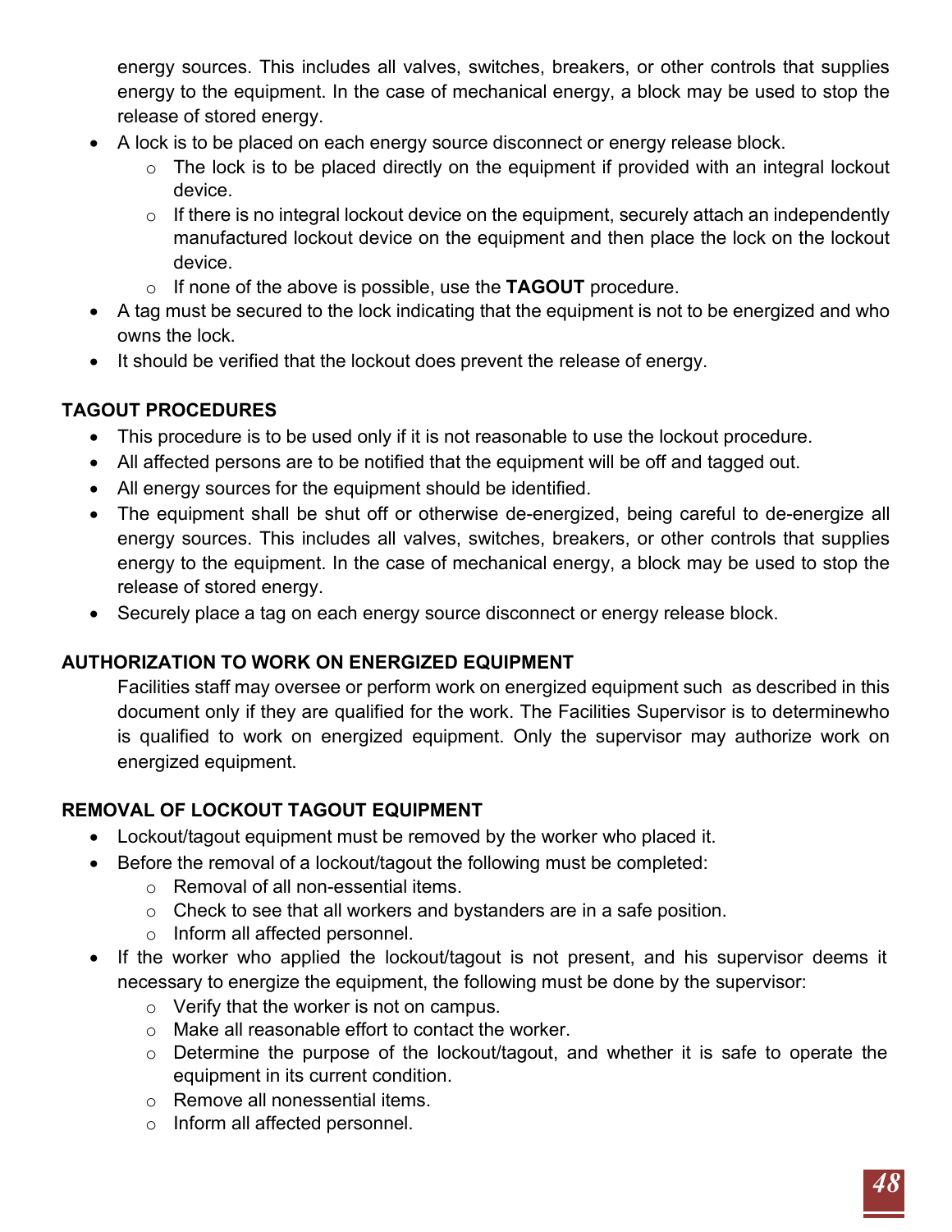energy sources. This includes all valves, switches, breakers, or other controls that supplies energy to the equipment. In the case of mechanical energy, a block may be used to stop the release of stored energy.

- A lock is to be placed on each energy source disconnect or energy release block.
  - The lock is to be placed directly on the equipment if provided with an integral lockout device.
  - If there is no integral lockout device on the equipment, securely attach an independently manufactured lockout device on the equipment and then place the lock on the lockout device.
  - If none of the above is possible, use the **TAGOUT** procedure.
- A tag must be secured to the lock indicating that the equipment is not to be energized and who owns the lock.
- It should be verified that the lockout does prevent the release of energy.

**TAGOUT PROCEDURES**

- This procedure is to be used only if it is not reasonable to use the lockout procedure.
- All affected persons are to be notified that the equipment will be off and tagged out.
- All energy sources for the equipment should be identified.
- The equipment shall be shut off or otherwise de-energized, being careful to de-energize all energy sources. This includes all valves, switches, breakers, or other controls that supplies energy to the equipment. In the case of mechanical energy, a block may be used to stop the release of stored energy.
- Securely place a tag on each energy source disconnect or energy release block.

**AUTHORIZATION TO WORK ON ENERGIZED EQUIPMENT**

Facilities staff may oversee or perform work on energized equipment such as described in this document only if they are qualified for the work. The Facilities Supervisor is to determinewho is qualified to work on energized equipment. Only the supervisor may authorize work on energized equipment.

**REMOVAL OF LOCKOUT TAGOUT EQUIPMENT**

- Lockout/tagout equipment must be removed by the worker who placed it.
- Before the removal of a lockout/tagout the following must be completed:
  - Removal of all non-essential items.
  - Check to see that all workers and bystanders are in a safe position.
  - Inform all affected personnel.
- If the worker who applied the lockout/tagout is not present, and his supervisor deems it necessary to energize the equipment, the following must be done by the supervisor:
  - Verify that the worker is not on campus.
  - Make all reasonable effort to contact the worker.
  - Determine the purpose of the lockout/tagout, and whether it is safe to operate the equipment in its current condition.
  - Remove all nonessential items.
  - Inform all affected personnel.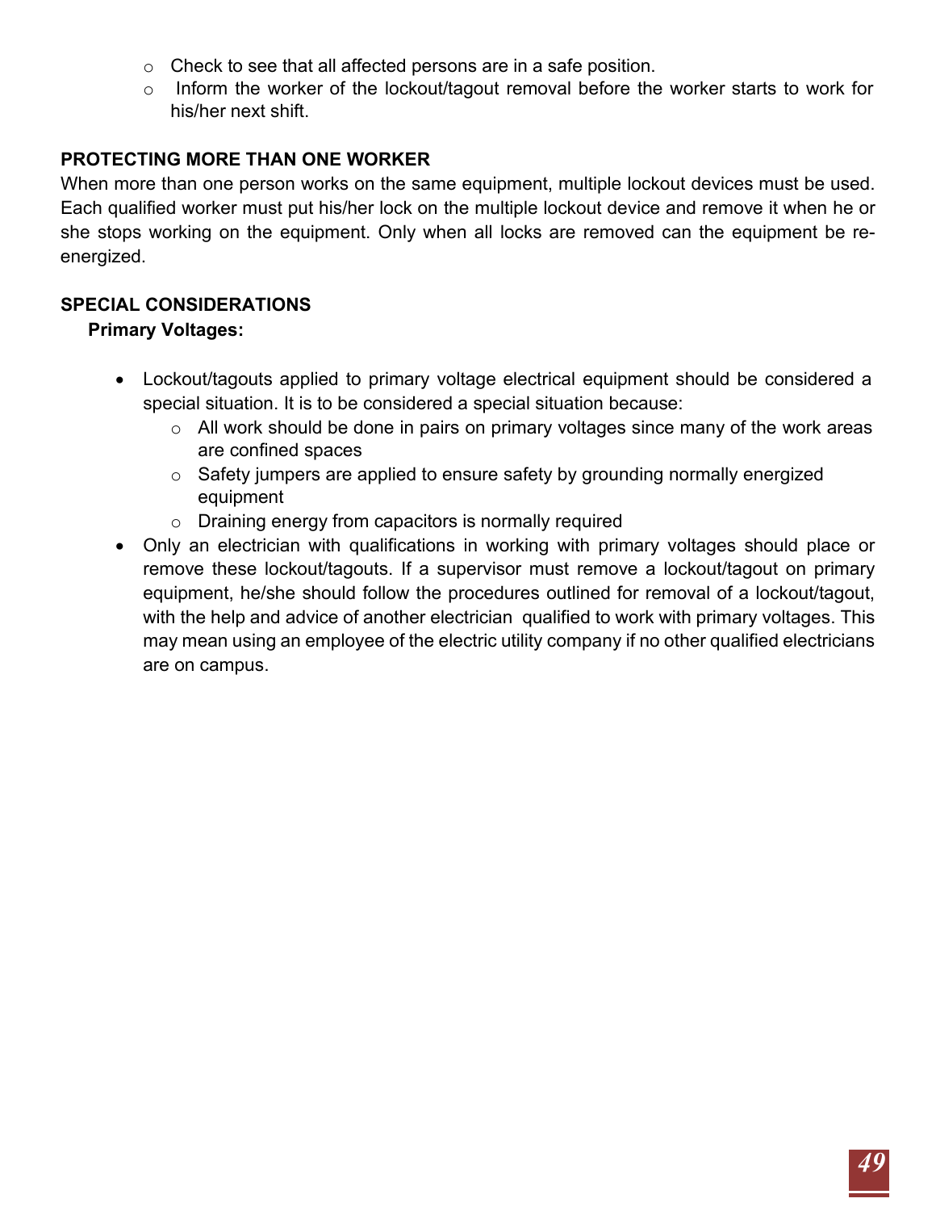- Check to see that all affected persons are in a safe position.
- Inform the worker of the lockout/tagout removal before the worker starts to work for his/her next shift.

## PROTECTING MORE THAN ONE WORKER

When more than one person works on the same equipment, multiple lockout devices must be used. Each qualified worker must put his/her lock on the multiple lockout device and remove it when he or she stops working on the equipment. Only when all locks are removed can the equipment be re-energized.

## SPECIAL CONSIDERATIONS

### Primary Voltages:

- Lockout/tagouts applied to primary voltage electrical equipment should be considered a special situation. It is to be considered a special situation because:
  - All work should be done in pairs on primary voltages since many of the work areas are confined spaces
  - Safety jumpers are applied to ensure safety by grounding normally energized equipment
  - Draining energy from capacitors is normally required
- Only an electrician with qualifications in working with primary voltages should place or remove these lockout/tagouts. If a supervisor must remove a lockout/tagout on primary equipment, he/she should follow the procedures outlined for removal of a lockout/tagout, with the help and advice of another electrician qualified to work with primary voltages. This may mean using an employee of the electric utility company if no other qualified electricians are on campus.